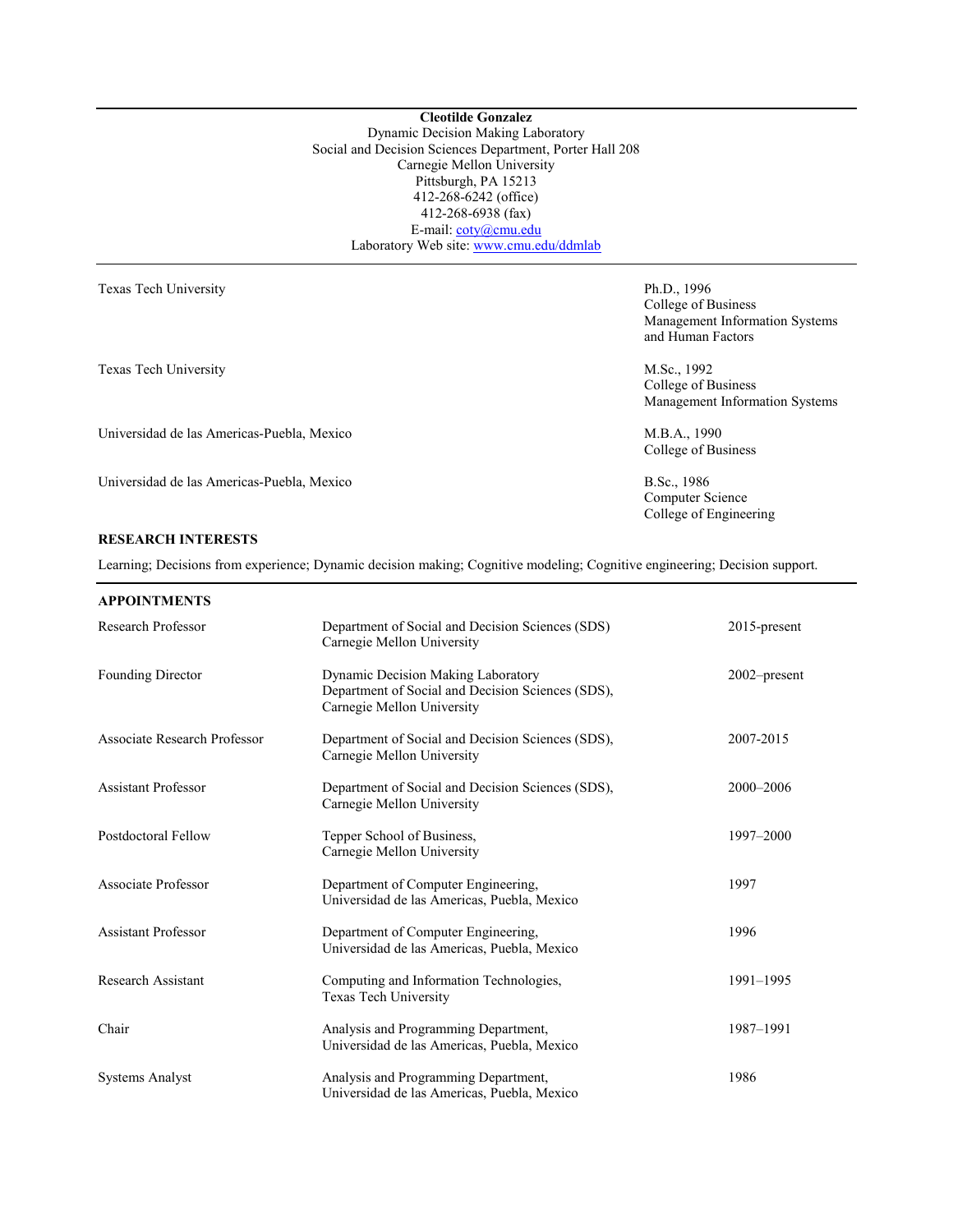**Cleotilde Gonzalez**
Dynamic Decision Making Laboratory
Social and Decision Sciences Department, Porter Hall 208
Carnegie Mellon University
Pittsburgh, PA 15213
412-268-6242 (office)
412-268-6938 (fax)
E-mail: coty@cmu.edu
Laboratory Web site: www.cmu.edu/ddmlab

---

| | |
|---|---|
| Texas Tech University | Ph.D., 1996<br>College of Business<br>Management Information Systems and Human Factors |
| Texas Tech University | M.Sc., 1992<br>College of Business<br>Management Information Systems |
| Universidad de las Americas-Puebla, Mexico | M.B.A., 1990<br>College of Business |
| Universidad de las Americas-Puebla, Mexico | B.Sc., 1986<br>Computer Science<br>College of Engineering |

## RESEARCH INTERESTS

Learning; Decisions from experience; Dynamic decision making; Cognitive modeling; Cognitive engineering; Decision support.

## APPOINTMENTS

| | | |
|---|---|---|
| Research Professor | Department of Social and Decision Sciences (SDS)<br>Carnegie Mellon University | 2015-present |
| Founding Director | Dynamic Decision Making Laboratory<br>Department of Social and Decision Sciences (SDS),<br>Carnegie Mellon University | 2002–present |
| Associate Research Professor | Department of Social and Decision Sciences (SDS),<br>Carnegie Mellon University | 2007-2015 |
| Assistant Professor | Department of Social and Decision Sciences (SDS),<br>Carnegie Mellon University | 2000–2006 |
| Postdoctoral Fellow | Tepper School of Business,<br>Carnegie Mellon University | 1997–2000 |
| Associate Professor | Department of Computer Engineering,<br>Universidad de las Americas, Puebla, Mexico | 1997 |
| Assistant Professor | Department of Computer Engineering,<br>Universidad de las Americas, Puebla, Mexico | 1996 |
| Research Assistant | Computing and Information Technologies,<br>Texas Tech University | 1991–1995 |
| Chair | Analysis and Programming Department,<br>Universidad de las Americas, Puebla, Mexico | 1987–1991 |
| Systems Analyst | Analysis and Programming Department,<br>Universidad de las Americas, Puebla, Mexico | 1986 |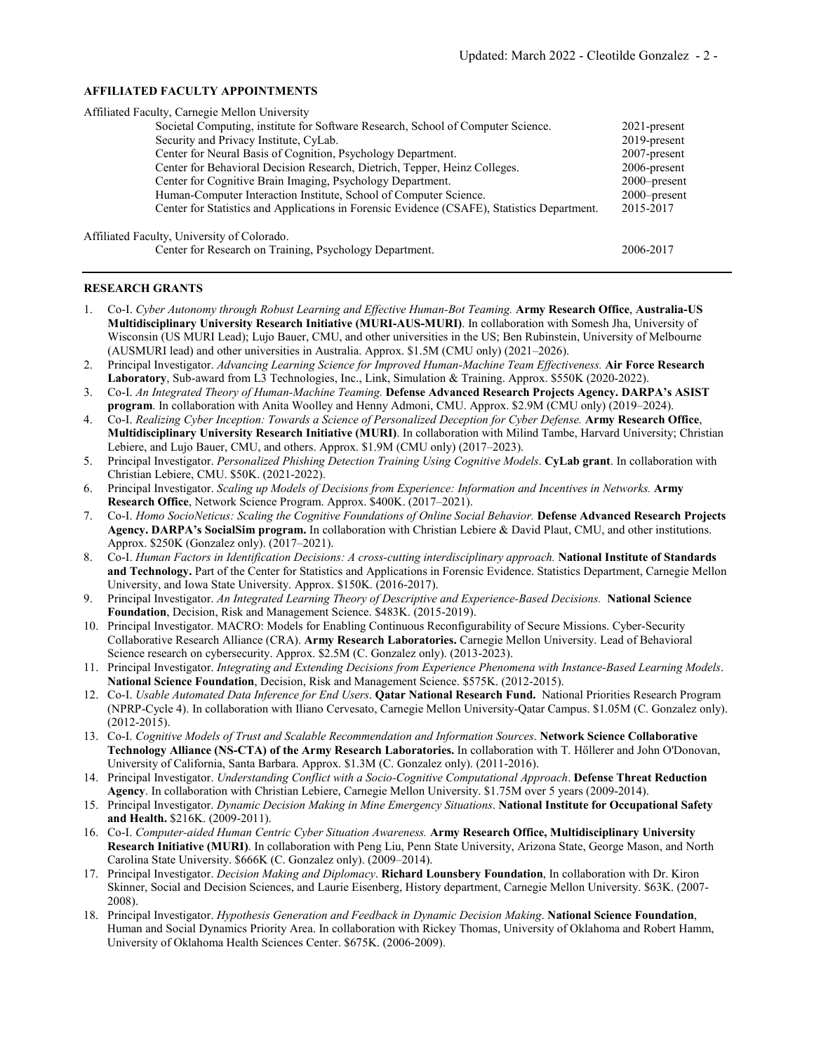## AFFILIATED FACULTY APPOINTMENTS

Affiliated Faculty, Carnegie Mellon University

| | |
|---|---|
| Societal Computing, institute for Software Research, School of Computer Science. | 2021-present |
| Security and Privacy Institute, CyLab. | 2019-present |
| Center for Neural Basis of Cognition, Psychology Department. | 2007-present |
| Center for Behavioral Decision Research, Dietrich, Tepper, Heinz Colleges. | 2006-present |
| Center for Cognitive Brain Imaging, Psychology Department. | 2000–present |
| Human-Computer Interaction Institute, School of Computer Science. | 2000–present |
| Center for Statistics and Applications in Forensic Evidence (CSAFE), Statistics Department. | 2015-2017 |

Affiliated Faculty, University of Colorado.

| | |
|---|---|
| Center for Research on Training, Psychology Department. | 2006-2017 |

## RESEARCH GRANTS

1. Co-I. *Cyber Autonomy through Robust Learning and Effective Human-Bot Teaming.* **Army Research Office**, **Australia-US Multidisciplinary University Research Initiative (MURI-AUS-MURI)**. In collaboration with Somesh Jha, University of Wisconsin (US MURI Lead); Lujo Bauer, CMU, and other universities in the US; Ben Rubinstein, University of Melbourne (AUSMURI lead) and other universities in Australia. Approx. $1.5M (CMU only) (2021–2026).
2. Principal Investigator. *Advancing Learning Science for Improved Human-Machine Team Effectiveness.* **Air Force Research Laboratory**, Sub-award from L3 Technologies, Inc., Link, Simulation & Training. Approx. $550K (2020-2022).
3. Co-I. *An Integrated Theory of Human-Machine Teaming.* **Defense Advanced Research Projects Agency. DARPA's ASIST program**. In collaboration with Anita Woolley and Henny Admoni, CMU. Approx. $2.9M (CMU only) (2019–2024).
4. Co-I. *Realizing Cyber Inception: Towards a Science of Personalized Deception for Cyber Defense.* **Army Research Office**, **Multidisciplinary University Research Initiative (MURI)**. In collaboration with Milind Tambe, Harvard University; Christian Lebiere, and Lujo Bauer, CMU, and others. Approx. $1.9M (CMU only) (2017–2023).
5. Principal Investigator. *Personalized Phishing Detection Training Using Cognitive Models*. **CyLab grant**. In collaboration with Christian Lebiere, CMU. $50K. (2021-2022).
6. Principal Investigator. *Scaling up Models of Decisions from Experience: Information and Incentives in Networks.* **Army Research Office**, Network Science Program. Approx. $400K. (2017–2021).
7. Co-I. *Homo SocioNeticus: Scaling the Cognitive Foundations of Online Social Behavior.* **Defense Advanced Research Projects Agency. DARPA's SocialSim program.** In collaboration with Christian Lebiere & David Plaut, CMU, and other institutions. Approx. $250K (Gonzalez only). (2017–2021).
8. Co-I. *Human Factors in Identification Decisions: A cross-cutting interdisciplinary approach.* **National Institute of Standards and Technology.** Part of the Center for Statistics and Applications in Forensic Evidence. Statistics Department, Carnegie Mellon University, and Iowa State University. Approx. $150K. (2016-2017).
9. Principal Investigator. *An Integrated Learning Theory of Descriptive and Experience-Based Decisions.* **National Science Foundation**, Decision, Risk and Management Science. $483K. (2015-2019).
10. Principal Investigator. MACRO: Models for Enabling Continuous Reconfigurability of Secure Missions. Cyber-Security Collaborative Research Alliance (CRA). **Army Research Laboratories.** Carnegie Mellon University. Lead of Behavioral Science research on cybersecurity. Approx. $2.5M (C. Gonzalez only). (2013-2023).
11. Principal Investigator. *Integrating and Extending Decisions from Experience Phenomena with Instance-Based Learning Models*. **National Science Foundation**, Decision, Risk and Management Science. $575K. (2012-2015).
12. Co-I. *Usable Automated Data Inference for End Users*. **Qatar National Research Fund.** National Priorities Research Program (NPRP-Cycle 4). In collaboration with Iliano Cervesato, Carnegie Mellon University-Qatar Campus. $1.05M (C. Gonzalez only). (2012-2015).
13. Co-I. *Cognitive Models of Trust and Scalable Recommendation and Information Sources*. **Network Science Collaborative Technology Alliance (NS-CTA) of the Army Research Laboratories.** In collaboration with T. Höllerer and John O'Donovan, University of California, Santa Barbara. Approx. $1.3M (C. Gonzalez only). (2011-2016).
14. Principal Investigator. *Understanding Conflict with a Socio-Cognitive Computational Approach*. **Defense Threat Reduction Agency**. In collaboration with Christian Lebiere, Carnegie Mellon University. $1.75M over 5 years (2009-2014).
15. Principal Investigator. *Dynamic Decision Making in Mine Emergency Situations*. **National Institute for Occupational Safety and Health.** $216K. (2009-2011).
16. Co-I. *Computer-aided Human Centric Cyber Situation Awareness.* **Army Research Office, Multidisciplinary University Research Initiative (MURI)**. In collaboration with Peng Liu, Penn State University, Arizona State, George Mason, and North Carolina State University. $666K (C. Gonzalez only). (2009–2014).
17. Principal Investigator. *Decision Making and Diplomacy*. **Richard Lounsbery Foundation**, In collaboration with Dr. Kiron Skinner, Social and Decision Sciences, and Laurie Eisenberg, History department, Carnegie Mellon University. $63K. (2007-2008).
18. Principal Investigator. *Hypothesis Generation and Feedback in Dynamic Decision Making*. **National Science Foundation**, Human and Social Dynamics Priority Area. In collaboration with Rickey Thomas, University of Oklahoma and Robert Hamm, University of Oklahoma Health Sciences Center. $675K. (2006-2009).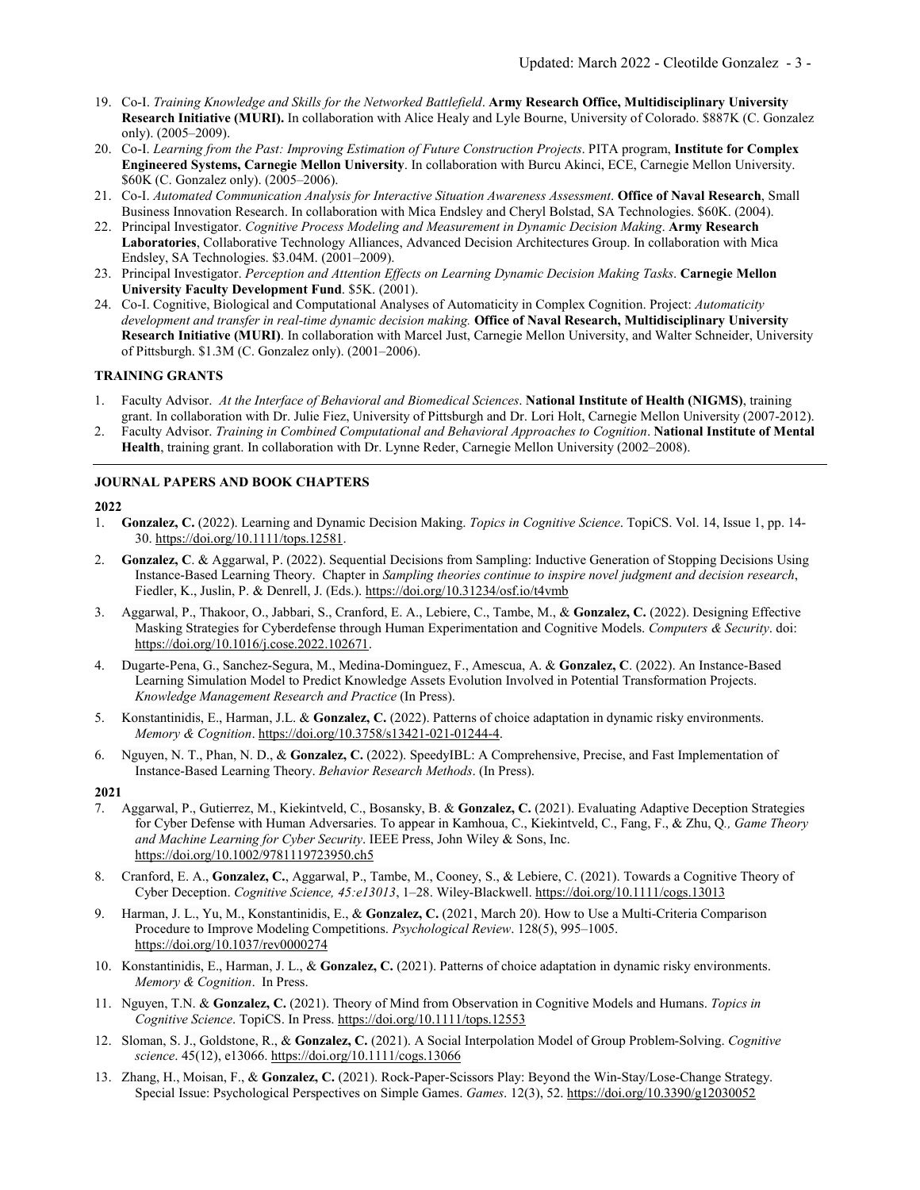19. Co-I. *Training Knowledge and Skills for the Networked Battlefield*. **Army Research Office, Multidisciplinary University Research Initiative (MURI).** In collaboration with Alice Healy and Lyle Bourne, University of Colorado. $887K (C. Gonzalez only). (2005–2009).
20. Co-I. *Learning from the Past: Improving Estimation of Future Construction Projects*. PITA program, **Institute for Complex Engineered Systems, Carnegie Mellon University**. In collaboration with Burcu Akinci, ECE, Carnegie Mellon University. $60K (C. Gonzalez only). (2005–2006).
21. Co-I. *Automated Communication Analysis for Interactive Situation Awareness Assessment*. **Office of Naval Research**, Small Business Innovation Research. In collaboration with Mica Endsley and Cheryl Bolstad, SA Technologies. $60K. (2004).
22. Principal Investigator. *Cognitive Process Modeling and Measurement in Dynamic Decision Making*. **Army Research Laboratories**, Collaborative Technology Alliances, Advanced Decision Architectures Group. In collaboration with Mica Endsley, SA Technologies. $3.04M. (2001–2009).
23. Principal Investigator. *Perception and Attention Effects on Learning Dynamic Decision Making Tasks*. **Carnegie Mellon University Faculty Development Fund**. $5K. (2001).
24. Co-I. Cognitive, Biological and Computational Analyses of Automaticity in Complex Cognition. Project: *Automaticity development and transfer in real-time dynamic decision making.* **Office of Naval Research, Multidisciplinary University Research Initiative (MURI)**. In collaboration with Marcel Just, Carnegie Mellon University, and Walter Schneider, University of Pittsburgh. $1.3M (C. Gonzalez only). (2001–2006).

### TRAINING GRANTS

1. Faculty Advisor. *At the Interface of Behavioral and Biomedical Sciences*. **National Institute of Health (NIGMS)**, training grant. In collaboration with Dr. Julie Fiez, University of Pittsburgh and Dr. Lori Holt, Carnegie Mellon University (2007-2012).
2. Faculty Advisor. *Training in Combined Computational and Behavioral Approaches to Cognition*. **National Institute of Mental Health**, training grant. In collaboration with Dr. Lynne Reder, Carnegie Mellon University (2002–2008).

---

### JOURNAL PAPERS AND BOOK CHAPTERS

**2022**

1. **Gonzalez, C.** (2022). Learning and Dynamic Decision Making. *Topics in Cognitive Science*. TopiCS. Vol. 14, Issue 1, pp. 14-30. https://doi.org/10.1111/tops.12581.
2. **Gonzalez, C**. & Aggarwal, P. (2022). Sequential Decisions from Sampling: Inductive Generation of Stopping Decisions Using Instance-Based Learning Theory. Chapter in *Sampling theories continue to inspire novel judgment and decision research*, Fiedler, K., Juslin, P. & Denrell, J. (Eds.). https://doi.org/10.31234/osf.io/t4vmb
3. Aggarwal, P., Thakoor, O., Jabbari, S., Cranford, E. A., Lebiere, C., Tambe, M., & **Gonzalez, C.** (2022). Designing Effective Masking Strategies for Cyberdefense through Human Experimentation and Cognitive Models. *Computers & Security*. doi: https://doi.org/10.1016/j.cose.2022.102671.
4. Dugarte-Pena, G., Sanchez-Segura, M., Medina-Dominguez, F., Amescua, A. & **Gonzalez, C**. (2022). An Instance-Based Learning Simulation Model to Predict Knowledge Assets Evolution Involved in Potential Transformation Projects. *Knowledge Management Research and Practice* (In Press).
5. Konstantinidis, E., Harman, J.L. & **Gonzalez, C.** (2022). Patterns of choice adaptation in dynamic risky environments. *Memory & Cognition*. https://doi.org/10.3758/s13421-021-01244-4.
6. Nguyen, N. T., Phan, N. D., & **Gonzalez, C.** (2022). SpeedyIBL: A Comprehensive, Precise, and Fast Implementation of Instance-Based Learning Theory. *Behavior Research Methods*. (In Press).

**2021**

7. Aggarwal, P., Gutierrez, M., Kiekintveld, C., Bosansky, B. & **Gonzalez, C.** (2021). Evaluating Adaptive Deception Strategies for Cyber Defense with Human Adversaries. To appear in Kamhoua, C., Kiekintveld, C., Fang, F., & Zhu, Q*., Game Theory and Machine Learning for Cyber Security*. IEEE Press, John Wiley & Sons, Inc. https://doi.org/10.1002/9781119723950.ch5
8. Cranford, E. A., **Gonzalez, C.**, Aggarwal, P., Tambe, M., Cooney, S., & Lebiere, C. (2021). Towards a Cognitive Theory of Cyber Deception. *Cognitive Science, 45:e13013*, 1–28. Wiley-Blackwell. https://doi.org/10.1111/cogs.13013
9. Harman, J. L., Yu, M., Konstantinidis, E., & **Gonzalez, C.** (2021, March 20). How to Use a Multi-Criteria Comparison Procedure to Improve Modeling Competitions. *Psychological Review*. 128(5), 995–1005. https://doi.org/10.1037/rev0000274
10. Konstantinidis, E., Harman, J. L., & **Gonzalez, C.** (2021). Patterns of choice adaptation in dynamic risky environments. *Memory & Cognition*. In Press.
11. Nguyen, T.N. & **Gonzalez, C.** (2021). Theory of Mind from Observation in Cognitive Models and Humans. *Topics in Cognitive Science*. TopiCS. In Press. https://doi.org/10.1111/tops.12553
12. Sloman, S. J., Goldstone, R., & **Gonzalez, C.** (2021). A Social Interpolation Model of Group Problem-Solving. *Cognitive science*. 45(12), e13066. https://doi.org/10.1111/cogs.13066
13. Zhang, H., Moisan, F., & **Gonzalez, C.** (2021). Rock-Paper-Scissors Play: Beyond the Win-Stay/Lose-Change Strategy. Special Issue: Psychological Perspectives on Simple Games. *Games*. 12(3), 52. https://doi.org/10.3390/g12030052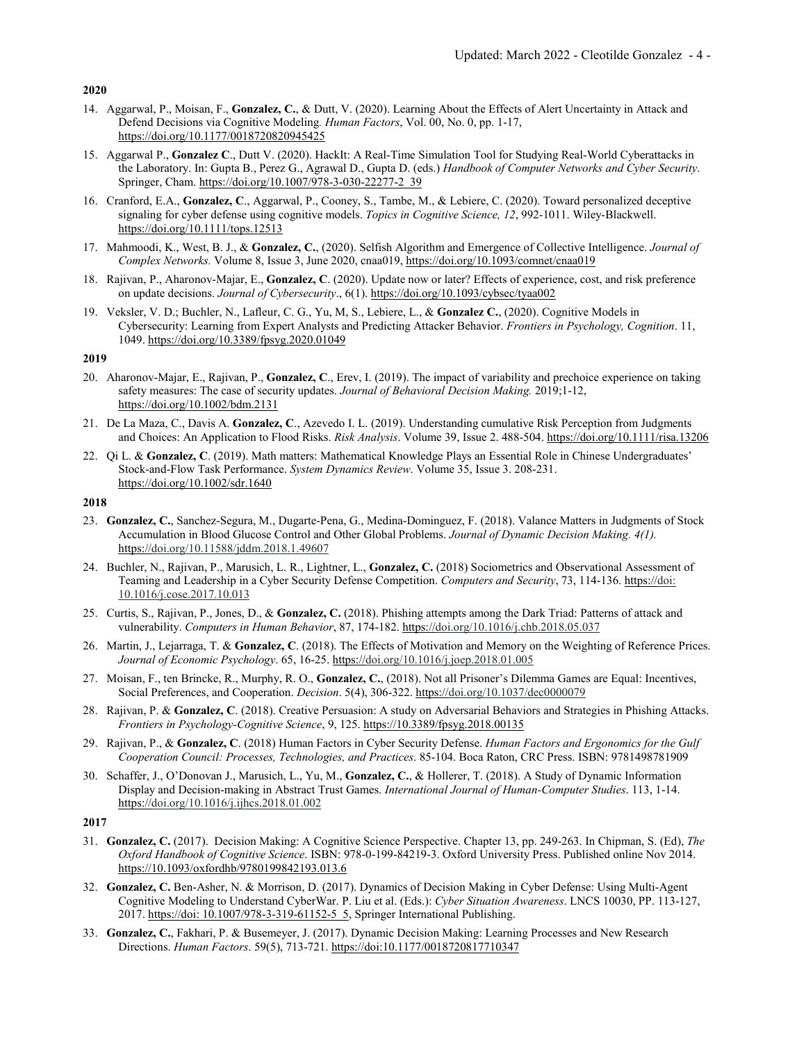**2020**

14. Aggarwal, P., Moisan, F., **Gonzalez, C.**, & Dutt, V. (2020). Learning About the Effects of Alert Uncertainty in Attack and Defend Decisions via Cognitive Modeling. *Human Factors*, Vol. 00, No. 0, pp. 1-17, https://doi.org/10.1177/0018720820945425

15. Aggarwal P., **Gonzalez C**., Dutt V. (2020). HackIt: A Real-Time Simulation Tool for Studying Real-World Cyberattacks in the Laboratory. In: Gupta B., Perez G., Agrawal D., Gupta D. (eds.) *Handbook of Computer Networks and Cyber Security*. Springer, Cham. https://doi.org/10.1007/978-3-030-22277-2_39

16. Cranford, E.A., **Gonzalez, C**., Aggarwal, P., Cooney, S., Tambe, M., & Lebiere, C. (2020). Toward personalized deceptive signaling for cyber defense using cognitive models. *Topics in Cognitive Science, 12*, 992-1011. Wiley-Blackwell. https://doi.org/10.1111/tops.12513

17. Mahmoodi, K., West, B. J., & **Gonzalez, C.**, (2020). Selfish Algorithm and Emergence of Collective Intelligence. *Journal of Complex Networks.* Volume 8, Issue 3, June 2020, cnaa019, https://doi.org/10.1093/comnet/cnaa019

18. Rajivan, P., Aharonov-Majar, E., **Gonzalez, C**. (2020). Update now or later? Effects of experience, cost, and risk preference on update decisions. *Journal of Cybersecurity*., 6(1). https://doi.org/10.1093/cybsec/tyaa002

19. Veksler, V. D.; Buchler, N., Lafleur, C. G., Yu, M, S., Lebiere, L., & **Gonzalez C.**, (2020). Cognitive Models in Cybersecurity: Learning from Expert Analysts and Predicting Attacker Behavior. *Frontiers in Psychology, Cognition*. 11, 1049. https://doi.org/10.3389/fpsyg.2020.01049

**2019**

20. Aharonov-Majar, E., Rajivan, P., **Gonzalez, C**., Erev, I. (2019). The impact of variability and prechoice experience on taking safety measures: The case of security updates. *Journal of Behavioral Decision Making.* 2019;1-12, https://doi.org/10.1002/bdm.2131

21. De La Maza, C., Davis A. **Gonzalez, C**., Azevedo I. L. (2019). Understanding cumulative Risk Perception from Judgments and Choices: An Application to Flood Risks. *Risk Analysis*. Volume 39, Issue 2. 488-504. https://doi.org/10.1111/risa.13206

22. Qi L. & **Gonzalez, C**. (2019). Math matters: Mathematical Knowledge Plays an Essential Role in Chinese Undergraduates' Stock-and-Flow Task Performance. *System Dynamics Review*. Volume 35, Issue 3. 208-231. https://doi.org/10.1002/sdr.1640

**2018**

23. **Gonzalez, C.**, Sanchez-Segura, M., Dugarte-Pena, G., Medina-Dominguez, F. (2018). Valance Matters in Judgments of Stock Accumulation in Blood Glucose Control and Other Global Problems. *Journal of Dynamic Decision Making. 4(1).* https://doi.org/10.11588/jddm.2018.1.49607

24. Buchler, N., Rajivan, P., Marusich, L. R., Lightner, L., **Gonzalez, C.** (2018) Sociometrics and Observational Assessment of Teaming and Leadership in a Cyber Security Defense Competition. *Computers and Security*, 73, 114-136. https://doi: 10.1016/j.cose.2017.10.013

25. Curtis, S., Rajivan, P., Jones, D., & **Gonzalez, C.** (2018). Phishing attempts among the Dark Triad: Patterns of attack and vulnerability. *Computers in Human Behavior*, 87, 174-182. https://doi.org/10.1016/j.chb.2018.05.037

26. Martin, J., Lejarraga, T. & **Gonzalez, C**. (2018). The Effects of Motivation and Memory on the Weighting of Reference Prices. *Journal of Economic Psychology*. 65, 16-25. https://doi.org/10.1016/j.joep.2018.01.005

27. Moisan, F., ten Brincke, R., Murphy, R. O., **Gonzalez, C.**, (2018). Not all Prisoner's Dilemma Games are Equal: Incentives, Social Preferences, and Cooperation. *Decision*. 5(4), 306-322. https://doi.org/10.1037/dec0000079

28. Rajivan, P. & **Gonzalez, C**. (2018). Creative Persuasion: A study on Adversarial Behaviors and Strategies in Phishing Attacks. *Frontiers in Psychology-Cognitive Science*, 9, 125. https://10.3389/fpsyg.2018.00135

29. Rajivan, P., & **Gonzalez, C**. (2018) Human Factors in Cyber Security Defense. *Human Factors and Ergonomics for the Gulf Cooperation Council: Processes, Technologies, and Practices*. 85-104. Boca Raton, CRC Press. ISBN: 9781498781909

30. Schaffer, J., O'Donovan J., Marusich, L., Yu, M., **Gonzalez, C.**, & Hollerer, T. (2018). A Study of Dynamic Information Display and Decision-making in Abstract Trust Games. *International Journal of Human-Computer Studies*. 113, 1-14. https://doi.org/10.1016/j.ijhcs.2018.01.002

**2017**

31. **Gonzalez, C.** (2017). Decision Making: A Cognitive Science Perspective. Chapter 13, pp. 249-263. In Chipman, S. (Ed), *The Oxford Handbook of Cognitive Science*. ISBN: 978-0-199-84219-3. Oxford University Press. Published online Nov 2014. https://10.1093/oxfordhb/9780199842193.013.6

32. **Gonzalez, C.** Ben-Asher, N. & Morrison, D. (2017). Dynamics of Decision Making in Cyber Defense: Using Multi-Agent Cognitive Modeling to Understand CyberWar. P. Liu et al. (Eds.): *Cyber Situation Awareness*. LNCS 10030, PP. 113-127, 2017. https://doi: 10.1007/978-3-319-61152-5_5, Springer International Publishing.

33. **Gonzalez, C.**, Fakhari, P. & Busemeyer, J. (2017). Dynamic Decision Making: Learning Processes and New Research Directions. *Human Factors*. 59(5), 713-721. https://doi:10.1177/0018720817710347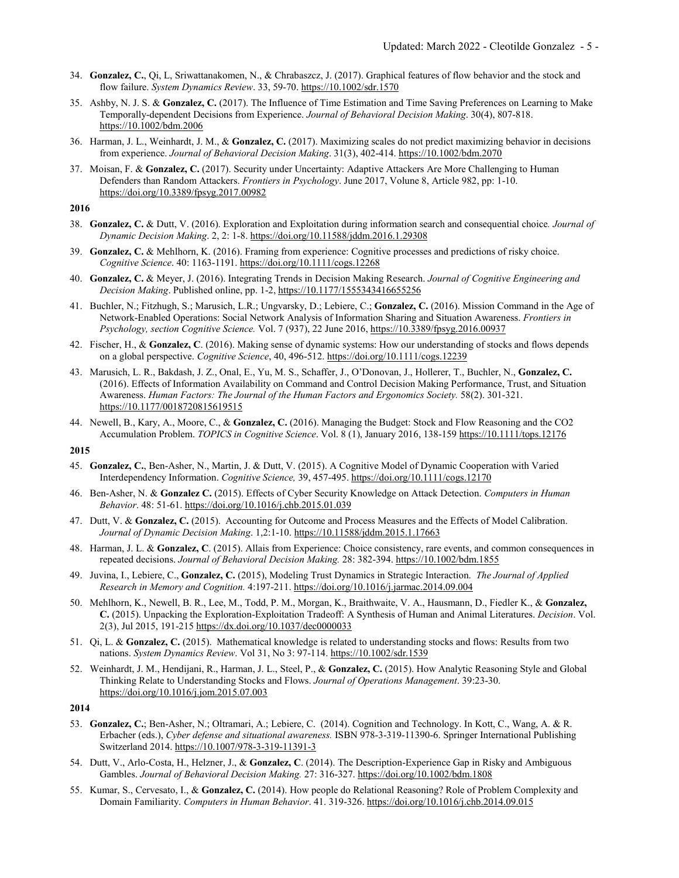34. **Gonzalez, C.**, Qi, L, Sriwattanakomen, N., & Chrabaszcz, J. (2017). Graphical features of flow behavior and the stock and flow failure. *System Dynamics Review*. 33, 59-70. https://10.1002/sdr.1570

35. Ashby, N. J. S. & **Gonzalez, C.** (2017). The Influence of Time Estimation and Time Saving Preferences on Learning to Make Temporally-dependent Decisions from Experience. *Journal of Behavioral Decision Making*. 30(4), 807-818. https://10.1002/bdm.2006

36. Harman, J. L., Weinhardt, J. M., & **Gonzalez, C.** (2017). Maximizing scales do not predict maximizing behavior in decisions from experience. *Journal of Behavioral Decision Making*. 31(3), 402-414. https://10.1002/bdm.2070

37. Moisan, F. & **Gonzalez, C.** (2017). Security under Uncertainty: Adaptive Attackers Are More Challenging to Human Defenders than Random Attackers. *Frontiers in Psychology*. June 2017, Volume 8, Article 982, pp: 1-10. https://doi.org/10.3389/fpsyg.2017.00982

**2016**

38. **Gonzalez, C.** & Dutt, V. (2016). Exploration and Exploitation during information search and consequential choice*. Journal of Dynamic Decision Making*. 2, 2: 1-8. https://doi.org/10.11588/jddm.2016.1.29308

39. **Gonzalez, C.** & Mehlhorn, K. (2016). Framing from experience: Cognitive processes and predictions of risky choice. *Cognitive Science*. 40: 1163-1191. https://doi.org/10.1111/cogs.12268

40. **Gonzalez, C.** & Meyer, J. (2016). Integrating Trends in Decision Making Research. *Journal of Cognitive Engineering and Decision Making*. Published online, pp. 1-2, https://10.1177/1555343416655256

41. Buchler, N.; Fitzhugh, S.; Marusich, L.R.; Ungvarsky, D.; Lebiere, C.; **Gonzalez, C.** (2016). Mission Command in the Age of Network-Enabled Operations: Social Network Analysis of Information Sharing and Situation Awareness. *Frontiers in Psychology, section Cognitive Science.* Vol. 7 (937), 22 June 2016, https://10.3389/fpsyg.2016.00937

42. Fischer, H., & **Gonzalez, C**. (2016). Making sense of dynamic systems: How our understanding of stocks and flows depends on a global perspective. *Cognitive Science*, 40, 496-512. https://doi.org/10.1111/cogs.12239

43. Marusich, L. R., Bakdash, J. Z., Onal, E., Yu, M. S., Schaffer, J., O'Donovan, J., Hollerer, T., Buchler, N., **Gonzalez, C.** (2016). Effects of Information Availability on Command and Control Decision Making Performance, Trust, and Situation Awareness. *Human Factors: The Journal of the Human Factors and Ergonomics Society.* 58(2). 301-321. https://10.1177/0018720815619515

44. Newell, B., Kary, A., Moore, C., & **Gonzalez, C.** (2016). Managing the Budget: Stock and Flow Reasoning and the CO2 Accumulation Problem. *TOPICS in Cognitive Science*. Vol. 8 (1), January 2016, 138-159 https://10.1111/tops.12176

**2015**

45. **Gonzalez, C.**, Ben-Asher, N., Martin, J. & Dutt, V. (2015). A Cognitive Model of Dynamic Cooperation with Varied Interdependency Information. *Cognitive Science,* 39, 457-495. https://doi.org/10.1111/cogs.12170

46. Ben-Asher, N. & **Gonzalez C.** (2015). Effects of Cyber Security Knowledge on Attack Detection. *Computers in Human Behavior*. 48: 51-61. https://doi.org/10.1016/j.chb.2015.01.039

47. Dutt, V. & **Gonzalez, C.** (2015). Accounting for Outcome and Process Measures and the Effects of Model Calibration. *Journal of Dynamic Decision Making*. 1,2:1-10. https://10.11588/jddm.2015.1.17663

48. Harman, J. L. & **Gonzalez, C**. (2015). Allais from Experience: Choice consistency, rare events, and common consequences in repeated decisions. *Journal of Behavioral Decision Making.* 28: 382-394. https://10.1002/bdm.1855

49. Juvina, I., Lebiere, C., **Gonzalez, C.** (2015), Modeling Trust Dynamics in Strategic Interaction. *The Journal of Applied Research in Memory and Cognition.* 4:197-211. https://doi.org/10.1016/j.jarmac.2014.09.004

50. Mehlhorn, K., Newell, B. R., Lee, M., Todd, P. M., Morgan, K., Braithwaite, V. A., Hausmann, D., Fiedler K., & **Gonzalez, C.** (2015). Unpacking the Exploration-Exploitation Tradeoff: A Synthesis of Human and Animal Literatures. *Decision*. Vol. 2(3), Jul 2015, 191-215 https://dx.doi.org/10.1037/dec0000033

51. Qi, L. & **Gonzalez, C.** (2015). Mathematical knowledge is related to understanding stocks and flows: Results from two nations. *System Dynamics Review*. Vol 31, No 3: 97-114. https://10.1002/sdr.1539

52. Weinhardt, J. M., Hendijani, R., Harman, J. L., Steel, P., & **Gonzalez, C.** (2015). How Analytic Reasoning Style and Global Thinking Relate to Understanding Stocks and Flows. *Journal of Operations Management*. 39:23-30. https://doi.org/10.1016/j.jom.2015.07.003

**2014**

53. **Gonzalez, C.**; Ben-Asher, N.; Oltramari, A.; Lebiere, C. (2014). Cognition and Technology. In Kott, C., Wang, A. & R. Erbacher (eds.), *Cyber defense and situational awareness.* ISBN 978-3-319-11390-6. Springer International Publishing Switzerland 2014. https://10.1007/978-3-319-11391-3

54. Dutt, V., Arlo-Costa, H., Helzner, J., & **Gonzalez, C**. (2014). The Description-Experience Gap in Risky and Ambiguous Gambles. *Journal of Behavioral Decision Making.* 27: 316-327. https://doi.org/10.1002/bdm.1808

55. Kumar, S., Cervesato, I., & **Gonzalez, C.** (2014). How people do Relational Reasoning? Role of Problem Complexity and Domain Familiarity. *Computers in Human Behavior*. 41. 319-326. https://doi.org/10.1016/j.chb.2014.09.015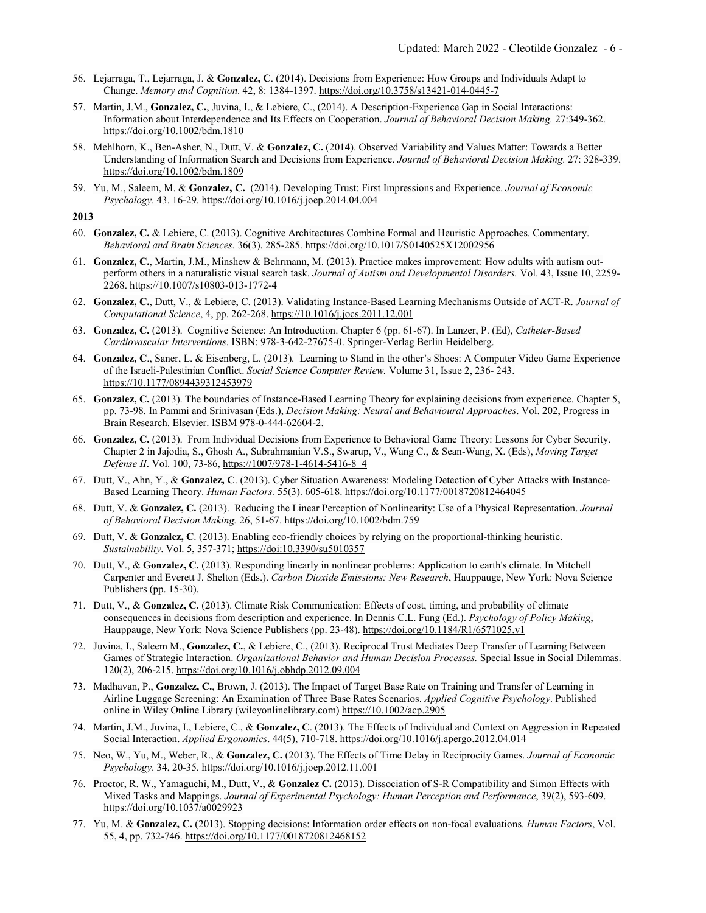56. Lejarraga, T., Lejarraga, J. & **Gonzalez, C**. (2014). Decisions from Experience: How Groups and Individuals Adapt to Change. *Memory and Cognition*. 42, 8: 1384-1397. https://doi.org/10.3758/s13421-014-0445-7

57. Martin, J.M., **Gonzalez, C.**, Juvina, I., & Lebiere, C., (2014). A Description-Experience Gap in Social Interactions: Information about Interdependence and Its Effects on Cooperation. *Journal of Behavioral Decision Making.* 27:349-362. https://doi.org/10.1002/bdm.1810

58. Mehlhorn, K., Ben-Asher, N., Dutt, V. & **Gonzalez, C.** (2014). Observed Variability and Values Matter: Towards a Better Understanding of Information Search and Decisions from Experience. *Journal of Behavioral Decision Making.* 27: 328-339. https://doi.org/10.1002/bdm.1809

59. Yu, M., Saleem, M. & **Gonzalez, C.** (2014). Developing Trust: First Impressions and Experience. *Journal of Economic Psychology*. 43. 16-29. https://doi.org/10.1016/j.joep.2014.04.004

**2013**

60. **Gonzalez, C.** & Lebiere, C. (2013). Cognitive Architectures Combine Formal and Heuristic Approaches. Commentary. *Behavioral and Brain Sciences.* 36(3). 285-285. https://doi.org/10.1017/S0140525X12002956

61. **Gonzalez, C.**, Martin, J.M., Minshew & Behrmann, M. (2013). Practice makes improvement: How adults with autism out-perform others in a naturalistic visual search task. *Journal of Autism and Developmental Disorders.* Vol. 43, Issue 10, 2259-2268. https://10.1007/s10803-013-1772-4

62. **Gonzalez, C.**, Dutt, V., & Lebiere, C. (2013). Validating Instance-Based Learning Mechanisms Outside of ACT-R. *Journal of Computational Science*, 4, pp. 262-268. https://10.1016/j.jocs.2011.12.001

63. **Gonzalez, C.** (2013). Cognitive Science: An Introduction. Chapter 6 (pp. 61-67). In Lanzer, P. (Ed), *Catheter-Based Cardiovascular Interventions*. ISBN: 978-3-642-27675-0. Springer-Verlag Berlin Heidelberg.

64. **Gonzalez, C**., Saner, L. & Eisenberg, L. (2013). Learning to Stand in the other's Shoes: A Computer Video Game Experience of the Israeli-Palestinian Conflict. *Social Science Computer Review.* Volume 31, Issue 2, 236- 243. https://10.1177/0894439312453979

65. **Gonzalez, C.** (2013). The boundaries of Instance-Based Learning Theory for explaining decisions from experience. Chapter 5, pp. 73-98. In Pammi and Srinivasan (Eds.), *Decision Making: Neural and Behavioural Approaches*. Vol. 202, Progress in Brain Research. Elsevier. ISBM 978-0-444-62604-2.

66. **Gonzalez, C.** (2013). From Individual Decisions from Experience to Behavioral Game Theory: Lessons for Cyber Security. Chapter 2 in Jajodia, S., Ghosh A., Subrahmanian V.S., Swarup, V., Wang C., & Sean-Wang, X. (Eds), *Moving Target Defense II*. Vol. 100, 73-86, https://1007/978-1-4614-5416-8_4

67. Dutt, V., Ahn, Y., & **Gonzalez, C**. (2013). Cyber Situation Awareness: Modeling Detection of Cyber Attacks with Instance-Based Learning Theory. *Human Factors.* 55(3). 605-618. https://doi.org/10.1177/0018720812464045

68. Dutt, V. & **Gonzalez, C.** (2013). Reducing the Linear Perception of Nonlinearity: Use of a Physical Representation. *Journal of Behavioral Decision Making.* 26, 51-67. https://doi.org/10.1002/bdm.759

69. Dutt, V. & **Gonzalez, C**. (2013). Enabling eco-friendly choices by relying on the proportional-thinking heuristic. *Sustainability*. Vol. 5, 357-371; https://doi:10.3390/su5010357

70. Dutt, V., & **Gonzalez, C.** (2013). Responding linearly in nonlinear problems: Application to earth's climate. In Mitchell Carpenter and Everett J. Shelton (Eds.). *Carbon Dioxide Emissions: New Research*, Hauppauge, New York: Nova Science Publishers (pp. 15-30).

71. Dutt, V., & **Gonzalez, C.** (2013). Climate Risk Communication: Effects of cost, timing, and probability of climate consequences in decisions from description and experience. In Dennis C.L. Fung (Ed.). *Psychology of Policy Making*, Hauppauge, New York: Nova Science Publishers (pp. 23-48). https://doi.org/10.1184/R1/6571025.v1

72. Juvina, I., Saleem M., **Gonzalez, C.**, & Lebiere, C., (2013). Reciprocal Trust Mediates Deep Transfer of Learning Between Games of Strategic Interaction. *Organizational Behavior and Human Decision Processes.* Special Issue in Social Dilemmas. 120(2), 206-215. https://doi.org/10.1016/j.obhdp.2012.09.004

73. Madhavan, P., **Gonzalez, C.**, Brown, J. (2013). The Impact of Target Base Rate on Training and Transfer of Learning in Airline Luggage Screening: An Examination of Three Base Rates Scenarios. *Applied Cognitive Psychology*. Published online in Wiley Online Library (wileyonlinelibrary.com) https://10.1002/acp.2905

74. Martin, J.M., Juvina, I., Lebiere, C., & **Gonzalez, C**. (2013). The Effects of Individual and Context on Aggression in Repeated Social Interaction. *Applied Ergonomics*. 44(5), 710-718. https://doi.org/10.1016/j.apergo.2012.04.014

75. Neo, W., Yu, M., Weber, R., & **Gonzalez, C.** (2013). The Effects of Time Delay in Reciprocity Games. *Journal of Economic Psychology*. 34, 20-35. https://doi.org/10.1016/j.joep.2012.11.001

76. Proctor, R. W., Yamaguchi, M., Dutt, V., & **Gonzalez C.** (2013). Dissociation of S-R Compatibility and Simon Effects with Mixed Tasks and Mappings. *Journal of Experimental Psychology: Human Perception and Performance*, 39(2), 593-609. https://doi.org/10.1037/a0029923

77. Yu, M. & **Gonzalez, C.** (2013). Stopping decisions: Information order effects on non-focal evaluations. *Human Factors*, Vol. 55, 4, pp. 732-746. https://doi.org/10.1177/0018720812468152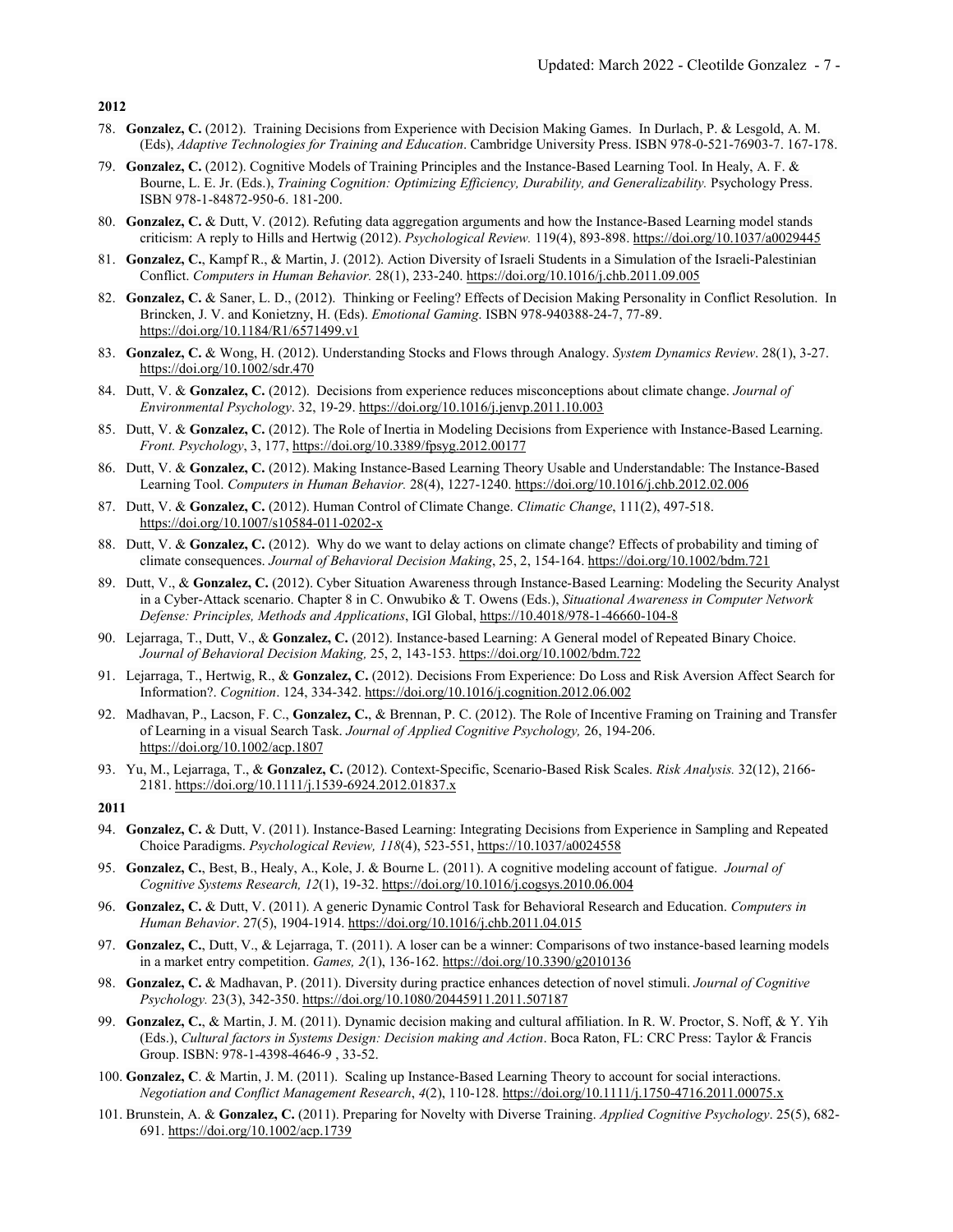**2012**

78. **Gonzalez, C.** (2012). Training Decisions from Experience with Decision Making Games. In Durlach, P. & Lesgold, A. M. (Eds), *Adaptive Technologies for Training and Education*. Cambridge University Press. ISBN 978-0-521-76903-7. 167-178.
79. **Gonzalez, C.** (2012). Cognitive Models of Training Principles and the Instance-Based Learning Tool. In Healy, A. F. & Bourne, L. E. Jr. (Eds.), *Training Cognition: Optimizing Efficiency, Durability, and Generalizability.* Psychology Press. ISBN 978-1-84872-950-6. 181-200.
80. **Gonzalez, C.** & Dutt, V. (2012). Refuting data aggregation arguments and how the Instance-Based Learning model stands criticism: A reply to Hills and Hertwig (2012). *Psychological Review.* 119(4), 893-898. https://doi.org/10.1037/a0029445
81. **Gonzalez, C.**, Kampf R., & Martin, J. (2012). Action Diversity of Israeli Students in a Simulation of the Israeli-Palestinian Conflict. *Computers in Human Behavior.* 28(1), 233-240. https://doi.org/10.1016/j.chb.2011.09.005
82. **Gonzalez, C.** & Saner, L. D., (2012). Thinking or Feeling? Effects of Decision Making Personality in Conflict Resolution. In Brincken, J. V. and Konietzny, H. (Eds). *Emotional Gaming*. ISBN 978-940388-24-7, 77-89. https://doi.org/10.1184/R1/6571499.v1
83. **Gonzalez, C.** & Wong, H. (2012). Understanding Stocks and Flows through Analogy. *System Dynamics Review*. 28(1), 3-27. https://doi.org/10.1002/sdr.470
84. Dutt, V. & **Gonzalez, C.** (2012). Decisions from experience reduces misconceptions about climate change. *Journal of Environmental Psychology*. 32, 19-29. https://doi.org/10.1016/j.jenvp.2011.10.003
85. Dutt, V. & **Gonzalez, C.** (2012). The Role of Inertia in Modeling Decisions from Experience with Instance-Based Learning. *Front. Psychology*, 3, 177, https://doi.org/10.3389/fpsyg.2012.00177
86. Dutt, V. & **Gonzalez, C.** (2012). Making Instance-Based Learning Theory Usable and Understandable: The Instance-Based Learning Tool. *Computers in Human Behavior.* 28(4), 1227-1240. https://doi.org/10.1016/j.chb.2012.02.006
87. Dutt, V. & **Gonzalez, C.** (2012). Human Control of Climate Change. *Climatic Change*, 111(2), 497-518. https://doi.org/10.1007/s10584-011-0202-x
88. Dutt, V. & **Gonzalez, C.** (2012). Why do we want to delay actions on climate change? Effects of probability and timing of climate consequences. *Journal of Behavioral Decision Making*, 25, 2, 154-164. https://doi.org/10.1002/bdm.721
89. Dutt, V., & **Gonzalez, C.** (2012). Cyber Situation Awareness through Instance-Based Learning: Modeling the Security Analyst in a Cyber-Attack scenario. Chapter 8 in C. Onwubiko & T. Owens (Eds.), *Situational Awareness in Computer Network Defense: Principles, Methods and Applications*, IGI Global, https://10.4018/978-1-46660-104-8
90. Lejarraga, T., Dutt, V., & **Gonzalez, C.** (2012). Instance-based Learning: A General model of Repeated Binary Choice. *Journal of Behavioral Decision Making,* 25, 2, 143-153. https://doi.org/10.1002/bdm.722
91. Lejarraga, T., Hertwig, R., & **Gonzalez, C.** (2012). Decisions From Experience: Do Loss and Risk Aversion Affect Search for Information?. *Cognition*. 124, 334-342. https://doi.org/10.1016/j.cognition.2012.06.002
92. Madhavan, P., Lacson, F. C., **Gonzalez, C.**, & Brennan, P. C. (2012). The Role of Incentive Framing on Training and Transfer of Learning in a visual Search Task. *Journal of Applied Cognitive Psychology,* 26, 194-206. https://doi.org/10.1002/acp.1807
93. Yu, M., Lejarraga, T., & **Gonzalez, C.** (2012). Context-Specific, Scenario-Based Risk Scales. *Risk Analysis.* 32(12), 2166-2181. https://doi.org/10.1111/j.1539-6924.2012.01837.x

**2011**

94. **Gonzalez, C.** & Dutt, V. (2011). Instance-Based Learning: Integrating Decisions from Experience in Sampling and Repeated Choice Paradigms. *Psychological Review, 118*(4), 523-551, https://10.1037/a0024558
95. **Gonzalez, C.**, Best, B., Healy, A., Kole, J. & Bourne L. (2011). A cognitive modeling account of fatigue. *Journal of Cognitive Systems Research, 12*(1), 19-32. https://doi.org/10.1016/j.cogsys.2010.06.004
96. **Gonzalez, C.** & Dutt, V. (2011). A generic Dynamic Control Task for Behavioral Research and Education. *Computers in Human Behavior*. 27(5), 1904-1914. https://doi.org/10.1016/j.chb.2011.04.015
97. **Gonzalez, C.**, Dutt, V., & Lejarraga, T. (2011). A loser can be a winner: Comparisons of two instance-based learning models in a market entry competition. *Games, 2*(1), 136-162. https://doi.org/10.3390/g2010136
98. **Gonzalez, C.** & Madhavan, P. (2011). Diversity during practice enhances detection of novel stimuli. *Journal of Cognitive Psychology.* 23(3), 342-350. https://doi.org/10.1080/20445911.2011.507187
99. **Gonzalez, C.**, & Martin, J. M. (2011). Dynamic decision making and cultural affiliation. In R. W. Proctor, S. Noff, & Y. Yih (Eds.), *Cultural factors in Systems Design: Decision making and Action*. Boca Raton, FL: CRC Press: Taylor & Francis Group. ISBN: 978-1-4398-4646-9 , 33-52.
100. **Gonzalez, C**. & Martin, J. M. (2011). Scaling up Instance-Based Learning Theory to account for social interactions. *Negotiation and Conflict Management Research*, *4*(2), 110-128. https://doi.org/10.1111/j.1750-4716.2011.00075.x
101. Brunstein, A. & **Gonzalez, C.** (2011). Preparing for Novelty with Diverse Training. *Applied Cognitive Psychology*. 25(5), 682-691. https://doi.org/10.1002/acp.1739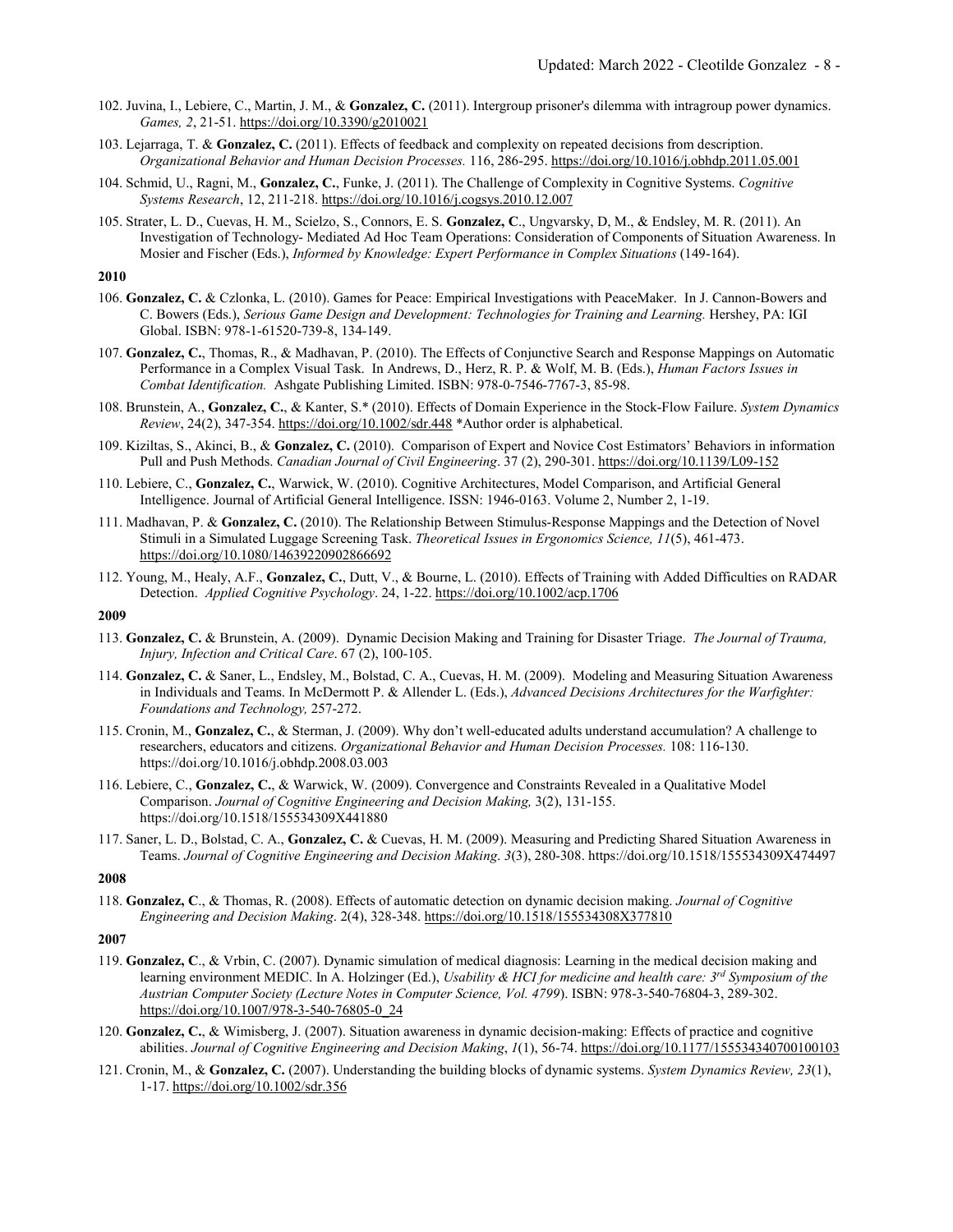102. Juvina, I., Lebiere, C., Martin, J. M., & **Gonzalez, C.** (2011). Intergroup prisoner's dilemma with intragroup power dynamics. *Games, 2*, 21-51. https://doi.org/10.3390/g2010021

103. Lejarraga, T. & **Gonzalez, C.** (2011). Effects of feedback and complexity on repeated decisions from description. *Organizational Behavior and Human Decision Processes.* 116, 286-295. https://doi.org/10.1016/j.obhdp.2011.05.001

104. Schmid, U., Ragni, M., **Gonzalez, C.**, Funke, J. (2011). The Challenge of Complexity in Cognitive Systems. *Cognitive Systems Research*, 12, 211-218. https://doi.org/10.1016/j.cogsys.2010.12.007

105. Strater, L. D., Cuevas, H. M., Scielzo, S., Connors, E. S. **Gonzalez, C**., Ungvarsky, D, M., & Endsley, M. R. (2011). An Investigation of Technology- Mediated Ad Hoc Team Operations: Consideration of Components of Situation Awareness. In Mosier and Fischer (Eds.), *Informed by Knowledge: Expert Performance in Complex Situations* (149-164).

**2010**

106. **Gonzalez, C.** & Czlonka, L. (2010). Games for Peace: Empirical Investigations with PeaceMaker. In J. Cannon-Bowers and C. Bowers (Eds.), *Serious Game Design and Development: Technologies for Training and Learning.* Hershey, PA: IGI Global. ISBN: 978-1-61520-739-8, 134-149.

107. **Gonzalez, C.**, Thomas, R., & Madhavan, P. (2010). The Effects of Conjunctive Search and Response Mappings on Automatic Performance in a Complex Visual Task. In Andrews, D., Herz, R. P. & Wolf, M. B. (Eds.), *Human Factors Issues in Combat Identification.* Ashgate Publishing Limited. ISBN: 978-0-7546-7767-3, 85-98.

108. Brunstein, A., **Gonzalez, C.**, & Kanter, S.* (2010). Effects of Domain Experience in the Stock-Flow Failure. *System Dynamics Review*, 24(2), 347-354. https://doi.org/10.1002/sdr.448 *Author order is alphabetical.

109. Kiziltas, S., Akinci, B., & **Gonzalez, C.** (2010). Comparison of Expert and Novice Cost Estimators' Behaviors in information Pull and Push Methods. *Canadian Journal of Civil Engineering*. 37 (2), 290-301. https://doi.org/10.1139/L09-152

110. Lebiere, C., **Gonzalez, C.**, Warwick, W. (2010). Cognitive Architectures, Model Comparison, and Artificial General Intelligence. Journal of Artificial General Intelligence. ISSN: 1946-0163. Volume 2, Number 2, 1-19.

111. Madhavan, P. & **Gonzalez, C.** (2010). The Relationship Between Stimulus-Response Mappings and the Detection of Novel Stimuli in a Simulated Luggage Screening Task. *Theoretical Issues in Ergonomics Science, 11*(5), 461-473. https://doi.org/10.1080/14639220902866692

112. Young, M., Healy, A.F., **Gonzalez, C.**, Dutt, V., & Bourne, L. (2010). Effects of Training with Added Difficulties on RADAR Detection. *Applied Cognitive Psychology*. 24, 1-22. https://doi.org/10.1002/acp.1706

**2009**

113. **Gonzalez, C.** & Brunstein, A. (2009). Dynamic Decision Making and Training for Disaster Triage. *The Journal of Trauma, Injury, Infection and Critical Care*. 67 (2), 100-105.

114. **Gonzalez, C.** & Saner, L., Endsley, M., Bolstad, C. A., Cuevas, H. M. (2009). Modeling and Measuring Situation Awareness in Individuals and Teams. In McDermott P. & Allender L. (Eds.), *Advanced Decisions Architectures for the Warfighter: Foundations and Technology,* 257-272.

115. Cronin, M., **Gonzalez, C.**, & Sterman, J. (2009). Why don't well-educated adults understand accumulation? A challenge to researchers, educators and citizens. *Organizational Behavior and Human Decision Processes.* 108: 116-130. https://doi.org/10.1016/j.obhdp.2008.03.003

116. Lebiere, C., **Gonzalez, C.**, & Warwick, W. (2009). Convergence and Constraints Revealed in a Qualitative Model Comparison. *Journal of Cognitive Engineering and Decision Making,* 3(2), 131-155. https://doi.org/10.1518/155534309X441880

117. Saner, L. D., Bolstad, C. A., **Gonzalez, C.** & Cuevas, H. M. (2009). Measuring and Predicting Shared Situation Awareness in Teams. *Journal of Cognitive Engineering and Decision Making. 3*(3), 280-308. https://doi.org/10.1518/155534309X474497

**2008**

118. **Gonzalez, C**., & Thomas, R. (2008). Effects of automatic detection on dynamic decision making. *Journal of Cognitive Engineering and Decision Making*. 2(4), 328-348. https://doi.org/10.1518/155534308X377810

**2007**

119. **Gonzalez, C**., & Vrbin, C. (2007). Dynamic simulation of medical diagnosis: Learning in the medical decision making and learning environment MEDIC. In A. Holzinger (Ed.), *Usability & HCI for medicine and health care: 3rd Symposium of the Austrian Computer Society (Lecture Notes in Computer Science, Vol. 4799*). ISBN: 978-3-540-76804-3, 289-302. https://doi.org/10.1007/978-3-540-76805-0_24

120. **Gonzalez, C.**, & Wimisberg, J. (2007). Situation awareness in dynamic decision-making: Effects of practice and cognitive abilities. *Journal of Cognitive Engineering and Decision Making*, *1*(1), 56-74. https://doi.org/10.1177/155534340700100103

121. Cronin, M., & **Gonzalez, C.** (2007). Understanding the building blocks of dynamic systems. *System Dynamics Review, 23*(1), 1-17. https://doi.org/10.1002/sdr.356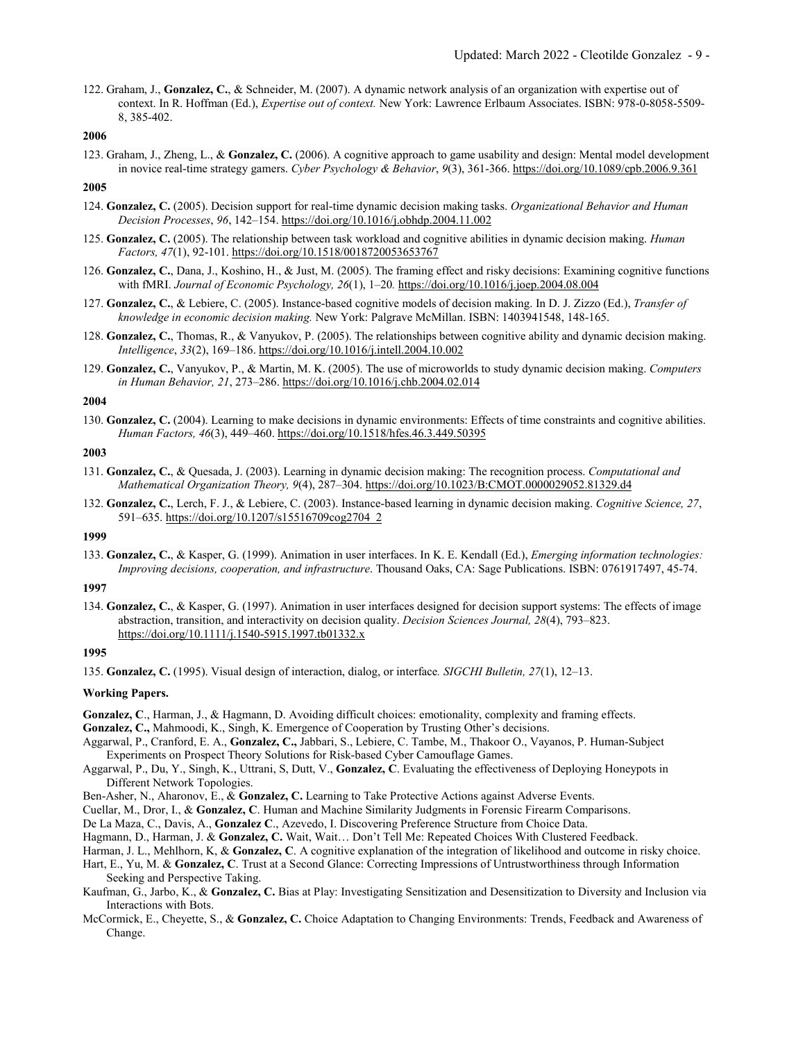122. Graham, J., **Gonzalez, C.**, & Schneider, M. (2007). A dynamic network analysis of an organization with expertise out of context. In R. Hoffman (Ed.), *Expertise out of context.* New York: Lawrence Erlbaum Associates. ISBN: 978-0-8058-5509-8, 385-402.

**2006**

123. Graham, J., Zheng, L., & **Gonzalez, C.** (2006). A cognitive approach to game usability and design: Mental model development in novice real-time strategy gamers. *Cyber Psychology & Behavior*, *9*(3), 361-366. https://doi.org/10.1089/cpb.2006.9.361

**2005**

124. **Gonzalez, C.** (2005). Decision support for real-time dynamic decision making tasks. *Organizational Behavior and Human Decision Processes*, *96*, 142–154. https://doi.org/10.1016/j.obhdp.2004.11.002

125. **Gonzalez, C.** (2005). The relationship between task workload and cognitive abilities in dynamic decision making. *Human Factors, 47*(1), 92-101. https://doi.org/10.1518/0018720053653767

126. **Gonzalez, C.**, Dana, J., Koshino, H., & Just, M. (2005). The framing effect and risky decisions: Examining cognitive functions with fMRI. *Journal of Economic Psychology, 26*(1), 1–20*.* https://doi.org/10.1016/j.joep.2004.08.004

127. **Gonzalez, C.**, & Lebiere, C. (2005). Instance-based cognitive models of decision making. In D. J. Zizzo (Ed.), *Transfer of knowledge in economic decision making.* New York: Palgrave McMillan. ISBN: 1403941548, 148-165.

128. **Gonzalez, C.**, Thomas, R., & Vanyukov, P. (2005). The relationships between cognitive ability and dynamic decision making. *Intelligence*, *33*(2), 169–186. https://doi.org/10.1016/j.intell.2004.10.002

129. **Gonzalez, C.**, Vanyukov, P., & Martin, M. K. (2005). The use of microworlds to study dynamic decision making. *Computers in Human Behavior, 21*, 273–286. https://doi.org/10.1016/j.chb.2004.02.014

**2004**

130. **Gonzalez, C.** (2004). Learning to make decisions in dynamic environments: Effects of time constraints and cognitive abilities. *Human Factors, 46*(3), 449–460. https://doi.org/10.1518/hfes.46.3.449.50395

**2003**

131. **Gonzalez, C.**, & Quesada, J. (2003). Learning in dynamic decision making: The recognition process. *Computational and Mathematical Organization Theory, 9*(4), 287–304. https://doi.org/10.1023/B:CMOT.0000029052.81329.d4

132. **Gonzalez, C.**, Lerch, F. J., & Lebiere, C. (2003). Instance-based learning in dynamic decision making. *Cognitive Science, 27*, 591–635. https://doi.org/10.1207/s15516709cog2704_2

**1999**

133. **Gonzalez, C.**, & Kasper, G. (1999). Animation in user interfaces. In K. E. Kendall (Ed.), *Emerging information technologies: Improving decisions, cooperation, and infrastructure*. Thousand Oaks, CA: Sage Publications. ISBN: 0761917497, 45-74.

**1997**

134. **Gonzalez, C.**, & Kasper, G. (1997). Animation in user interfaces designed for decision support systems: The effects of image abstraction, transition, and interactivity on decision quality. *Decision Sciences Journal, 28*(4), 793–823. https://doi.org/10.1111/j.1540-5915.1997.tb01332.x

**1995**

135. **Gonzalez, C.** (1995). Visual design of interaction, dialog, or interface*. SIGCHI Bulletin, 27*(1), 12–13.

**Working Papers.**

**Gonzalez, C**., Harman, J., & Hagmann, D. Avoiding difficult choices: emotionality, complexity and framing effects.

**Gonzalez, C.,** Mahmoodi, K., Singh, K. Emergence of Cooperation by Trusting Other's decisions.

Aggarwal, P., Cranford, E. A., **Gonzalez, C.,** Jabbari, S., Lebiere, C. Tambe, M., Thakoor O., Vayanos, P. Human-Subject Experiments on Prospect Theory Solutions for Risk-based Cyber Camouflage Games.

Aggarwal, P., Du, Y., Singh, K., Uttrani, S, Dutt, V., **Gonzalez, C**. Evaluating the effectiveness of Deploying Honeypots in Different Network Topologies.

Ben-Asher, N., Aharonov, E., & **Gonzalez, C.** Learning to Take Protective Actions against Adverse Events.

Cuellar, M., Dror, I., & **Gonzalez, C**. Human and Machine Similarity Judgments in Forensic Firearm Comparisons.

De La Maza, C., Davis, A., **Gonzalez C**., Azevedo, I. Discovering Preference Structure from Choice Data.

Hagmann, D., Harman, J. & **Gonzalez, C.** Wait, Wait… Don't Tell Me: Repeated Choices With Clustered Feedback.

Harman, J. L., Mehlhorn, K, & **Gonzalez, C**. A cognitive explanation of the integration of likelihood and outcome in risky choice.

Hart, E., Yu, M. & **Gonzalez, C**. Trust at a Second Glance: Correcting Impressions of Untrustworthiness through Information Seeking and Perspective Taking.

Kaufman, G., Jarbo, K., & **Gonzalez, C.** Bias at Play: Investigating Sensitization and Desensitization to Diversity and Inclusion via Interactions with Bots.

McCormick, E., Cheyette, S., & **Gonzalez, C.** Choice Adaptation to Changing Environments: Trends, Feedback and Awareness of Change.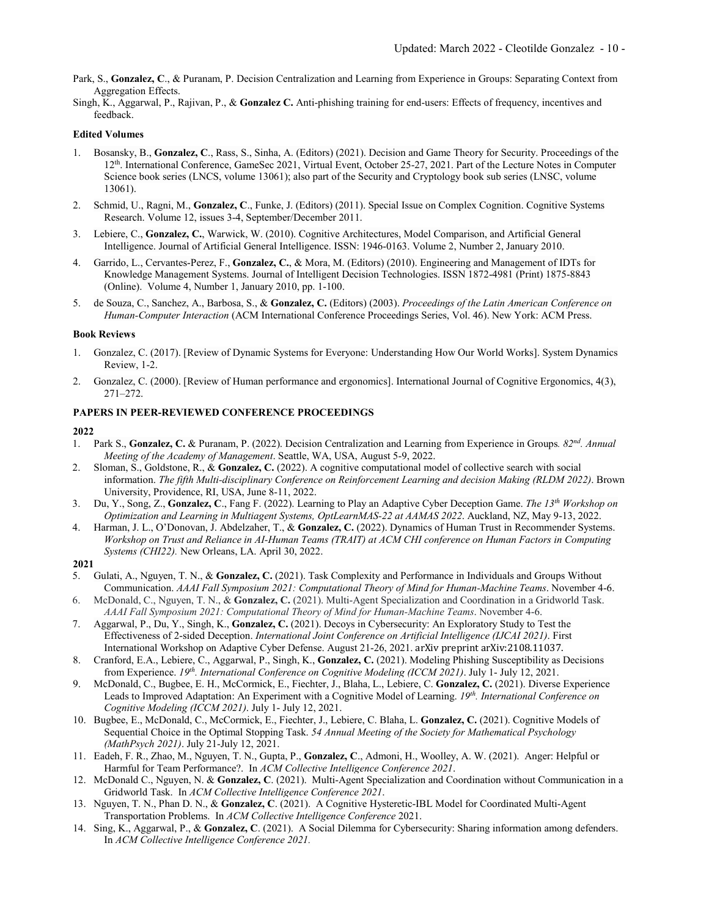Park, S., **Gonzalez, C**., & Puranam, P. Decision Centralization and Learning from Experience in Groups: Separating Context from Aggregation Effects.

Singh, K., Aggarwal, P., Rajivan, P., & **Gonzalez C.** Anti-phishing training for end-users: Effects of frequency, incentives and feedback.

#### Edited Volumes

1. Bosansky, B., **Gonzalez, C**., Rass, S., Sinha, A. (Editors) (2021). Decision and Game Theory for Security. Proceedings of the 12th. International Conference, GameSec 2021, Virtual Event, October 25-27, 2021. Part of the Lecture Notes in Computer Science book series (LNCS, volume 13061); also part of the Security and Cryptology book sub series (LNSC, volume 13061).
2. Schmid, U., Ragni, M., **Gonzalez, C**., Funke, J. (Editors) (2011). Special Issue on Complex Cognition. Cognitive Systems Research. Volume 12, issues 3-4, September/December 2011.
3. Lebiere, C., **Gonzalez, C.**, Warwick, W. (2010). Cognitive Architectures, Model Comparison, and Artificial General Intelligence. Journal of Artificial General Intelligence. ISSN: 1946-0163. Volume 2, Number 2, January 2010.
4. Garrido, L., Cervantes-Perez, F., **Gonzalez, C.**, & Mora, M. (Editors) (2010). Engineering and Management of IDTs for Knowledge Management Systems. Journal of Intelligent Decision Technologies. ISSN 1872-4981 (Print) 1875-8843 (Online). Volume 4, Number 1, January 2010, pp. 1-100.
5. de Souza, C., Sanchez, A., Barbosa, S., & **Gonzalez, C.** (Editors) (2003). *Proceedings of the Latin American Conference on Human-Computer Interaction* (ACM International Conference Proceedings Series, Vol. 46). New York: ACM Press.

#### Book Reviews

1. Gonzalez, C. (2017). [Review of Dynamic Systems for Everyone: Understanding How Our World Works]. System Dynamics Review, 1-2.
2. Gonzalez, C. (2000). [Review of Human performance and ergonomics]. International Journal of Cognitive Ergonomics, 4(3), 271–272.

### PAPERS IN PEER-REVIEWED CONFERENCE PROCEEDINGS

#### 2022

1. Park S., **Gonzalez, C.** & Puranam, P. (2022). Decision Centralization and Learning from Experience in Groups*. 82nd. Annual Meeting of the Academy of Management*. Seattle, WA, USA, August 5-9, 2022.
2. Sloman, S., Goldstone, R., & **Gonzalez, C.** (2022). A cognitive computational model of collective search with social information. *The fifth Multi-disciplinary Conference on Reinforcement Learning and decision Making (RLDM 2022)*. Brown University, Providence, RI, USA, June 8-11, 2022.
3. Du, Y., Song, Z., **Gonzalez, C**., Fang F. (2022). Learning to Play an Adaptive Cyber Deception Game. *The 13th Workshop on Optimization and Learning in Multiagent Systems, OptLearnMAS-22 at AAMAS 2022*. Auckland, NZ, May 9-13, 2022.
4. Harman, J. L., O'Donovan, J. Abdelzaher, T., & **Gonzalez, C.** (2022). Dynamics of Human Trust in Recommender Systems. *Workshop on Trust and Reliance in AI-Human Teams (TRAIT) at ACM CHI conference on Human Factors in Computing Systems (CHI22).* New Orleans, LA. April 30, 2022.

#### 2021

5. Gulati, A., Nguyen, T. N., & **Gonzalez, C.** (2021). Task Complexity and Performance in Individuals and Groups Without Communication. *AAAI Fall Symposium 2021: Computational Theory of Mind for Human-Machine Teams*. November 4-6.
6. McDonald, C., Nguyen, T. N., & **Gonzalez, C.** (2021). Multi-Agent Specialization and Coordination in a Gridworld Task. *AAAI Fall Symposium 2021: Computational Theory of Mind for Human-Machine Teams*. November 4-6.
7. Aggarwal, P., Du, Y., Singh, K., **Gonzalez, C.** (2021). Decoys in Cybersecurity: An Exploratory Study to Test the Effectiveness of 2-sided Deception. *International Joint Conference on Artificial Intelligence (IJCAI 2021)*. First International Workshop on Adaptive Cyber Defense. August 21-26, 2021. arXiv preprint arXiv:2108.11037.
8. Cranford, E.A., Lebiere, C., Aggarwal, P., Singh, K., **Gonzalez, C.** (2021). Modeling Phishing Susceptibility as Decisions from Experience. *19th. International Conference on Cognitive Modeling (ICCM 2021)*. July 1- July 12, 2021.
9. McDonald, C., Bugbee, E. H., McCormick, E., Fiechter, J., Blaha, L., Lebiere, C. **Gonzalez, C.** (2021). Diverse Experience Leads to Improved Adaptation: An Experiment with a Cognitive Model of Learning. *19th. International Conference on Cognitive Modeling (ICCM 2021)*. July 1- July 12, 2021.
10. Bugbee, E., McDonald, C., McCormick, E., Fiechter, J., Lebiere, C. Blaha, L. **Gonzalez, C.** (2021). Cognitive Models of Sequential Choice in the Optimal Stopping Task. *54 Annual Meeting of the Society for Mathematical Psychology (MathPsych 2021)*. July 21-July 12, 2021.
11. Eadeh, F. R., Zhao, M., Nguyen, T. N., Gupta, P., **Gonzalez, C**., Admoni, H., Woolley, A. W. (2021). Anger: Helpful or Harmful for Team Performance?. In *ACM Collective Intelligence Conference 2021*.
12. McDonald C., Nguyen, N. & **Gonzalez, C**. (2021). Multi-Agent Specialization and Coordination without Communication in a Gridworld Task. In *ACM Collective Intelligence Conference 2021*.
13. Nguyen, T. N., Phan D. N., & **Gonzalez, C**. (2021). A Cognitive Hysteretic-IBL Model for Coordinated Multi-Agent Transportation Problems. In *ACM Collective Intelligence Conference* 2021.
14. Sing, K., Aggarwal, P., & **Gonzalez, C**. (2021). A Social Dilemma for Cybersecurity: Sharing information among defenders. In *ACM Collective Intelligence Conference 2021.*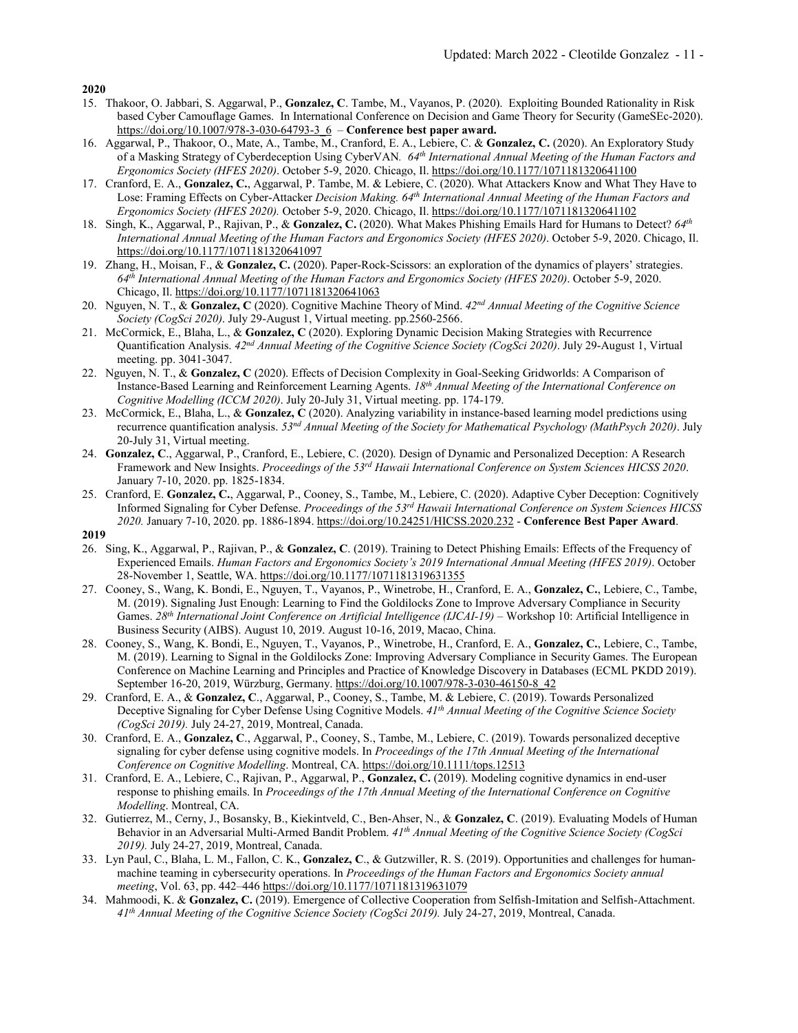**2020**

15. Thakoor, O. Jabbari, S. Aggarwal, P., **Gonzalez, C**. Tambe, M., Vayanos, P. (2020). Exploiting Bounded Rationality in Risk based Cyber Camouflage Games. In International Conference on Decision and Game Theory for Security (GameSEc-2020). https://doi.org/10.1007/978-3-030-64793-3_6 – **Conference best paper award.**
16. Aggarwal, P., Thakoor, O., Mate, A., Tambe, M., Cranford, E. A., Lebiere, C. & **Gonzalez, C.** (2020). An Exploratory Study of a Masking Strategy of Cyberdeception Using CyberVAN. *64th International Annual Meeting of the Human Factors and Ergonomics Society (HFES 2020)*. October 5-9, 2020. Chicago, Il. https://doi.org/10.1177/1071181320641100
17. Cranford, E. A., **Gonzalez, C.**, Aggarwal, P. Tambe, M. & Lebiere, C. (2020). What Attackers Know and What They Have to Lose: Framing Effects on Cyber-Attacker *Decision Making. 64th International Annual Meeting of the Human Factors and Ergonomics Society (HFES 2020).* October 5-9, 2020. Chicago, Il. https://doi.org/10.1177/1071181320641102
18. Singh, K., Aggarwal, P., Rajivan, P., & **Gonzalez, C.** (2020). What Makes Phishing Emails Hard for Humans to Detect? *64th International Annual Meeting of the Human Factors and Ergonomics Society (HFES 2020)*. October 5-9, 2020. Chicago, Il. https://doi.org/10.1177/1071181320641097
19. Zhang, H., Moisan, F., & **Gonzalez, C.** (2020). Paper-Rock-Scissors: an exploration of the dynamics of players' strategies. *64th International Annual Meeting of the Human Factors and Ergonomics Society (HFES 2020)*. October 5-9, 2020. Chicago, Il. https://doi.org/10.1177/1071181320641063
20. Nguyen, N. T., & **Gonzalez, C** (2020). Cognitive Machine Theory of Mind. *42nd Annual Meeting of the Cognitive Science Society (CogSci 2020)*. July 29-August 1, Virtual meeting. pp.2560-2566.
21. McCormick, E., Blaha, L., & **Gonzalez, C** (2020). Exploring Dynamic Decision Making Strategies with Recurrence Quantification Analysis. *42nd Annual Meeting of the Cognitive Science Society (CogSci 2020)*. July 29-August 1, Virtual meeting. pp. 3041-3047.
22. Nguyen, N. T., & **Gonzalez, C** (2020). Effects of Decision Complexity in Goal-Seeking Gridworlds: A Comparison of Instance-Based Learning and Reinforcement Learning Agents. *18th Annual Meeting of the International Conference on Cognitive Modelling (ICCM 2020)*. July 20-July 31, Virtual meeting. pp. 174-179.
23. McCormick, E., Blaha, L., & **Gonzalez, C** (2020). Analyzing variability in instance-based learning model predictions using recurrence quantification analysis. *53nd Annual Meeting of the Society for Mathematical Psychology (MathPsych 2020)*. July 20-July 31, Virtual meeting.
24. **Gonzalez, C**., Aggarwal, P., Cranford, E., Lebiere, C. (2020). Design of Dynamic and Personalized Deception: A Research Framework and New Insights. *Proceedings of the 53rd Hawaii International Conference on System Sciences HICSS 2020*. January 7-10, 2020. pp. 1825-1834.
25. Cranford, E. **Gonzalez, C.**, Aggarwal, P., Cooney, S., Tambe, M., Lebiere, C. (2020). Adaptive Cyber Deception: Cognitively Informed Signaling for Cyber Defense. *Proceedings of the 53rd Hawaii International Conference on System Sciences HICSS 2020.* January 7-10, 2020. pp. 1886-1894. https://doi.org/10.24251/HICSS.2020.232 - **Conference Best Paper Award**.

**2019**

26. Sing, K., Aggarwal, P., Rajivan, P., & **Gonzalez, C**. (2019). Training to Detect Phishing Emails: Effects of the Frequency of Experienced Emails. *Human Factors and Ergonomics Society's 2019 International Annual Meeting (HFES 2019)*. October 28-November 1, Seattle, WA. https://doi.org/10.1177/1071181319631355
27. Cooney, S., Wang, K. Bondi, E., Nguyen, T., Vayanos, P., Winetrobe, H., Cranford, E. A., **Gonzalez, C.**, Lebiere, C., Tambe, M. (2019). Signaling Just Enough: Learning to Find the Goldilocks Zone to Improve Adversary Compliance in Security Games. *28th International Joint Conference on Artificial Intelligence (IJCAI-19)* – Workshop 10: Artificial Intelligence in Business Security (AIBS). August 10, 2019. August 10-16, 2019, Macao, China.
28. Cooney, S., Wang, K. Bondi, E., Nguyen, T., Vayanos, P., Winetrobe, H., Cranford, E. A., **Gonzalez, C.**, Lebiere, C., Tambe, M. (2019). Learning to Signal in the Goldilocks Zone: Improving Adversary Compliance in Security Games. The European Conference on Machine Learning and Principles and Practice of Knowledge Discovery in Databases (ECML PKDD 2019). September 16-20, 2019, Würzburg, Germany. https://doi.org/10.1007/978-3-030-46150-8_42
29. Cranford, E. A., & **Gonzalez, C**., Aggarwal, P., Cooney, S., Tambe, M. & Lebiere, C. (2019). Towards Personalized Deceptive Signaling for Cyber Defense Using Cognitive Models. *41th Annual Meeting of the Cognitive Science Society (CogSci 2019).* July 24-27, 2019, Montreal, Canada.
30. Cranford, E. A., **Gonzalez, C**., Aggarwal, P., Cooney, S., Tambe, M., Lebiere, C. (2019). Towards personalized deceptive signaling for cyber defense using cognitive models. In *Proceedings of the 17th Annual Meeting of the International Conference on Cognitive Modelling*. Montreal, CA. https://doi.org/10.1111/tops.12513
31. Cranford, E. A., Lebiere, C., Rajivan, P., Aggarwal, P., **Gonzalez, C.** (2019). Modeling cognitive dynamics in end-user response to phishing emails. In *Proceedings of the 17th Annual Meeting of the International Conference on Cognitive Modelling*. Montreal, CA.
32. Gutierrez, M., Cerny, J., Bosansky, B., Kiekintveld, C., Ben-Ahser, N., & **Gonzalez, C**. (2019). Evaluating Models of Human Behavior in an Adversarial Multi-Armed Bandit Problem. *41th Annual Meeting of the Cognitive Science Society (CogSci 2019).* July 24-27, 2019, Montreal, Canada.
33. Lyn Paul, C., Blaha, L. M., Fallon, C. K., **Gonzalez, C**., & Gutzwiller, R. S. (2019). Opportunities and challenges for human-machine teaming in cybersecurity operations. In *Proceedings of the Human Factors and Ergonomics Society annual meeting*, Vol. 63, pp. 442–446 https://doi.org/10.1177/1071181319631079
34. Mahmoodi, K. & **Gonzalez, C.** (2019). Emergence of Collective Cooperation from Selfish-Imitation and Selfish-Attachment. *41th Annual Meeting of the Cognitive Science Society (CogSci 2019).* July 24-27, 2019, Montreal, Canada.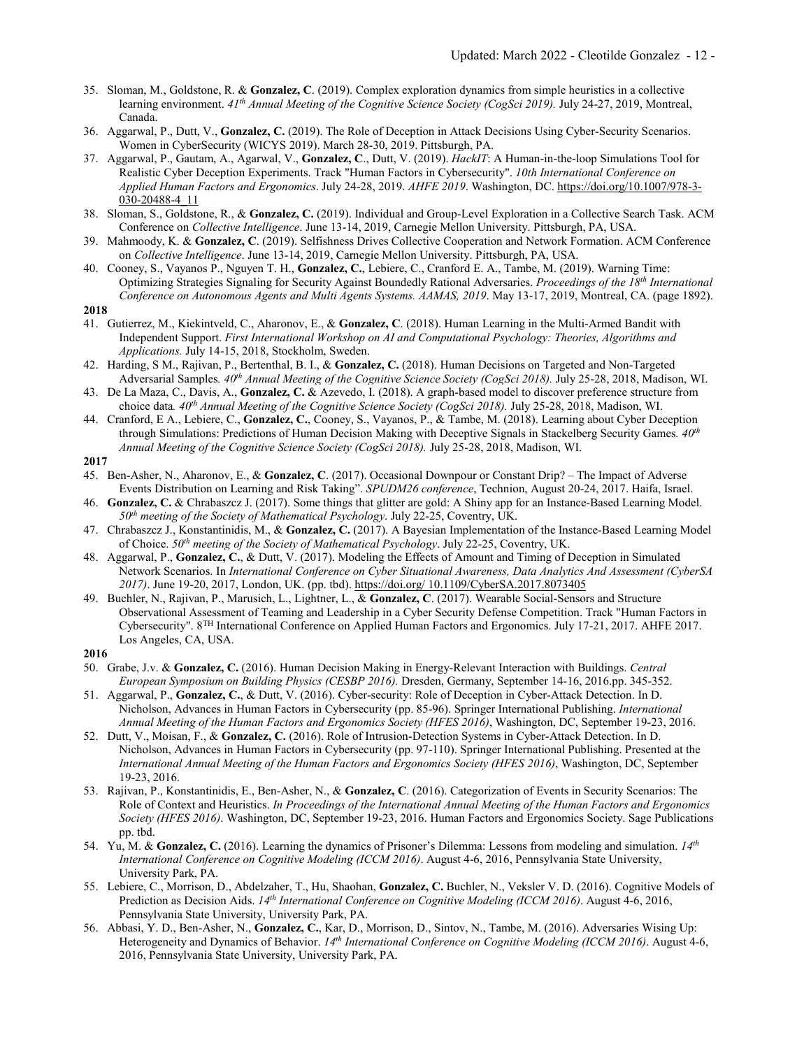35. Sloman, M., Goldstone, R. & **Gonzalez, C**. (2019). Complex exploration dynamics from simple heuristics in a collective learning environment. *41th Annual Meeting of the Cognitive Science Society (CogSci 2019).* July 24-27, 2019, Montreal, Canada.
36. Aggarwal, P., Dutt, V., **Gonzalez, C.** (2019). The Role of Deception in Attack Decisions Using Cyber-Security Scenarios. Women in CyberSecurity (WICYS 2019). March 28-30, 2019. Pittsburgh, PA.
37. Aggarwal, P., Gautam, A., Agarwal, V., **Gonzalez, C**., Dutt, V. (2019). *HackIT*: A Human-in-the-loop Simulations Tool for Realistic Cyber Deception Experiments. Track "Human Factors in Cybersecurity". *10th International Conference on Applied Human Factors and Ergonomics*. July 24-28, 2019. *AHFE 2019*. Washington, DC. https://doi.org/10.1007/978-3-030-20488-4_11
38. Sloman, S., Goldstone, R., & **Gonzalez, C.** (2019). Individual and Group-Level Exploration in a Collective Search Task. ACM Conference on *Collective Intelligence*. June 13-14, 2019, Carnegie Mellon University. Pittsburgh, PA, USA.
39. Mahmoody, K. & **Gonzalez, C**. (2019). Selfishness Drives Collective Cooperation and Network Formation. ACM Conference on *Collective Intelligence*. June 13-14, 2019, Carnegie Mellon University. Pittsburgh, PA, USA.
40. Cooney, S., Vayanos P., Nguyen T. H., **Gonzalez, C.**, Lebiere, C., Cranford E. A., Tambe, M. (2019). Warning Time: Optimizing Strategies Signaling for Security Against Boundedly Rational Adversaries. *Proceedings of the 18th International Conference on Autonomous Agents and Multi Agents Systems. AAMAS, 2019*. May 13-17, 2019, Montreal, CA. (page 1892).

**2018**

41. Gutierrez, M., Kiekintveld, C., Aharonov, E., & **Gonzalez, C**. (2018). Human Learning in the Multi-Armed Bandit with Independent Support. *First International Workshop on AI and Computational Psychology: Theories, Algorithms and Applications.* July 14-15, 2018, Stockholm, Sweden.
42. Harding, S M., Rajivan, P., Bertenthal, B. I., & **Gonzalez, C.** (2018). Human Decisions on Targeted and Non-Targeted Adversarial Samples*. 40th Annual Meeting of the Cognitive Science Society (CogSci 2018).* July 25-28, 2018, Madison, WI.
43. De La Maza, C., Davis, A., **Gonzalez, C.** & Azevedo, I. (2018). A graph-based model to discover preference structure from choice data*. 40th Annual Meeting of the Cognitive Science Society (CogSci 2018).* July 25-28, 2018, Madison, WI.
44. Cranford, E A., Lebiere, C., **Gonzalez, C.**, Cooney, S., Vayanos, P., & Tambe, M. (2018). Learning about Cyber Deception through Simulations: Predictions of Human Decision Making with Deceptive Signals in Stackelberg Security Games*. 40th Annual Meeting of the Cognitive Science Society (CogSci 2018).* July 25-28, 2018, Madison, WI.

**2017**

45. Ben-Asher, N., Aharonov, E., & **Gonzalez, C**. (2017). Occasional Downpour or Constant Drip? – The Impact of Adverse Events Distribution on Learning and Risk Taking". *SPUDM26 conference*, Technion, August 20-24, 2017. Haifa, Israel.
46. **Gonzalez, C.** & Chrabaszcz J. (2017). Some things that glitter are gold: A Shiny app for an Instance-Based Learning Model. *50th meeting of the Society of Mathematical Psychology*. July 22-25, Coventry, UK.
47. Chrabaszcz J., Konstantinidis, M., & **Gonzalez, C.** (2017). A Bayesian Implementation of the Instance-Based Learning Model of Choice. *50th meeting of the Society of Mathematical Psychology*. July 22-25, Coventry, UK.
48. Aggarwal, P., **Gonzalez, C.**, & Dutt, V. (2017). Modeling the Effects of Amount and Timing of Deception in Simulated Network Scenarios. In *International Conference on Cyber Situational Awareness, Data Analytics And Assessment (CyberSA 2017)*. June 19-20, 2017, London, UK. (pp. tbd). https://doi.org/ 10.1109/CyberSA.2017.8073405
49. Buchler, N., Rajivan, P., Marusich, L., Lightner, L., & **Gonzalez, C**. (2017). Wearable Social-Sensors and Structure Observational Assessment of Teaming and Leadership in a Cyber Security Defense Competition. Track "Human Factors in Cybersecurity". 8TH International Conference on Applied Human Factors and Ergonomics. July 17-21, 2017. AHFE 2017. Los Angeles, CA, USA.

**2016**

50. Grabe, J.v. & **Gonzalez, C.** (2016). Human Decision Making in Energy-Relevant Interaction with Buildings. *Central European Symposium on Building Physics (CESBP 2016).* Dresden, Germany, September 14-16, 2016.pp. 345-352.
51. Aggarwal, P., **Gonzalez, C.**, & Dutt, V. (2016). Cyber-security: Role of Deception in Cyber-Attack Detection. In D. Nicholson, Advances in Human Factors in Cybersecurity (pp. 85-96). Springer International Publishing. *International Annual Meeting of the Human Factors and Ergonomics Society (HFES 2016)*, Washington, DC, September 19-23, 2016.
52. Dutt, V., Moisan, F., & **Gonzalez, C.** (2016). Role of Intrusion-Detection Systems in Cyber-Attack Detection. In D. Nicholson, Advances in Human Factors in Cybersecurity (pp. 97-110). Springer International Publishing. Presented at the *International Annual Meeting of the Human Factors and Ergonomics Society (HFES 2016)*, Washington, DC, September 19-23, 2016.
53. Rajivan, P., Konstantinidis, E., Ben-Asher, N., & **Gonzalez, C**. (2016). Categorization of Events in Security Scenarios: The Role of Context and Heuristics. *In Proceedings of the International Annual Meeting of the Human Factors and Ergonomics Society (HFES 2016)*. Washington, DC, September 19-23, 2016. Human Factors and Ergonomics Society. Sage Publications pp. tbd.
54. Yu, M. & **Gonzalez, C.** (2016). Learning the dynamics of Prisoner's Dilemma: Lessons from modeling and simulation. *14th International Conference on Cognitive Modeling (ICCM 2016)*. August 4-6, 2016, Pennsylvania State University, University Park, PA.
55. Lebiere, C., Morrison, D., Abdelzaher, T., Hu, Shaohan, **Gonzalez, C.** Buchler, N., Veksler V. D. (2016). Cognitive Models of Prediction as Decision Aids. *14th International Conference on Cognitive Modeling (ICCM 2016)*. August 4-6, 2016, Pennsylvania State University, University Park, PA.
56. Abbasi, Y. D., Ben-Asher, N., **Gonzalez, C.**, Kar, D., Morrison, D., Sintov, N., Tambe, M. (2016). Adversaries Wising Up: Heterogeneity and Dynamics of Behavior. *14th International Conference on Cognitive Modeling (ICCM 2016)*. August 4-6, 2016, Pennsylvania State University, University Park, PA.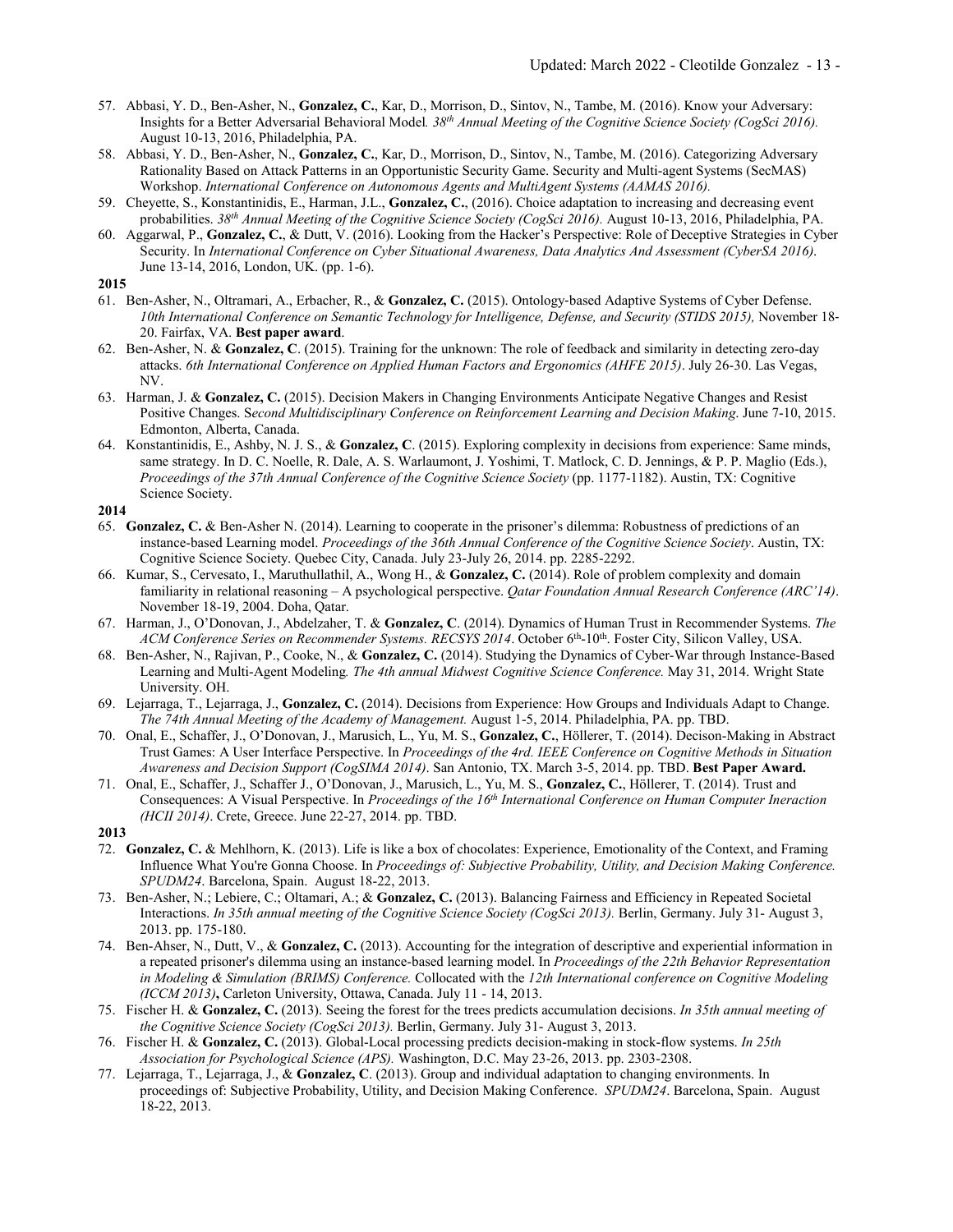57. Abbasi, Y. D., Ben-Asher, N., **Gonzalez, C.**, Kar, D., Morrison, D., Sintov, N., Tambe, M. (2016). Know your Adversary: Insights for a Better Adversarial Behavioral Model. *38th Annual Meeting of the Cognitive Science Society (CogSci 2016).* August 10-13, 2016, Philadelphia, PA.
58. Abbasi, Y. D., Ben-Asher, N., **Gonzalez, C.**, Kar, D., Morrison, D., Sintov, N., Tambe, M. (2016). Categorizing Adversary Rationality Based on Attack Patterns in an Opportunistic Security Game. Security and Multi-agent Systems (SecMAS) Workshop. *International Conference on Autonomous Agents and MultiAgent Systems (AAMAS 2016).*
59. Cheyette, S., Konstantinidis, E., Harman, J.L., **Gonzalez, C.**, (2016). Choice adaptation to increasing and decreasing event probabilities. *38th Annual Meeting of the Cognitive Science Society (CogSci 2016).* August 10-13, 2016, Philadelphia, PA.
60. Aggarwal, P., **Gonzalez, C.**, & Dutt, V. (2016). Looking from the Hacker's Perspective: Role of Deceptive Strategies in Cyber Security. In *International Conference on Cyber Situational Awareness, Data Analytics And Assessment (CyberSA 2016)*. June 13-14, 2016, London, UK. (pp. 1-6).

**2015**

61. Ben-Asher, N., Oltramari, A., Erbacher, R., & **Gonzalez, C.** (2015). Ontology-based Adaptive Systems of Cyber Defense. *10th International Conference on Semantic Technology for Intelligence, Defense, and Security (STIDS 2015),* November 18-20. Fairfax, VA. **Best paper award**.
62. Ben-Asher, N. & **Gonzalez, C**. (2015). Training for the unknown: The role of feedback and similarity in detecting zero-day attacks. *6th International Conference on Applied Human Factors and Ergonomics (AHFE 2015)*. July 26-30. Las Vegas, NV.
63. Harman, J. & **Gonzalez, C.** (2015). Decision Makers in Changing Environments Anticipate Negative Changes and Resist Positive Changes. S*econd Multidisciplinary Conference on Reinforcement Learning and Decision Making*. June 7-10, 2015. Edmonton, Alberta, Canada.
64. Konstantinidis, E., Ashby, N. J. S., & **Gonzalez, C**. (2015). Exploring complexity in decisions from experience: Same minds, same strategy. In D. C. Noelle, R. Dale, A. S. Warlaumont, J. Yoshimi, T. Matlock, C. D. Jennings, & P. P. Maglio (Eds.), *Proceedings of the 37th Annual Conference of the Cognitive Science Society* (pp. 1177-1182). Austin, TX: Cognitive Science Society.

**2014**

65. **Gonzalez, C.** & Ben-Asher N. (2014). Learning to cooperate in the prisoner's dilemma: Robustness of predictions of an instance-based Learning model. *Proceedings of the 36th Annual Conference of the Cognitive Science Society*. Austin, TX: Cognitive Science Society. Quebec City, Canada. July 23-July 26, 2014. pp. 2285-2292.
66. Kumar, S., Cervesato, I., Maruthullathil, A., Wong H., & **Gonzalez, C.** (2014). Role of problem complexity and domain familiarity in relational reasoning – A psychological perspective. *Qatar Foundation Annual Research Conference (ARC'14)*. November 18-19, 2004. Doha, Qatar.
67. Harman, J., O'Donovan, J., Abdelzaher, T. & **Gonzalez, C**. (2014). Dynamics of Human Trust in Recommender Systems. *The ACM Conference Series on Recommender Systems. RECSYS 2014*. October 6th-10th. Foster City, Silicon Valley, USA.
68. Ben-Asher, N., Rajivan, P., Cooke, N., & **Gonzalez, C.** (2014). Studying the Dynamics of Cyber-War through Instance-Based Learning and Multi-Agent Modeling*. The 4th annual Midwest Cognitive Science Conference.* May 31, 2014. Wright State University. OH.
69. Lejarraga, T., Lejarraga, J., **Gonzalez, C.** (2014). Decisions from Experience: How Groups and Individuals Adapt to Change. *The 74th Annual Meeting of the Academy of Management.* August 1-5, 2014. Philadelphia, PA. pp. TBD.
70. Onal, E., Schaffer, J., O'Donovan, J., Marusich, L., Yu, M. S., **Gonzalez, C.**, Höllerer, T. (2014). Decison-Making in Abstract Trust Games: A User Interface Perspective. In *Proceedings of the 4rd. IEEE Conference on Cognitive Methods in Situation Awareness and Decision Support (CogSIMA 2014)*. San Antonio, TX. March 3-5, 2014. pp. TBD. **Best Paper Award.**
71. Onal, E., Schaffer, J., Schaffer J., O'Donovan, J., Marusich, L., Yu, M. S., **Gonzalez, C.**, Höllerer, T. (2014). Trust and Consequences: A Visual Perspective. In *Proceedings of the 16th International Conference on Human Computer Ineraction (HCII 2014)*. Crete, Greece. June 22-27, 2014. pp. TBD.

**2013**

72. **Gonzalez, C.** & Mehlhorn, K. (2013). Life is like a box of chocolates: Experience, Emotionality of the Context, and Framing Influence What You're Gonna Choose. In *Proceedings of: Subjective Probability, Utility, and Decision Making Conference. SPUDM24*. Barcelona, Spain. August 18-22, 2013.
73. Ben-Asher, N.; Lebiere, C.; Oltamari, A.; & **Gonzalez, C.** (2013). Balancing Fairness and Efficiency in Repeated Societal Interactions. *In 35th annual meeting of the Cognitive Science Society (CogSci 2013).* Berlin, Germany. July 31- August 3, 2013. pp. 175-180.
74. Ben-Ahser, N., Dutt, V., & **Gonzalez, C.** (2013). Accounting for the integration of descriptive and experiential information in a repeated prisoner's dilemma using an instance-based learning model. In *Proceedings of the 22th Behavior Representation in Modeling & Simulation (BRIMS) Conference.* Collocated with the *12th International conference on Cognitive Modeling (ICCM 2013)***,** Carleton University, Ottawa, Canada. July 11 - 14, 2013.
75. Fischer H. & **Gonzalez, C.** (2013). Seeing the forest for the trees predicts accumulation decisions. *In 35th annual meeting of the Cognitive Science Society (CogSci 2013).* Berlin, Germany. July 31- August 3, 2013.
76. Fischer H. & **Gonzalez, C.** (2013). Global-Local processing predicts decision-making in stock-flow systems. *In 25th Association for Psychological Science (APS).* Washington, D.C. May 23-26, 2013. pp. 2303-2308.
77. Lejarraga, T., Lejarraga, J., & **Gonzalez, C**. (2013). Group and individual adaptation to changing environments. In proceedings of: Subjective Probability, Utility, and Decision Making Conference. *SPUDM24*. Barcelona, Spain. August 18-22, 2013.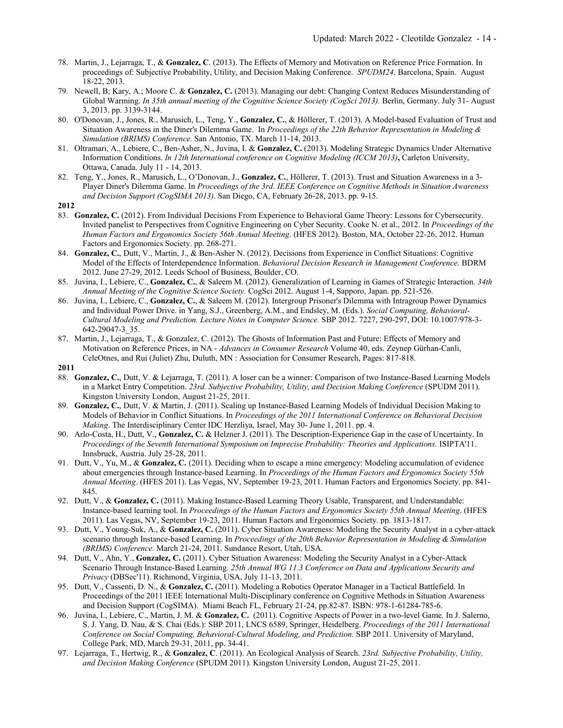78. Martin, J., Lejarraga, T., & **Gonzalez, C**. (2013). The Effects of Memory and Motivation on Reference Price Formation. In proceedings of: Subjective Probability, Utility, and Decision Making Conference. *SPUDM24*. Barcelona, Spain. August 18-22, 2013.
79. Newell, B; Kary, A.; Moore C. & **Gonzalez, C.** (2013). Managing our debt: Changing Context Reduces Misunderstanding of Global Warming. *In 35th annual meeting of the Cognitive Science Society (CogSci 2013).* Berlin, Germany. July 31- August 3, 2013. pp. 3139-3144.
80. O'Donovan, J., Jones, R., Marusich, L., Teng, Y., **Gonzalez, C.**, & Höllerer, T. (2013). A Model-based Evaluation of Trust and Situation Awareness in the Diner's Dilemma Game. In *Proceedings of the 22th Behavior Representation in Modeling & Simulation (BRIMS) Conference.* San Antonio, TX. March 11-14, 2013.
81. Oltramari, A., Lebiere, C., Ben-Asher, N., Juvina, I. & **Gonzalez, C.** (2013). Modeling Strategic Dynamics Under Alternative Information Conditions. *In 12th International conference on Cognitive Modeling (ICCM 2013)*, Carleton University, Ottawa, Canada. July 11 - 14, 2013.
82. Teng, Y., Jones, R., Marusich, L., O'Donovan, J., **Gonzalez, C.**, Höllerer, T. (2013). Trust and Situation Awareness in a 3-Player Diner's Dilemma Game. In *Proceedings of the 3rd. IEEE Conference on Cognitive Methods in Situation Awareness and Decision Support (CogSIMA 2013)*. San Diego, CA, February 26-28, 2013. pp. 9-15.

**2012**

83. **Gonzalez, C.** (2012). From Individual Decisions From Experience to Behavioral Game Theory: Lessons for Cybersecurity. Invited panelist to Perspectives from Cognitive Engineering on Cyber Security. Cooke N. et al., 2012. In *Proceedings of the Human Factors and Ergonomics Society 56th Annual Meeting*. (HFES 2012). Boston, MA, October 22-26, 2012. Human Factors and Ergonomics Society. pp. 268-271.
84. **Gonzalez, C.**, Dutt, V., Martin, J., & Ben-Asher N. (2012). Decisions from Experience in Conflict Situations: Cognitive Model of the Effects of Interdependence Information. *Behavioral Decision Research in Management Conference.* BDRM 2012. June 27-29, 2012. Leeds School of Business, Boulder, CO.
85. Juvina, I., Lebiere, C., **Gonzalez, C.**, & Saleem M. (2012). Generalization of Learning in Games of Strategic Interaction. *34th Annual Meeting of the Cognitive Science Society.* CogSci 2012. August 1-4, Sapporo, Japan. pp. 521-526.
86. Juvina, I., Lebiere, C., **Gonzalez, C.**, & Saleem M. (2012). Intergroup Prisoner's Dilemma with Intragroup Power Dynamics and Individual Power Drive. in Yang, S.J., Greenberg, A.M., and Endsley, M. (Eds.). *Social Computing, Behavioral-Cultural Modeling and Prediction. Lecture Notes in Computer Science.* SBP 2012. 7227, 290-297, DOI: 10.1007/978-3-642-29047-3_35.
87. Martin, J., Lejarraga, T., & Gonzalez, C. (2012). The Ghosts of Information Past and Future: Effects of Memory and Motivation on Reference Prices, in NA - *Advances in Consumer Research* Volume 40, eds. Zeynep Gürhan-Canli, CeleOtnes, and Rui (Juliet) Zhu, Duluth, MN : Association for Consumer Research, Pages: 817-818.

**2011**

88. **Gonzalez, C.**, Dutt, V. & Lejarraga, T. (2011). A loser can be a winner: Comparison of two Instance-Based Learning Models in a Market Entry Competition. *23rd. Subjective Probability, Utility, and Decision Making Conference* (SPUDM 2011). Kingston University London, August 21-25, 2011.
89. **Gonzalez, C.**, Dutt, V. & Martin, J. (2011). Scaling up Instance-Based Learning Models of Individual Decision Making to Models of Behavior in Conflict Situations. In *Proceedings of the 2011 International Conference on Behavioral Decision Making*. The Interdisciplinary Center IDC Herzliya, Israel, May 30- June 1, 2011. pp. 4.
90. Arlo-Costa, H., Dutt, V., **Gonzalez, C.** & Helzner J. (2011). The Description-Experience Gap in the case of Uncertainty. In *Proceedings of the Seventh International Symposium on Imprecise Probability: Theories and Applications.* ISIPTA'11. Innsbruck, Austria. July 25-28, 2011.
91. Dutt, V., Yu, M., & **Gonzalez, C.** (2011). Deciding when to escape a mine emergency: Modeling accumulation of evidence about emergencies through Instance-based Learning. In *Proceedings of the Human Factors and Ergonomics Society 55th Annual Meeting*. (HFES 2011). Las Vegas, NV, September 19-23, 2011. Human Factors and Ergonomics Society. pp. 841-845.
92. Dutt, V., & **Gonzalez, C.** (2011). Making Instance-Based Learning Theory Usable, Transparent, and Understandable: Instance-based learning tool. In *Proceedings of the Human Factors and Ergonomics Society 55th Annual Meeting*. (HFES 2011). Las Vegas, NV, September 19-23, 2011. Human Factors and Ergonomics Society. pp. 1813-1817.
93. Dutt, V., Young-Suk, A., & **Gonzalez, C.** (2011). Cyber Situation Awareness: Modeling the Security Analyst in a cyber-attack scenario through Instance-based Learning. In *Proceedings of the 20th Behavior Representation in Modeling & Simulation (BRIMS) Conference.* March 21-24, 2011. Sundance Resort, Utah, USA.
94. Dutt, V., Ahn, Y., **Gonzalez, C.** (2011). Cyber Situation Awareness: Modeling the Security Analyst in a Cyber-Attack Scenario Through Instance-Based Learning. *25th Annual WG 11.3 Conference on Data and Applications Security and Privacy* (DBSec'11). Richmond, Virginia, USA, July 11-13, 2011.
95. Dutt, V., Cassenti, D. N., & **Gonzalez, C.** (2011). Modeling a Robotics Operator Manager in a Tactical Battlefield. In Proceedings of the 2011 IEEE International Multi-Disciplinary conference on Cognitive Methods in Situation Awareness and Decision Support (CogSIMA). Miami Beach FL, February 21-24, pp.82-87. ISBN: 978-1-61284-785-6.
96. Juvina, I., Lebiere, C., Martin, J. M. & **Gonzalez, C.** (2011). Cognitive Aspects of Power in a two-level Game. In J. Salerno, S. J. Yang, D. Nau, & S. Chai (Eds.): SBP 2011, LNCS 6589, Springer, Heidelberg. *Proceedings of the 2011 International Conference on Social Computing, Behavioral-Cultural Modeling, and Prediction.* SBP 2011. University of Maryland, College Park, MD, March 29-31, 2011, pp. 34-41.
97. Lejarraga, T., Hertwig, R., & **Gonzalez, C**. (2011). An Ecological Analysis of Search. *23rd. Subjective Probability, Utility, and Decision Making Conference* (SPUDM 2011). Kingston University London, August 21-25, 2011.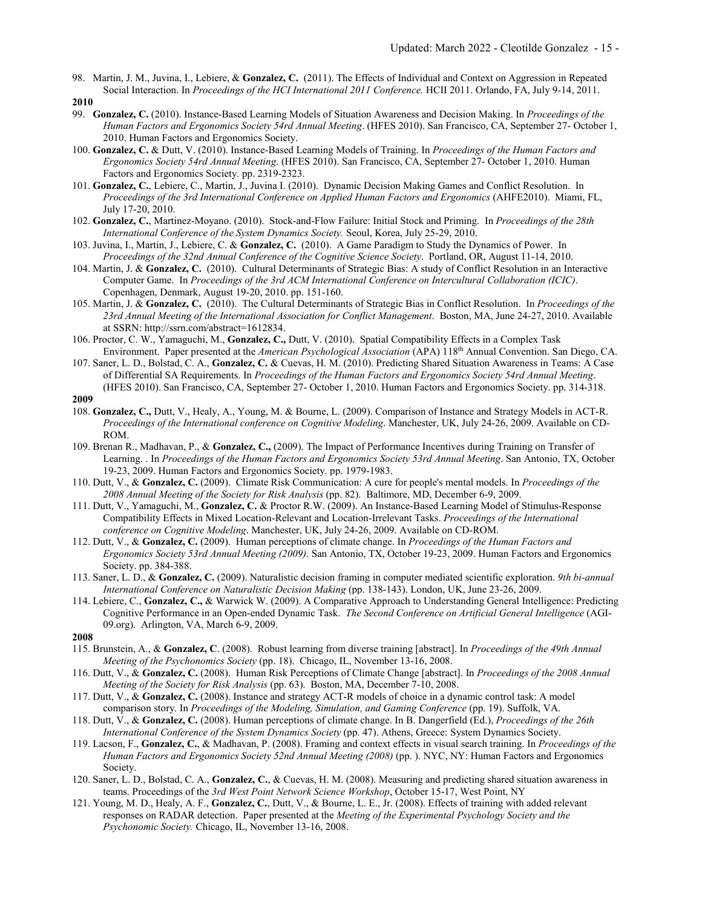98. Martin, J. M., Juvina, I., Lebiere, & **Gonzalez, C.** (2011). The Effects of Individual and Context on Aggression in Repeated Social Interaction. In *Proceedings of the HCI International 2011 Conference.* HCII 2011. Orlando, FA, July 9-14, 2011.

**2010**

99. **Gonzalez, C.** (2010). Instance-Based Learning Models of Situation Awareness and Decision Making. In *Proceedings of the Human Factors and Ergonomics Society 54rd Annual Meeting*. (HFES 2010). San Francisco, CA, September 27- October 1, 2010. Human Factors and Ergonomics Society.
100. **Gonzalez, C.** & Dutt, V. (2010). Instance-Based Learning Models of Training. In *Proceedings of the Human Factors and Ergonomics Society 54rd Annual Meeting*. (HFES 2010). San Francisco, CA, September 27- October 1, 2010. Human Factors and Ergonomics Society. pp. 2319-2323.
101. **Gonzalez, C.**, Lebiere, C., Martin, J., Juvina I. (2010). Dynamic Decision Making Games and Conflict Resolution. In *Proceedings of the 3rd International Conference on Applied Human Factors and Ergonomics* (AHFE2010). Miami, FL, July 17-20, 2010.
102. **Gonzalez, C.**, Martinez-Moyano. (2010). Stock-and-Flow Failure: Initial Stock and Priming. In *Proceedings of the 28th International Conference of the System Dynamics Society.* Seoul, Korea, July 25-29, 2010.
103. Juvina, I., Martin, J., Lebiere, C. & **Gonzalez, C.** (2010). A Game Paradigm to Study the Dynamics of Power. In *Proceedings of the 32nd Annual Conference of the Cognitive Science Society*. Portland, OR, August 11-14, 2010.
104. Martin, J. & **Gonzalez, C.** (2010). Cultural Determinants of Strategic Bias: A study of Conflict Resolution in an Interactive Computer Game. In *Proceedings of the 3rd ACM International Conference on Intercultural Collaboration (ICIC)*. Copenhagen, Denmark, August 19-20, 2010. pp. 151-160.
105. Martin, J. & **Gonzalez, C.** (2010). The Cultural Determinants of Strategic Bias in Conflict Resolution. In *Proceedings of the 23rd Annual Meeting of the International Association for Conflict Management*. Boston, MA, June 24-27, 2010. Available at SSRN: http://ssrn.com/abstract=1612834.
106. Proctor, C. W., Yamaguchi, M., **Gonzalez, C.,** Dutt, V. (2010). Spatial Compatibility Effects in a Complex Task Environment. Paper presented at the *American Psychological Association* (APA) 118th Annual Convention. San Diego, CA.
107. Saner, L. D., Bolstad, C. A., **Gonzalez, C.** & Cuevas, H. M. (2010). Predicting Shared Situation Awareness in Teams: A Case of Differential SA Requirements. In *Proceedings of the Human Factors and Ergonomics Society 54rd Annual Meeting*. (HFES 2010). San Francisco, CA, September 27- October 1, 2010. Human Factors and Ergonomics Society. pp. 314-318.

**2009**

108. **Gonzalez, C.,** Dutt, V., Healy, A., Young, M. & Bourne, L. (2009). Comparison of Instance and Strategy Models in ACT-R. *Proceedings of the International conference on Cognitive Modeling*. Manchester, UK, July 24-26, 2009. Available on CD-ROM.
109. Brenan R., Madhavan, P., & **Gonzalez, C.,** (2009). The Impact of Performance Incentives during Training on Transfer of Learning. . In *Proceedings of the Human Factors and Ergonomics Society 53rd Annual Meeting*. San Antonio, TX, October 19-23, 2009. Human Factors and Ergonomics Society. pp. 1979-1983.
110. Dutt, V., & **Gonzalez, C.** (2009). Climate Risk Communication: A cure for people's mental models. In *Proceedings of the 2008 Annual Meeting of the Society for Risk Analysis* (pp. 82). Baltimore, MD, December 6-9, 2009.
111. Dutt, V., Yamaguchi, M., **Gonzalez, C.** & Proctor R.W. (2009). An Instance-Based Learning Model of Stimulus-Response Compatibility Effects in Mixed Location-Relevant and Location-Irrelevant Tasks. *Proceedings of the International conference on Cognitive Modeling*. Manchester, UK, July 24-26, 2009. Available on CD-ROM.
112. Dutt, V., & **Gonzalez, C.** (2009). Human perceptions of climate change. In *Proceedings of the Human Factors and Ergonomics Society 53rd Annual Meeting (2009)*. San Antonio, TX, October 19-23, 2009. Human Factors and Ergonomics Society. pp. 384-388.
113. Saner, L. D., & **Gonzalez, C.** (2009). Naturalistic decision framing in computer mediated scientific exploration. *9th bi-annual International Conference on Naturalistic Decision Making* (pp. 138-143). London, UK, June 23-26, 2009.
114. Lebiere, C., **Gonzalez, C.,** & Warwick W. (2009). A Comparative Approach to Understanding General Intelligence: Predicting Cognitive Performance in an Open-ended Dynamic Task. *The Second Conference on Artificial General Intelligence* (AGI-09.org). Arlington, VA, March 6-9, 2009.

**2008**

115. Brunstein, A., & **Gonzalez, C**. (2008). Robust learning from diverse training [abstract]. In *Proceedings of the 49th Annual Meeting of the Psychonomics Society* (pp. 18). Chicago, IL, November 13-16, 2008.
116. Dutt, V., & **Gonzalez, C.** (2008). Human Risk Perceptions of Climate Change [abstract]. In *Proceedings of the 2008 Annual Meeting of the Society for Risk Analysis* (pp. 63). Boston, MA, December 7-10, 2008.
117. Dutt, V., & **Gonzalez, C.** (2008). Instance and strategy ACT-R models of choice in a dynamic control task: A model comparison story. In *Proceedings of the Modeling, Simulation, and Gaming Conference* (pp. 19). Suffolk, VA.
118. Dutt, V., & **Gonzalez, C.** (2008). Human perceptions of climate change. In B. Dangerfield (Ed.), *Proceedings of the 26th International Conference of the System Dynamics Society* (pp. 47). Athens, Greece: System Dynamics Society.
119. Lacson, F., **Gonzalez, C.**, & Madhavan, P. (2008). Framing and context effects in visual search training. In *Proceedings of the Human Factors and Ergonomics Society 52nd Annual Meeting (2008)* (pp. ). NYC, NY: Human Factors and Ergonomics Society.
120. Saner, L. D., Bolstad, C. A., **Gonzalez, C.**, & Cuevas, H. M. (2008). Measuring and predicting shared situation awareness in teams. Proceedings of the *3rd West Point Network Science Workshop*, October 15-17, West Point, NY
121. Young, M. D., Healy, A. F., **Gonzalez, C.**, Dutt, V., & Bourne, L. E., Jr. (2008). Effects of training with added relevant responses on RADAR detection. Paper presented at the *Meeting of the Experimental Psychology Society and the Psychonomic Society.* Chicago, IL, November 13-16, 2008.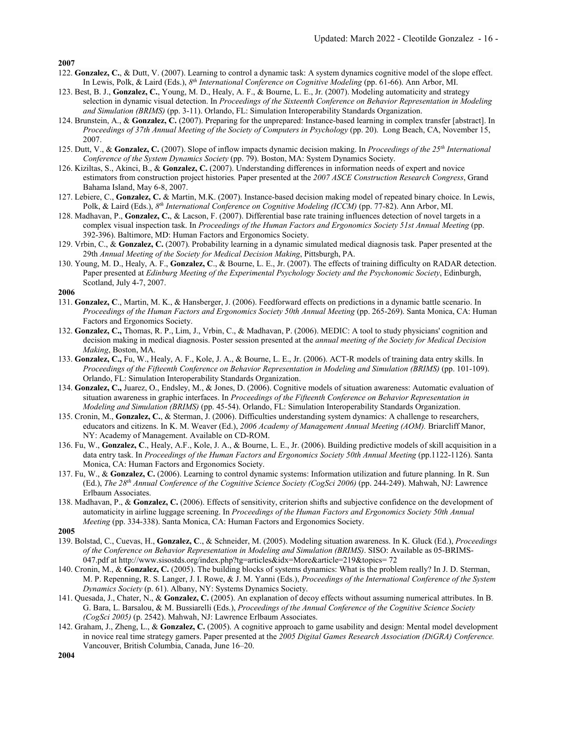**2007**

122. **Gonzalez, C.**, & Dutt, V. (2007). Learning to control a dynamic task: A system dynamics cognitive model of the slope effect. In Lewis, Polk, & Laird (Eds.), *8th International Conference on Cognitive Modeling* (pp. 61-66). Ann Arbor, MI.
123. Best, B. J., **Gonzalez, C.**, Young, M. D., Healy, A. F., & Bourne, L. E., Jr. (2007). Modeling automaticity and strategy selection in dynamic visual detection. In *Proceedings of the Sixteenth Conference on Behavior Representation in Modeling and Simulation (BRIMS)* (pp. 3-11). Orlando, FL: Simulation Interoperability Standards Organization.
124. Brunstein, A., & **Gonzalez, C.** (2007). Preparing for the unprepared: Instance-based learning in complex transfer [abstract]. In *Proceedings of 37th Annual Meeting of the Society of Computers in Psychology* (pp. 20). Long Beach, CA, November 15, 2007.
125. Dutt, V., & **Gonzalez, C.** (2007). Slope of inflow impacts dynamic decision making. In *Proceedings of the 25th International Conference of the System Dynamics Society* (pp. 79). Boston, MA: System Dynamics Society.
126. Kiziltas, S., Akinci, B., & **Gonzalez, C.** (2007). Understanding differences in information needs of expert and novice estimators from construction project histories*.* Paper presented at the *2007 ASCE Construction Research Congress*, Grand Bahama Island, May 6-8, 2007.
127. Lebiere, C., **Gonzalez, C.** & Martin, M.K. (2007). Instance-based decision making model of repeated binary choice. In Lewis, Polk, & Laird (Eds.), *8th International Conference on Cognitive Modeling (ICCM)* (pp. 77-82). Ann Arbor, MI.
128. Madhavan, P., **Gonzalez, C.**, & Lacson, F. (2007). Differential base rate training influences detection of novel targets in a complex visual inspection task. In *Proceedings of the Human Factors and Ergonomics Society 51st Annual Meeting* (pp. 392-396). Baltimore, MD: Human Factors and Ergonomics Society.
129. Vrbin, C., & **Gonzalez, C.** (2007). Probability learning in a dynamic simulated medical diagnosis task. Paper presented at the 29th *Annual Meeting of the Society for Medical Decision Making*, Pittsburgh, PA.
130. Young, M. D., Healy, A. F., **Gonzalez, C**., & Bourne, L. E., Jr. (2007). The effects of training difficulty on RADAR detection. Paper presented at *Edinburg Meeting of the Experimental Psychology Society and the Psychonomic Society*, Edinburgh, Scotland, July 4-7, 2007.

**2006**

131. **Gonzalez, C**., Martin, M. K., & Hansberger, J. (2006). Feedforward effects on predictions in a dynamic battle scenario. In *Proceedings of the Human Factors and Ergonomics Society 50th Annual Meeting* (pp. 265-269). Santa Monica, CA: Human Factors and Ergonomics Society.
132. **Gonzalez, C.,** Thomas, R. P., Lim, J., Vrbin, C., & Madhavan, P. (2006). MEDIC: A tool to study physicians' cognition and decision making in medical diagnosis. Poster session presented at the *annual meeting of the Society for Medical Decision Making*, Boston, MA.
133. **Gonzalez, C.,** Fu, W., Healy, A. F., Kole, J. A., & Bourne, L. E., Jr. (2006). ACT-R models of training data entry skills. In *Proceedings of the Fifteenth Conference on Behavior Representation in Modeling and Simulation (BRIMS)* (pp. 101-109). Orlando, FL: Simulation Interoperability Standards Organization.
134. **Gonzalez, C.,** Juarez, O., Endsley, M., & Jones, D. (2006). Cognitive models of situation awareness: Automatic evaluation of situation awareness in graphic interfaces. In *Proceedings of the Fifteenth Conference on Behavior Representation in Modeling and Simulation (BRIMS)* (pp. 45-54). Orlando, FL: Simulation Interoperability Standards Organization.
135. Cronin, M., **Gonzalez, C.**, & Sterman, J. (2006). Difficulties understanding system dynamics: A challenge to researchers, educators and citizens. In K. M. Weaver (Ed.), *2006 Academy of Management Annual Meeting (AOM).* Briarcliff Manor, NY: Academy of Management. Available on CD-ROM.
136. Fu, W., **Gonzalez, C**., Healy, A.F., Kole, J. A., & Bourne, L. E., Jr. (2006). Building predictive models of skill acquisition in a data entry task. In *Proceedings of the Human Factors and Ergonomics Society 50th Annual Meeting* (pp.1122-1126). Santa Monica, CA: Human Factors and Ergonomics Society.
137. Fu, W., & **Gonzalez, C.** (2006). Learning to control dynamic systems: Information utilization and future planning. In R. Sun (Ed.), *The 28th Annual Conference of the Cognitive Science Society (CogSci 2006)* (pp. 244-249). Mahwah, NJ: Lawrence Erlbaum Associates.
138. Madhavan, P., & **Gonzalez, C.** (2006). Effects of sensitivity, criterion shifts and subjective confidence on the development of automaticity in airline luggage screening. In *Proceedings of the Human Factors and Ergonomics Society 50th Annual Meeting* (pp. 334-338). Santa Monica, CA: Human Factors and Ergonomics Society.

**2005**

139. Bolstad, C., Cuevas, H., **Gonzalez, C**., & Schneider, M. (2005). Modeling situation awareness. In K. Gluck (Ed.), *Proceedings of the Conference on Behavior Representation in Modeling and Simulation (BRIMS)*. SISO: Available as 05-BRIMS-047.pdf at http://www.sisostds.org/index.php?tg=articles&idx=More&article=219&topics= 72
140. Cronin, M., & **Gonzalez, C.** (2005). The building blocks of systems dynamics: What is the problem really? In J. D. Sterman, M. P. Repenning, R. S. Langer, J. I. Rowe, & J. M. Yanni (Eds.), *Proceedings of the International Conference of the System Dynamics Society* (p. 61). Albany, NY: Systems Dynamics Society.
141. Quesada, J., Chater, N., & **Gonzalez, C.** (2005). An explanation of decoy effects without assuming numerical attributes. In B. G. Bara, L. Barsalou, & M. Bussiarelli (Eds.), *Proceedings of the Annual Conference of the Cognitive Science Society (CogSci 2005)* (p. 2542). Mahwah, NJ: Lawrence Erlbaum Associates.
142. Graham, J., Zheng, L., & **Gonzalez, C.** (2005). A cognitive approach to game usability and design: Mental model development in novice real time strategy gamers. Paper presented at the *2005 Digital Games Research Association (DiGRA) Conference.* Vancouver, British Columbia, Canada, June 16–20.

**2004**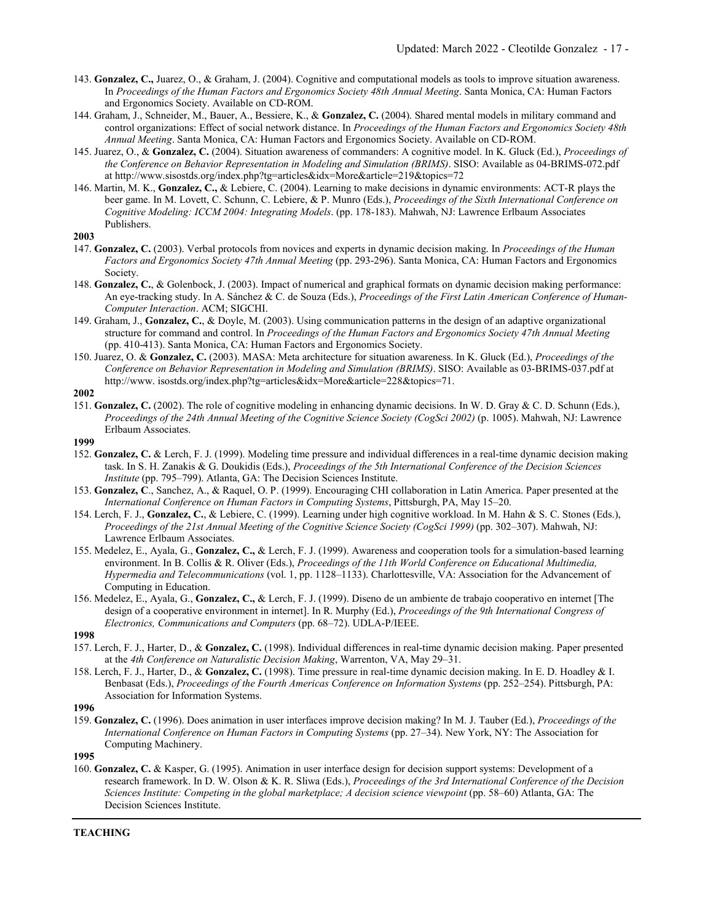143. **Gonzalez, C.,** Juarez, O., & Graham, J. (2004). Cognitive and computational models as tools to improve situation awareness. In *Proceedings of the Human Factors and Ergonomics Society 48th Annual Meeting*. Santa Monica, CA: Human Factors and Ergonomics Society. Available on CD-ROM.
144. Graham, J., Schneider, M., Bauer, A., Bessiere, K., & **Gonzalez, C.** (2004). Shared mental models in military command and control organizations: Effect of social network distance. In *Proceedings of the Human Factors and Ergonomics Society 48th Annual Meeting*. Santa Monica, CA: Human Factors and Ergonomics Society. Available on CD-ROM.
145. Juarez, O., & **Gonzalez, C.** (2004). Situation awareness of commanders: A cognitive model. In K. Gluck (Ed.), *Proceedings of the Conference on Behavior Representation in Modeling and Simulation (BRIMS)*. SISO: Available as 04-BRIMS-072.pdf at http://www.sisostds.org/index.php?tg=articles&idx=More&article=219&topics=72
146. Martin, M. K., **Gonzalez, C.,** & Lebiere, C. (2004). Learning to make decisions in dynamic environments: ACT-R plays the beer game. In M. Lovett, C. Schunn, C. Lebiere, & P. Munro (Eds.), *Proceedings of the Sixth International Conference on Cognitive Modeling: ICCM 2004: Integrating Models*. (pp. 178-183). Mahwah, NJ: Lawrence Erlbaum Associates Publishers.

**2003**

147. **Gonzalez, C.** (2003). Verbal protocols from novices and experts in dynamic decision making. In *Proceedings of the Human Factors and Ergonomics Society 47th Annual Meeting* (pp. 293-296). Santa Monica, CA: Human Factors and Ergonomics Society.
148. **Gonzalez, C.**, & Golenbock, J. (2003). Impact of numerical and graphical formats on dynamic decision making performance: An eye-tracking study. In A. Sánchez & C. de Souza (Eds.), *Proceedings of the First Latin American Conference of Human-Computer Interaction*. ACM; SIGCHI.
149. Graham, J., **Gonzalez, C.**, & Doyle, M. (2003). Using communication patterns in the design of an adaptive organizational structure for command and control. In *Proceedings of the Human Factors and Ergonomics Society 47th Annual Meeting* (pp. 410-413). Santa Monica, CA: Human Factors and Ergonomics Society.
150. Juarez, O. & **Gonzalez, C.** (2003). MASA: Meta architecture for situation awareness. In K. Gluck (Ed.), *Proceedings of the Conference on Behavior Representation in Modeling and Simulation (BRIMS)*. SISO: Available as 03-BRIMS-037.pdf at http://www. isostds.org/index.php?tg=articles&idx=More&article=228&topics=71.

**2002**

151. **Gonzalez, C.** (2002). The role of cognitive modeling in enhancing dynamic decisions. In W. D. Gray & C. D. Schunn (Eds.), *Proceedings of the 24th Annual Meeting of the Cognitive Science Society (CogSci 2002)* (p. 1005). Mahwah, NJ: Lawrence Erlbaum Associates.

**1999**

152. **Gonzalez, C.** & Lerch, F. J. (1999). Modeling time pressure and individual differences in a real-time dynamic decision making task. In S. H. Zanakis & G. Doukidis (Eds.), *Proceedings of the 5th International Conference of the Decision Sciences Institute* (pp. 795–799). Atlanta, GA: The Decision Sciences Institute.
153. **Gonzalez, C**., Sanchez, A., & Raquel, O. P. (1999). Encouraging CHI collaboration in Latin America. Paper presented at the *International Conference on Human Factors in Computing Systems*, Pittsburgh, PA, May 15–20.
154. Lerch, F. J., **Gonzalez, C.**, & Lebiere, C. (1999). Learning under high cognitive workload. In M. Hahn & S. C. Stones (Eds.), *Proceedings of the 21st Annual Meeting of the Cognitive Science Society (CogSci 1999)* (pp. 302–307). Mahwah, NJ: Lawrence Erlbaum Associates.
155. Medelez, E., Ayala, G., **Gonzalez, C.,** & Lerch, F. J. (1999). Awareness and cooperation tools for a simulation-based learning environment. In B. Collis & R. Oliver (Eds.), *Proceedings of the 11th World Conference on Educational Multimedia, Hypermedia and Telecommunications* (vol. 1, pp. 1128–1133). Charlottesville, VA: Association for the Advancement of Computing in Education.
156. Medelez, E., Ayala, G., **Gonzalez, C.,** & Lerch, F. J. (1999). Diseno de un ambiente de trabajo cooperativo en internet [The design of a cooperative environment in internet]. In R. Murphy (Ed.), *Proceedings of the 9th International Congress of Electronics, Communications and Computers* (pp. 68–72). UDLA-P/IEEE.

**1998**

157. Lerch, F. J., Harter, D., & **Gonzalez, C.** (1998). Individual differences in real-time dynamic decision making. Paper presented at the *4th Conference on Naturalistic Decision Making*, Warrenton, VA, May 29–31.
158. Lerch, F. J., Harter, D., & **Gonzalez, C.** (1998). Time pressure in real-time dynamic decision making. In E. D. Hoadley & I. Benbasat (Eds.), *Proceedings of the Fourth Americas Conference on Information Systems* (pp. 252–254). Pittsburgh, PA: Association for Information Systems.

**1996**

159. **Gonzalez, C.** (1996). Does animation in user interfaces improve decision making? In M. J. Tauber (Ed.), *Proceedings of the International Conference on Human Factors in Computing Systems* (pp. 27–34). New York, NY: The Association for Computing Machinery.

**1995**

160. **Gonzalez, C.** & Kasper, G. (1995). Animation in user interface design for decision support systems: Development of a research framework. In D. W. Olson & K. R. Sliwa (Eds.), *Proceedings of the 3rd International Conference of the Decision Sciences Institute: Competing in the global marketplace; A decision science viewpoint* (pp. 58–60) Atlanta, GA: The Decision Sciences Institute.

---

**TEACHING**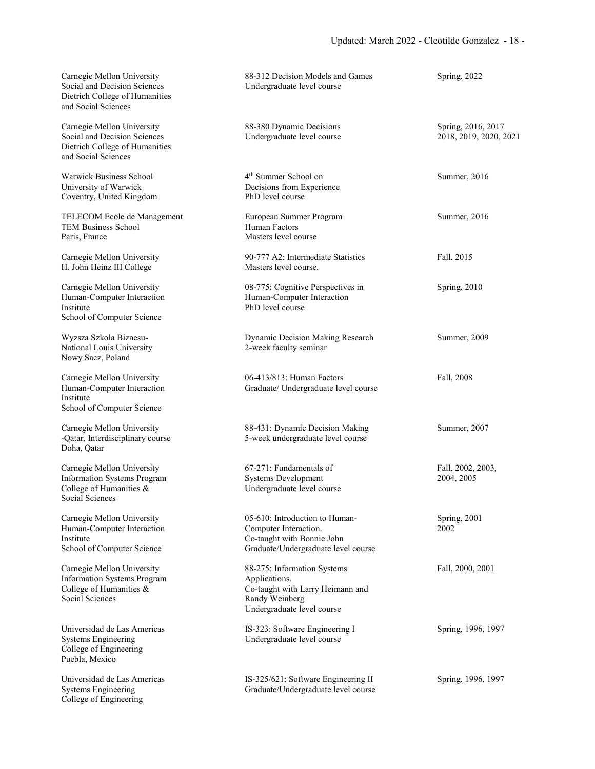| Institution | Course | Term |
| --- | --- | --- |
| Carnegie Mellon University<br>Social and Decision Sciences<br>Dietrich College of Humanities and Social Sciences | 88-312 Decision Models and Games<br>Undergraduate level course | Spring, 2022 |
| Carnegie Mellon University<br>Social and Decision Sciences<br>Dietrich College of Humanities and Social Sciences | 88-380 Dynamic Decisions<br>Undergraduate level course | Spring, 2016, 2017<br>2018, 2019, 2020, 2021 |
| Warwick Business School<br>University of Warwick<br>Coventry, United Kingdom | 4th Summer School on<br>Decisions from Experience<br>PhD level course | Summer, 2016 |
| TELECOM Ecole de Management<br>TEM Business School<br>Paris, France | European Summer Program<br>Human Factors<br>Masters level course | Summer, 2016 |
| Carnegie Mellon University<br>H. John Heinz III College | 90-777 A2: Intermediate Statistics<br>Masters level course. | Fall, 2015 |
| Carnegie Mellon University<br>Human-Computer Interaction Institute<br>School of Computer Science | 08-775: Cognitive Perspectives in Human-Computer Interaction<br>PhD level course | Spring, 2010 |
| Wyzsza Szkola Biznesu-<br>National Louis University<br>Nowy Sacz, Poland | Dynamic Decision Making Research<br>2-week faculty seminar | Summer, 2009 |
| Carnegie Mellon University<br>Human-Computer Interaction Institute<br>School of Computer Science | 06-413/813: Human Factors<br>Graduate/ Undergraduate level course | Fall, 2008 |
| Carnegie Mellon University<br>-Qatar, Interdisciplinary course<br>Doha, Qatar | 88-431: Dynamic Decision Making<br>5-week undergraduate level course | Summer, 2007 |
| Carnegie Mellon University<br>Information Systems Program<br>College of Humanities & Social Sciences | 67-271: Fundamentals of Systems Development<br>Undergraduate level course | Fall, 2002, 2003, 2004, 2005 |
| Carnegie Mellon University<br>Human-Computer Interaction Institute<br>School of Computer Science | 05-610: Introduction to Human-Computer Interaction.<br>Co-taught with Bonnie John<br>Graduate/Undergraduate level course | Spring, 2001<br>2002 |
| Carnegie Mellon University<br>Information Systems Program<br>College of Humanities & Social Sciences | 88-275: Information Systems Applications.<br>Co-taught with Larry Heimann and Randy Weinberg<br>Undergraduate level course | Fall, 2000, 2001 |
| Universidad de Las Americas<br>Systems Engineering<br>College of Engineering<br>Puebla, Mexico | IS-323: Software Engineering I<br>Undergraduate level course | Spring, 1996, 1997 |
| Universidad de Las Americas<br>Systems Engineering<br>College of Engineering | IS-325/621: Software Engineering II<br>Graduate/Undergraduate level course | Spring, 1996, 1997 |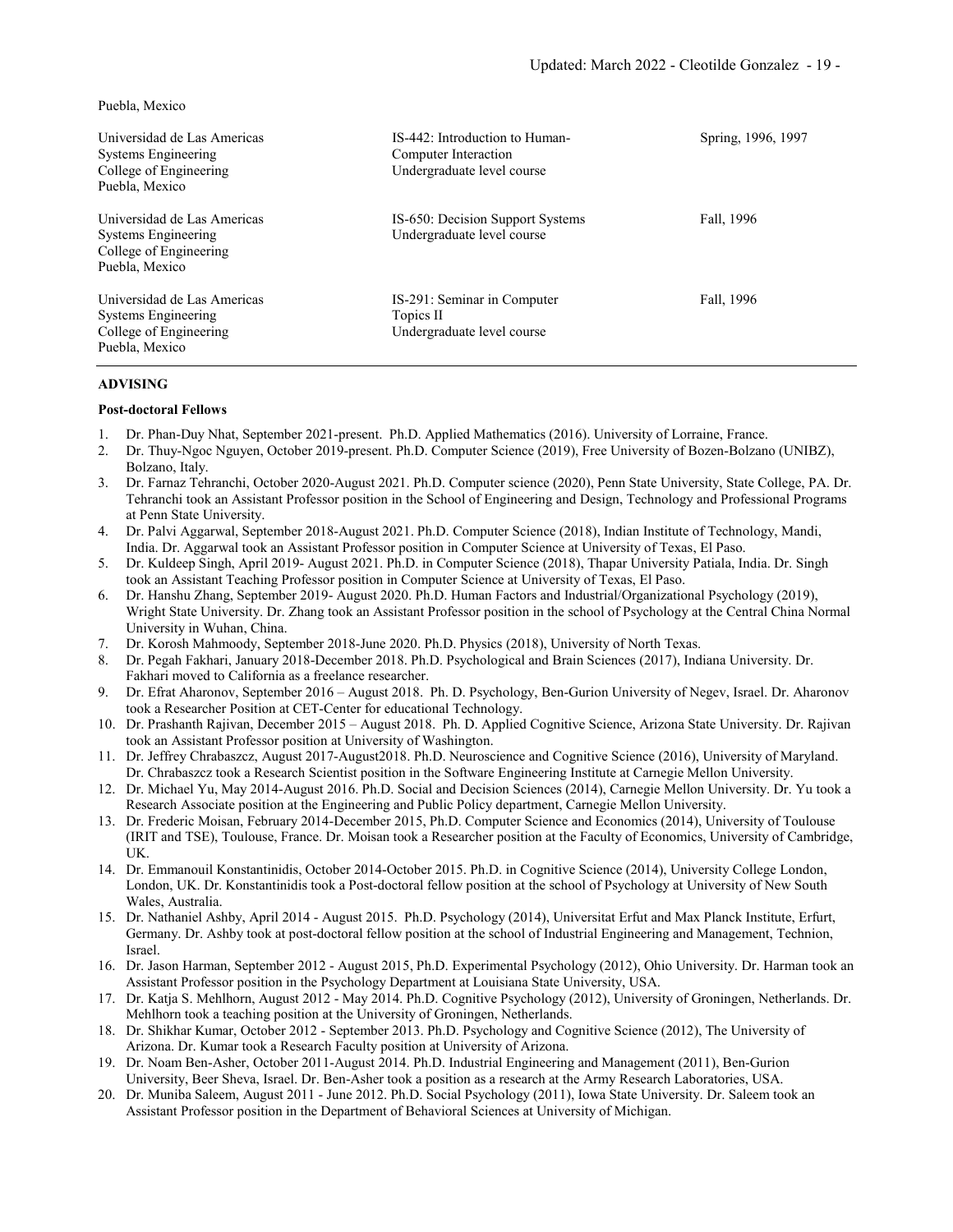Puebla, Mexico

| | | |
|---|---|---|
| Universidad de Las Americas<br>Systems Engineering<br>College of Engineering<br>Puebla, Mexico | IS-442: Introduction to Human-Computer Interaction<br>Undergraduate level course | Spring, 1996, 1997 |
| Universidad de Las Americas<br>Systems Engineering<br>College of Engineering<br>Puebla, Mexico | IS-650: Decision Support Systems<br>Undergraduate level course | Fall, 1996 |
| Universidad de Las Americas<br>Systems Engineering<br>College of Engineering<br>Puebla, Mexico | IS-291: Seminar in Computer Topics II<br>Undergraduate level course | Fall, 1996 |

## ADVISING

### Post-doctoral Fellows

1. Dr. Phan-Duy Nhat, September 2021-present. Ph.D. Applied Mathematics (2016). University of Lorraine, France.
2. Dr. Thuy-Ngoc Nguyen, October 2019-present. Ph.D. Computer Science (2019), Free University of Bozen-Bolzano (UNIBZ), Bolzano, Italy.
3. Dr. Farnaz Tehranchi, October 2020-August 2021. Ph.D. Computer science (2020), Penn State University, State College, PA. Dr. Tehranchi took an Assistant Professor position in the School of Engineering and Design, Technology and Professional Programs at Penn State University.
4. Dr. Palvi Aggarwal, September 2018-August 2021. Ph.D. Computer Science (2018), Indian Institute of Technology, Mandi, India. Dr. Aggarwal took an Assistant Professor position in Computer Science at University of Texas, El Paso.
5. Dr. Kuldeep Singh, April 2019- August 2021. Ph.D. in Computer Science (2018), Thapar University Patiala, India. Dr. Singh took an Assistant Teaching Professor position in Computer Science at University of Texas, El Paso.
6. Dr. Hanshu Zhang, September 2019- August 2020. Ph.D. Human Factors and Industrial/Organizational Psychology (2019), Wright State University. Dr. Zhang took an Assistant Professor position in the school of Psychology at the Central China Normal University in Wuhan, China.
7. Dr. Korosh Mahmoody, September 2018-June 2020. Ph.D. Physics (2018), University of North Texas.
8. Dr. Pegah Fakhari, January 2018-December 2018. Ph.D. Psychological and Brain Sciences (2017), Indiana University. Dr. Fakhari moved to California as a freelance researcher.
9. Dr. Efrat Aharonov, September 2016 – August 2018. Ph. D. Psychology, Ben-Gurion University of Negev, Israel. Dr. Aharonov took a Researcher Position at CET-Center for educational Technology.
10. Dr. Prashanth Rajivan, December 2015 – August 2018. Ph. D. Applied Cognitive Science, Arizona State University. Dr. Rajivan took an Assistant Professor position at University of Washington.
11. Dr. Jeffrey Chrabaszcz, August 2017-August2018. Ph.D. Neuroscience and Cognitive Science (2016), University of Maryland. Dr. Chrabaszcz took a Research Scientist position in the Software Engineering Institute at Carnegie Mellon University.
12. Dr. Michael Yu, May 2014-August 2016. Ph.D. Social and Decision Sciences (2014), Carnegie Mellon University. Dr. Yu took a Research Associate position at the Engineering and Public Policy department, Carnegie Mellon University.
13. Dr. Frederic Moisan, February 2014-December 2015, Ph.D. Computer Science and Economics (2014), University of Toulouse (IRIT and TSE), Toulouse, France. Dr. Moisan took a Researcher position at the Faculty of Economics, University of Cambridge, UK.
14. Dr. Emmanouil Konstantinidis, October 2014-October 2015. Ph.D. in Cognitive Science (2014), University College London, London, UK. Dr. Konstantinidis took a Post-doctoral fellow position at the school of Psychology at University of New South Wales, Australia.
15. Dr. Nathaniel Ashby, April 2014 - August 2015. Ph.D. Psychology (2014), Universitat Erfut and Max Planck Institute, Erfurt, Germany. Dr. Ashby took at post-doctoral fellow position at the school of Industrial Engineering and Management, Technion, Israel.
16. Dr. Jason Harman, September 2012 - August 2015, Ph.D. Experimental Psychology (2012), Ohio University. Dr. Harman took an Assistant Professor position in the Psychology Department at Louisiana State University, USA.
17. Dr. Katja S. Mehlhorn, August 2012 - May 2014. Ph.D. Cognitive Psychology (2012), University of Groningen, Netherlands. Dr. Mehlhorn took a teaching position at the University of Groningen, Netherlands.
18. Dr. Shikhar Kumar, October 2012 - September 2013. Ph.D. Psychology and Cognitive Science (2012), The University of Arizona. Dr. Kumar took a Research Faculty position at University of Arizona.
19. Dr. Noam Ben-Asher, October 2011-August 2014. Ph.D. Industrial Engineering and Management (2011), Ben-Gurion University, Beer Sheva, Israel. Dr. Ben-Asher took a position as a research at the Army Research Laboratories, USA.
20. Dr. Muniba Saleem, August 2011 - June 2012. Ph.D. Social Psychology (2011), Iowa State University. Dr. Saleem took an Assistant Professor position in the Department of Behavioral Sciences at University of Michigan.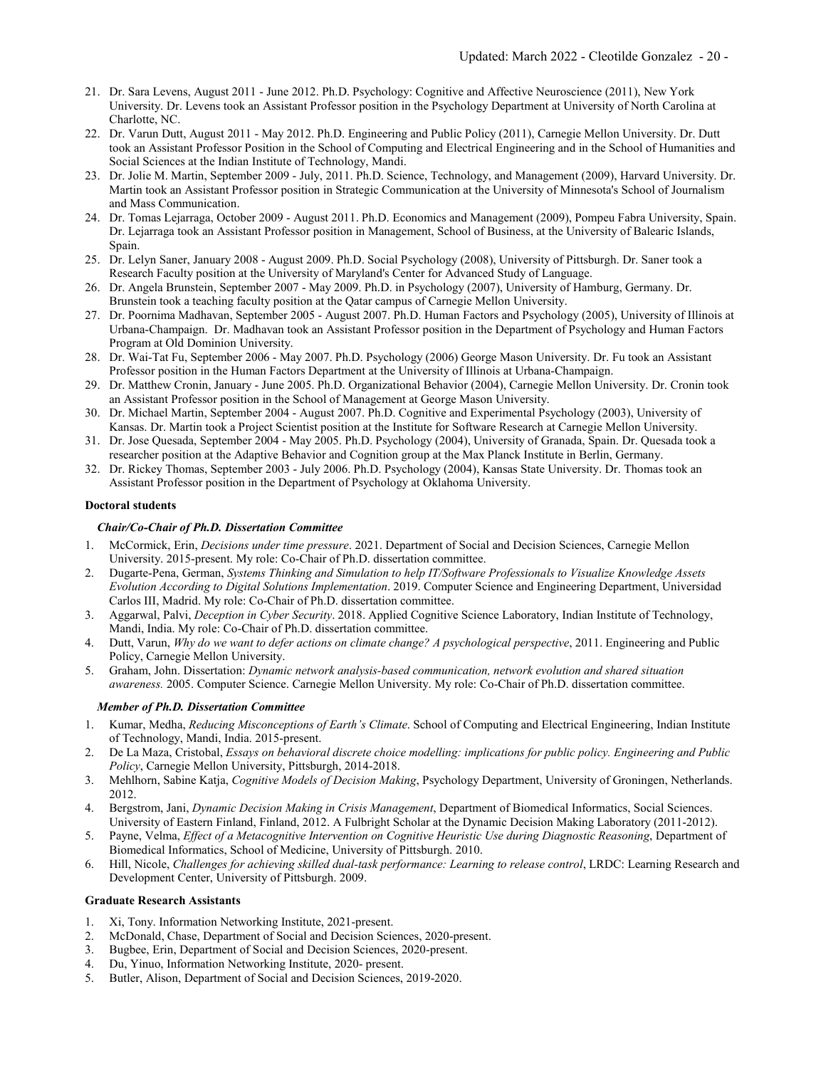21. Dr. Sara Levens, August 2011 - June 2012. Ph.D. Psychology: Cognitive and Affective Neuroscience (2011), New York University. Dr. Levens took an Assistant Professor position in the Psychology Department at University of North Carolina at Charlotte, NC.
22. Dr. Varun Dutt, August 2011 - May 2012. Ph.D. Engineering and Public Policy (2011), Carnegie Mellon University. Dr. Dutt took an Assistant Professor Position in the School of Computing and Electrical Engineering and in the School of Humanities and Social Sciences at the Indian Institute of Technology, Mandi.
23. Dr. Jolie M. Martin, September 2009 - July, 2011. Ph.D. Science, Technology, and Management (2009), Harvard University. Dr. Martin took an Assistant Professor position in Strategic Communication at the University of Minnesota's School of Journalism and Mass Communication.
24. Dr. Tomas Lejarraga, October 2009 - August 2011. Ph.D. Economics and Management (2009), Pompeu Fabra University, Spain. Dr. Lejarraga took an Assistant Professor position in Management, School of Business, at the University of Balearic Islands, Spain.
25. Dr. Lelyn Saner, January 2008 - August 2009. Ph.D. Social Psychology (2008), University of Pittsburgh. Dr. Saner took a Research Faculty position at the University of Maryland's Center for Advanced Study of Language.
26. Dr. Angela Brunstein, September 2007 - May 2009. Ph.D. in Psychology (2007), University of Hamburg, Germany. Dr. Brunstein took a teaching faculty position at the Qatar campus of Carnegie Mellon University.
27. Dr. Poornima Madhavan, September 2005 - August 2007. Ph.D. Human Factors and Psychology (2005), University of Illinois at Urbana-Champaign. Dr. Madhavan took an Assistant Professor position in the Department of Psychology and Human Factors Program at Old Dominion University.
28. Dr. Wai-Tat Fu, September 2006 - May 2007. Ph.D. Psychology (2006) George Mason University. Dr. Fu took an Assistant Professor position in the Human Factors Department at the University of Illinois at Urbana-Champaign.
29. Dr. Matthew Cronin, January - June 2005. Ph.D. Organizational Behavior (2004), Carnegie Mellon University. Dr. Cronin took an Assistant Professor position in the School of Management at George Mason University.
30. Dr. Michael Martin, September 2004 - August 2007. Ph.D. Cognitive and Experimental Psychology (2003), University of Kansas. Dr. Martin took a Project Scientist position at the Institute for Software Research at Carnegie Mellon University.
31. Dr. Jose Quesada, September 2004 - May 2005. Ph.D. Psychology (2004), University of Granada, Spain. Dr. Quesada took a researcher position at the Adaptive Behavior and Cognition group at the Max Planck Institute in Berlin, Germany.
32. Dr. Rickey Thomas, September 2003 - July 2006. Ph.D. Psychology (2004), Kansas State University. Dr. Thomas took an Assistant Professor position in the Department of Psychology at Oklahoma University.

### Doctoral students

#### *Chair/Co-Chair of Ph.D. Dissertation Committee*

1. McCormick, Erin, *Decisions under time pressure*. 2021. Department of Social and Decision Sciences, Carnegie Mellon University. 2015-present. My role: Co-Chair of Ph.D. dissertation committee.
2. Dugarte-Pena, German, *Systems Thinking and Simulation to help IT/Software Professionals to Visualize Knowledge Assets Evolution According to Digital Solutions Implementation*. 2019. Computer Science and Engineering Department, Universidad Carlos III, Madrid. My role: Co-Chair of Ph.D. dissertation committee.
3. Aggarwal, Palvi, *Deception in Cyber Security*. 2018. Applied Cognitive Science Laboratory, Indian Institute of Technology, Mandi, India. My role: Co-Chair of Ph.D. dissertation committee.
4. Dutt, Varun, *Why do we want to defer actions on climate change? A psychological perspective*, 2011. Engineering and Public Policy, Carnegie Mellon University.
5. Graham, John. Dissertation: *Dynamic network analysis-based communication, network evolution and shared situation awareness.* 2005. Computer Science. Carnegie Mellon University. My role: Co-Chair of Ph.D. dissertation committee.

#### *Member of Ph.D. Dissertation Committee*

1. Kumar, Medha, *Reducing Misconceptions of Earth's Climate*. School of Computing and Electrical Engineering, Indian Institute of Technology, Mandi, India. 2015-present.
2. De La Maza, Cristobal, *Essays on behavioral discrete choice modelling: implications for public policy. Engineering and Public Policy*, Carnegie Mellon University, Pittsburgh, 2014-2018.
3. Mehlhorn, Sabine Katja, *Cognitive Models of Decision Making*, Psychology Department, University of Groningen, Netherlands. 2012.
4. Bergstrom, Jani, *Dynamic Decision Making in Crisis Management*, Department of Biomedical Informatics, Social Sciences. University of Eastern Finland, Finland, 2012. A Fulbright Scholar at the Dynamic Decision Making Laboratory (2011-2012).
5. Payne, Velma, *Effect of a Metacognitive Intervention on Cognitive Heuristic Use during Diagnostic Reasoning*, Department of Biomedical Informatics, School of Medicine, University of Pittsburgh. 2010.
6. Hill, Nicole, *Challenges for achieving skilled dual-task performance: Learning to release control*, LRDC: Learning Research and Development Center, University of Pittsburgh. 2009.

### Graduate Research Assistants

1. Xi, Tony. Information Networking Institute, 2021-present.
2. McDonald, Chase, Department of Social and Decision Sciences, 2020-present.
3. Bugbee, Erin, Department of Social and Decision Sciences, 2020-present.
4. Du, Yinuo, Information Networking Institute, 2020- present.
5. Butler, Alison, Department of Social and Decision Sciences, 2019-2020.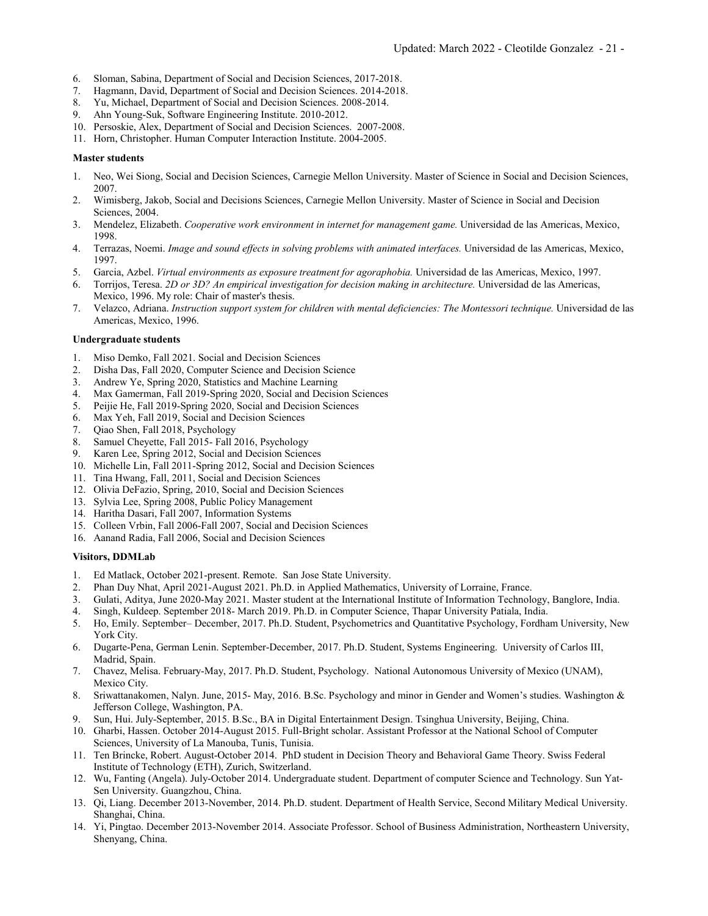6. Sloman, Sabina, Department of Social and Decision Sciences, 2017-2018.
7. Hagmann, David, Department of Social and Decision Sciences. 2014-2018.
8. Yu, Michael, Department of Social and Decision Sciences. 2008-2014.
9. Ahn Young-Suk, Software Engineering Institute. 2010-2012.
10. Persoskie, Alex, Department of Social and Decision Sciences. 2007-2008.
11. Horn, Christopher. Human Computer Interaction Institute. 2004-2005.

**Master students**

1. Neo, Wei Siong, Social and Decision Sciences, Carnegie Mellon University. Master of Science in Social and Decision Sciences, 2007.
2. Wimisberg, Jakob, Social and Decisions Sciences, Carnegie Mellon University. Master of Science in Social and Decision Sciences, 2004.
3. Mendelez, Elizabeth. *Cooperative work environment in internet for management game.* Universidad de las Americas, Mexico, 1998.
4. Terrazas, Noemi. *Image and sound effects in solving problems with animated interfaces.* Universidad de las Americas, Mexico, 1997.
5. Garcia, Azbel. *Virtual environments as exposure treatment for agoraphobia.* Universidad de las Americas, Mexico, 1997.
6. Torrijos, Teresa. *2D or 3D? An empirical investigation for decision making in architecture.* Universidad de las Americas, Mexico, 1996. My role: Chair of master's thesis.
7. Velazco, Adriana. *Instruction support system for children with mental deficiencies: The Montessori technique.* Universidad de las Americas, Mexico, 1996.

**Undergraduate students**

1. Miso Demko, Fall 2021. Social and Decision Sciences
2. Disha Das, Fall 2020, Computer Science and Decision Science
3. Andrew Ye, Spring 2020, Statistics and Machine Learning
4. Max Gamerman, Fall 2019-Spring 2020, Social and Decision Sciences
5. Peijie He, Fall 2019-Spring 2020, Social and Decision Sciences
6. Max Yeh, Fall 2019, Social and Decision Sciences
7. Qiao Shen, Fall 2018, Psychology
8. Samuel Cheyette, Fall 2015- Fall 2016, Psychology
9. Karen Lee, Spring 2012, Social and Decision Sciences
10. Michelle Lin, Fall 2011-Spring 2012, Social and Decision Sciences
11. Tina Hwang, Fall, 2011, Social and Decision Sciences
12. Olivia DeFazio, Spring, 2010, Social and Decision Sciences
13. Sylvia Lee, Spring 2008, Public Policy Management
14. Haritha Dasari, Fall 2007, Information Systems
15. Colleen Vrbin, Fall 2006-Fall 2007, Social and Decision Sciences
16. Aanand Radia, Fall 2006, Social and Decision Sciences

**Visitors, DDMLab**

1. Ed Matlack, October 2021-present. Remote. San Jose State University.
2. Phan Duy Nhat, April 2021-August 2021. Ph.D. in Applied Mathematics, University of Lorraine, France.
3. Gulati, Aditya, June 2020-May 2021. Master student at the International Institute of Information Technology, Banglore, India.
4. Singh, Kuldeep. September 2018- March 2019. Ph.D. in Computer Science, Thapar University Patiala, India.
5. Ho, Emily. September– December, 2017. Ph.D. Student, Psychometrics and Quantitative Psychology, Fordham University, New York City.
6. Dugarte-Pena, German Lenin. September-December, 2017. Ph.D. Student, Systems Engineering. University of Carlos III, Madrid, Spain.
7. Chavez, Melisa. February-May, 2017. Ph.D. Student, Psychology. National Autonomous University of Mexico (UNAM), Mexico City.
8. Sriwattanakomen, Nalyn. June, 2015- May, 2016. B.Sc. Psychology and minor in Gender and Women's studies. Washington & Jefferson College, Washington, PA.
9. Sun, Hui. July-September, 2015. B.Sc., BA in Digital Entertainment Design. Tsinghua University, Beijing, China.
10. Gharbi, Hassen. October 2014-August 2015. Full-Bright scholar. Assistant Professor at the National School of Computer Sciences, University of La Manouba, Tunis, Tunisia.
11. Ten Brincke, Robert. August-October 2014. PhD student in Decision Theory and Behavioral Game Theory. Swiss Federal Institute of Technology (ETH), Zurich, Switzerland.
12. Wu, Fanting (Angela). July-October 2014. Undergraduate student. Department of computer Science and Technology. Sun Yat-Sen University. Guangzhou, China.
13. Qi, Liang. December 2013-November, 2014. Ph.D. student. Department of Health Service, Second Military Medical University. Shanghai, China.
14. Yi, Pingtao. December 2013-November 2014. Associate Professor. School of Business Administration, Northeastern University, Shenyang, China.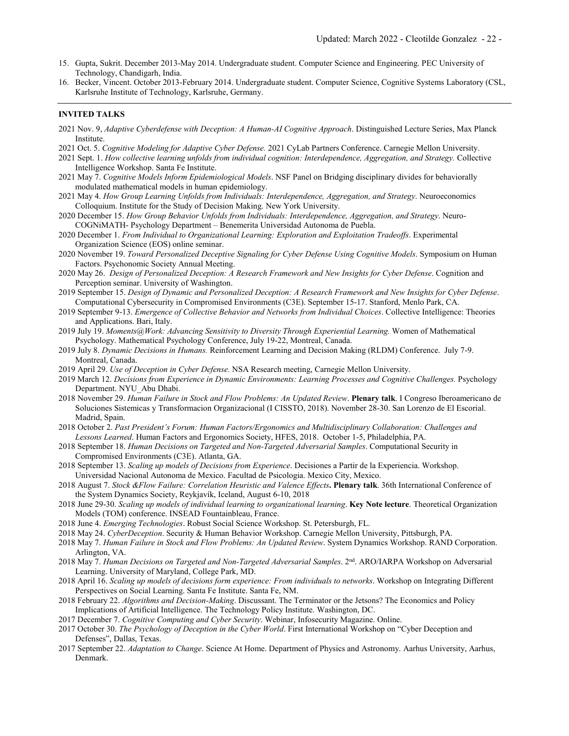15. Gupta, Sukrit. December 2013-May 2014. Undergraduate student. Computer Science and Engineering. PEC University of Technology, Chandigarh, India.
16. Becker, Vincent. October 2013-February 2014. Undergraduate student. Computer Science, Cognitive Systems Laboratory (CSL, Karlsruhe Institute of Technology, Karlsruhe, Germany.

---

## INVITED TALKS

2021 Nov. 9, *Adaptive Cyberdefense with Deception: A Human-AI Cognitive Approach*. Distinguished Lecture Series, Max Planck Institute.

2021 Oct. 5. *Cognitive Modeling for Adaptive Cyber Defense.* 2021 CyLab Partners Conference. Carnegie Mellon University.

2021 Sept. 1. *How collective learning unfolds from individual cognition: Interdependence, Aggregation, and Strategy.* Collective Intelligence Workshop. Santa Fe Institute.

2021 May 7. *Cognitive Models Inform Epidemiological Models*. NSF Panel on Bridging disciplinary divides for behaviorally modulated mathematical models in human epidemiology.

2021 May 4. *How Group Learning Unfolds from Individuals: Interdependence, Aggregation, and Strategy*. Neuroeconomics Colloquium. Institute for the Study of Decision Making. New York University.

2020 December 15. *How Group Behavior Unfolds from Individuals: Interdependence, Aggregation, and Strategy*. Neuro-COGNiMATH- Psychology Department – Benemerita Universidad Autonoma de Puebla.

2020 December 1. *From Individual to Organizational Learning: Exploration and Exploitation Tradeoffs*. Experimental Organization Science (EOS) online seminar.

2020 November 19. *Toward Personalized Deceptive Signaling for Cyber Defense Using Cognitive Models*. Symposium on Human Factors. Psychonomic Society Annual Meeting.

2020 May 26. *Design of Personalized Deception: A Research Framework and New Insights for Cyber Defense*. Cognition and Perception seminar. University of Washington.

2019 September 15. *Design of Dynamic and Personalized Deception: A Research Framework and New Insights for Cyber Defense*. Computational Cybersecurity in Compromised Environments (C3E). September 15-17. Stanford, Menlo Park, CA.

2019 September 9-13. *Emergence of Collective Behavior and Networks from Individual Choices*. Collective Intelligence: Theories and Applications. Bari, Italy.

2019 July 19. *Moments@Work: Advancing Sensitivity to Diversity Through Experiential Learning.* Women of Mathematical Psychology. Mathematical Psychology Conference, July 19-22, Montreal, Canada.

2019 July 8. *Dynamic Decisions in Humans.* Reinforcement Learning and Decision Making (RLDM) Conference. July 7-9. Montreal, Canada.

2019 April 29. *Use of Deception in Cyber Defense.* NSA Research meeting, Carnegie Mellon University.

2019 March 12. *Decisions from Experience in Dynamic Environments: Learning Processes and Cognitive Challenges.* Psychology Department. NYU_Abu Dhabi.

2018 November 29. *Human Failure in Stock and Flow Problems: An Updated Review*. **Plenary talk**. I Congreso Iberoamericano de Soluciones Sistemicas y Transformacion Organizacional (I CISSTO, 2018). November 28-30. San Lorenzo de El Escorial. Madrid, Spain.

2018 October 2. *Past President's Forum: Human Factors/Ergonomics and Multidisciplinary Collaboration: Challenges and Lessons Learned*. Human Factors and Ergonomics Society, HFES, 2018. October 1-5, Philadelphia, PA.

2018 September 18. *Human Decisions on Targeted and Non-Targeted Adversarial Samples*. Computational Security in Compromised Environments (C3E). Atlanta, GA.

2018 September 13. *Scaling up models of Decisions from Experience*. Decisiones a Partir de la Experiencia. Workshop. Universidad Nacional Autonoma de Mexico. Facultad de Psicologia. Mexico City, Mexico.

2018 August 7. *Stock &Flow Failure: Correlation Heuristic and Valence Effects***. Plenary talk**. 36th International Conference of the System Dynamics Society, Reykjavík, Iceland, August 6-10, 2018

2018 June 29-30. *Scaling up models of individual learning to organizational learning*. **Key Note lecture**. Theoretical Organization Models (TOM) conference. INSEAD Fountainbleau, France.

2018 June 4. *Emerging Technologies*. Robust Social Science Workshop. St. Petersburgh, FL.

2018 May 24. *CyberDeception*. Security & Human Behavior Workshop. Carnegie Mellon University, Pittsburgh, PA.

2018 May 7. *Human Failure in Stock and Flow Problems: An Updated Review*. System Dynamics Workshop. RAND Corporation. Arlington, VA.

2018 May 7. *Human Decisions on Targeted and Non-Targeted Adversarial Samples*. 2nd. ARO/IARPA Workshop on Adversarial Learning. University of Maryland, College Park, MD.

2018 April 16. *Scaling up models of decisions form experience: From individuals to networks*. Workshop on Integrating Different Perspectives on Social Learning. Santa Fe Institute. Santa Fe, NM.

2018 February 22. *Algorithms and Decision-Making*. Discussant. The Terminator or the Jetsons? The Economics and Policy Implications of Artificial Intelligence. The Technology Policy Institute. Washington, DC.

2017 December 7. *Cognitive Computing and Cyber Security*. Webinar, Infosecurity Magazine. Online.

2017 October 30. *The Psychology of Deception in the Cyber World*. First International Workshop on "Cyber Deception and Defenses", Dallas, Texas.

2017 September 22. *Adaptation to Change*. Science At Home. Department of Physics and Astronomy. Aarhus University, Aarhus, Denmark.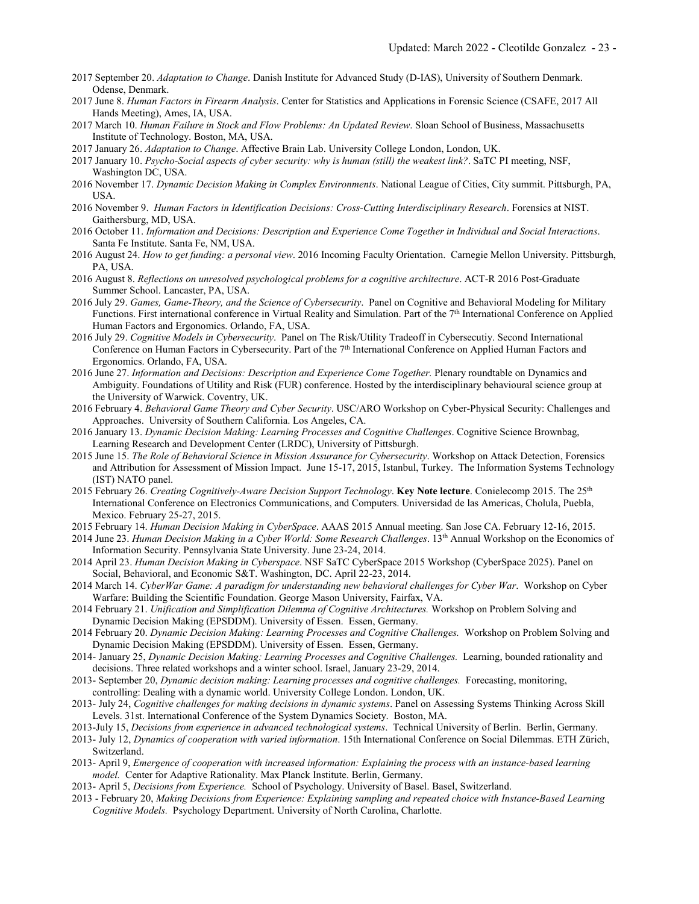2017 September 20. *Adaptation to Change*. Danish Institute for Advanced Study (D-IAS), University of Southern Denmark. Odense, Denmark.

2017 June 8. *Human Factors in Firearm Analysis*. Center for Statistics and Applications in Forensic Science (CSAFE, 2017 All Hands Meeting), Ames, IA, USA.

2017 March 10. *Human Failure in Stock and Flow Problems: An Updated Review*. Sloan School of Business, Massachusetts Institute of Technology. Boston, MA, USA.

2017 January 26. *Adaptation to Change*. Affective Brain Lab. University College London, London, UK.

2017 January 10. *Psycho-Social aspects of cyber security: why is human (still) the weakest link?*. SaTC PI meeting, NSF, Washington DC, USA.

2016 November 17. *Dynamic Decision Making in Complex Environments*. National League of Cities, City summit. Pittsburgh, PA, USA.

2016 November 9. *Human Factors in Identification Decisions: Cross-Cutting Interdisciplinary Research*. Forensics at NIST. Gaithersburg, MD, USA.

2016 October 11. *Information and Decisions: Description and Experience Come Together in Individual and Social Interactions*. Santa Fe Institute. Santa Fe, NM, USA.

2016 August 24. *How to get funding: a personal view*. 2016 Incoming Faculty Orientation. Carnegie Mellon University. Pittsburgh, PA, USA.

2016 August 8. *Reflections on unresolved psychological problems for a cognitive architecture*. ACT-R 2016 Post-Graduate Summer School. Lancaster, PA, USA.

2016 July 29. *Games, Game-Theory, and the Science of Cybersecurity*. Panel on Cognitive and Behavioral Modeling for Military Functions. First international conference in Virtual Reality and Simulation. Part of the 7th International Conference on Applied Human Factors and Ergonomics. Orlando, FA, USA.

2016 July 29. *Cognitive Models in Cybersecurity*. Panel on The Risk/Utility Tradeoff in Cybersecutiy. Second International Conference on Human Factors in Cybersecurity. Part of the 7th International Conference on Applied Human Factors and Ergonomics. Orlando, FA, USA.

2016 June 27. *Information and Decisions: Description and Experience Come Together.* Plenary roundtable on Dynamics and Ambiguity. Foundations of Utility and Risk (FUR) conference. Hosted by the interdisciplinary behavioural science group at the University of Warwick. Coventry, UK.

2016 February 4. *Behavioral Game Theory and Cyber Security*. USC/ARO Workshop on Cyber-Physical Security: Challenges and Approaches. University of Southern California. Los Angeles, CA.

2016 January 13. *Dynamic Decision Making: Learning Processes and Cognitive Challenges*. Cognitive Science Brownbag, Learning Research and Development Center (LRDC), University of Pittsburgh.

2015 June 15. *The Role of Behavioral Science in Mission Assurance for Cybersecurity*. Workshop on Attack Detection, Forensics and Attribution for Assessment of Mission Impact. June 15-17, 2015, Istanbul, Turkey. The Information Systems Technology (IST) NATO panel.

2015 February 26. *Creating Cognitively-Aware Decision Support Technology*. **Key Note lecture**. Conielecomp 2015. The 25th International Conference on Electronics Communications, and Computers. Universidad de las Americas, Cholula, Puebla, Mexico. February 25-27, 2015.

2015 February 14. *Human Decision Making in CyberSpace*. AAAS 2015 Annual meeting. San Jose CA. February 12-16, 2015.

2014 June 23. *Human Decision Making in a Cyber World: Some Research Challenges*. 13th Annual Workshop on the Economics of Information Security. Pennsylvania State University. June 23-24, 2014.

2014 April 23. *Human Decision Making in Cyberspace*. NSF SaTC CyberSpace 2015 Workshop (CyberSpace 2025). Panel on Social, Behavioral, and Economic S&T. Washington, DC. April 22-23, 2014.

2014 March 14. *CyberWar Game: A paradigm for understanding new behavioral challenges for Cyber War*. Workshop on Cyber Warfare: Building the Scientific Foundation. George Mason University, Fairfax, VA.

2014 February 21. *Unification and Simplification Dilemma of Cognitive Architectures.* Workshop on Problem Solving and Dynamic Decision Making (EPSDDM). University of Essen. Essen, Germany.

2014 February 20. *Dynamic Decision Making: Learning Processes and Cognitive Challenges.* Workshop on Problem Solving and Dynamic Decision Making (EPSDDM). University of Essen. Essen, Germany.

2014- January 25, *Dynamic Decision Making: Learning Processes and Cognitive Challenges.* Learning, bounded rationality and decisions. Three related workshops and a winter school. Israel, January 23-29, 2014.

2013- September 20, *Dynamic decision making: Learning processes and cognitive challenges.* Forecasting, monitoring, controlling: Dealing with a dynamic world. University College London. London, UK.

2013- July 24, *Cognitive challenges for making decisions in dynamic systems*. Panel on Assessing Systems Thinking Across Skill Levels. 31st. International Conference of the System Dynamics Society. Boston, MA.

2013-July 15, *Decisions from experience in advanced technological systems*. Technical University of Berlin. Berlin, Germany.

2013- July 12, *Dynamics of cooperation with varied information*. 15th International Conference on Social Dilemmas. ETH Zürich, Switzerland.

2013- April 9, *Emergence of cooperation with increased information: Explaining the process with an instance-based learning model.* Center for Adaptive Rationality. Max Planck Institute. Berlin, Germany.

2013- April 5, *Decisions from Experience.* School of Psychology. University of Basel. Basel, Switzerland.

2013 - February 20, *Making Decisions from Experience: Explaining sampling and repeated choice with Instance-Based Learning Cognitive Models.* Psychology Department. University of North Carolina, Charlotte.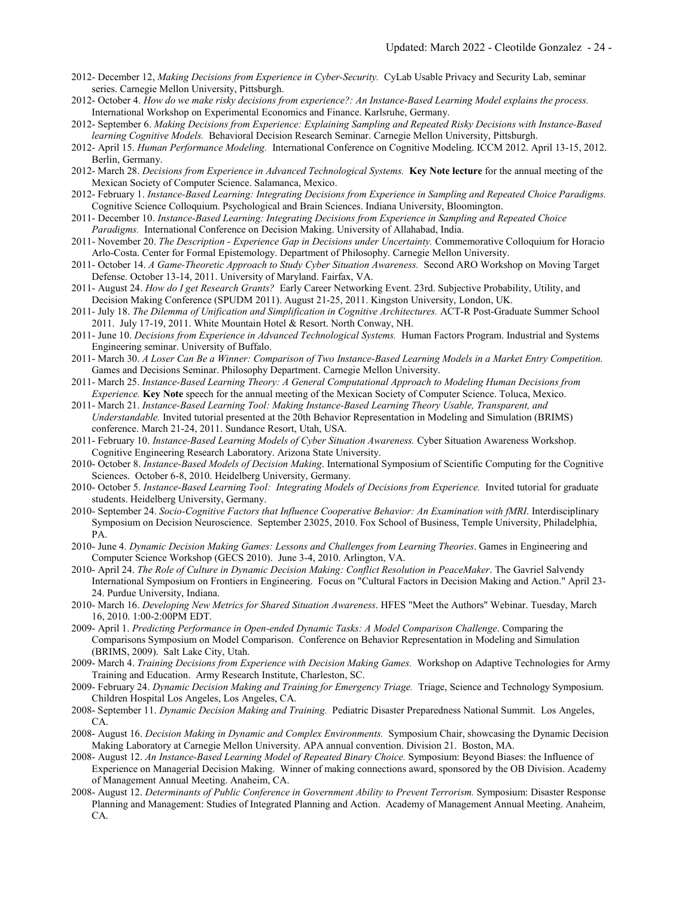- 2012- December 12, *Making Decisions from Experience in Cyber-Security.* CyLab Usable Privacy and Security Lab, seminar series. Carnegie Mellon University, Pittsburgh.
- 2012- October 4. *How do we make risky decisions from experience?: An Instance-Based Learning Model explains the process.* International Workshop on Experimental Economics and Finance. Karlsruhe, Germany.
- 2012- September 6. *Making Decisions from Experience: Explaining Sampling and Repeated Risky Decisions with Instance-Based learning Cognitive Models.* Behavioral Decision Research Seminar. Carnegie Mellon University, Pittsburgh.
- 2012- April 15. *Human Performance Modeling.* International Conference on Cognitive Modeling. ICCM 2012. April 13-15, 2012. Berlin, Germany.
- 2012- March 28. *Decisions from Experience in Advanced Technological Systems.* **Key Note lecture** for the annual meeting of the Mexican Society of Computer Science. Salamanca, Mexico.
- 2012- February 1. *Instance-Based Learning: Integrating Decisions from Experience in Sampling and Repeated Choice Paradigms.* Cognitive Science Colloquium. Psychological and Brain Sciences. Indiana University, Bloomington.
- 2011- December 10. *Instance-Based Learning: Integrating Decisions from Experience in Sampling and Repeated Choice Paradigms.* International Conference on Decision Making. University of Allahabad, India.
- 2011- November 20. *The Description - Experience Gap in Decisions under Uncertainty.* Commemorative Colloquium for Horacio Arlo-Costa. Center for Formal Epistemology. Department of Philosophy. Carnegie Mellon University.
- 2011- October 14. *A Game-Theoretic Approach to Study Cyber Situation Awareness.* Second ARO Workshop on Moving Target Defense. October 13-14, 2011. University of Maryland. Fairfax, VA.
- 2011- August 24. *How do I get Research Grants?* Early Career Networking Event. 23rd. Subjective Probability, Utility, and Decision Making Conference (SPUDM 2011). August 21-25, 2011. Kingston University, London, UK.
- 2011- July 18. *The Dilemma of Unification and Simplification in Cognitive Architectures.* ACT-R Post-Graduate Summer School 2011. July 17-19, 2011. White Mountain Hotel & Resort. North Conway, NH.
- 2011- June 10. *Decisions from Experience in Advanced Technological Systems.* Human Factors Program. Industrial and Systems Engineering seminar. University of Buffalo.
- 2011- March 30. *A Loser Can Be a Winner: Comparison of Two Instance-Based Learning Models in a Market Entry Competition.* Games and Decisions Seminar. Philosophy Department. Carnegie Mellon University.
- 2011- March 25. *Instance-Based Learning Theory: A General Computational Approach to Modeling Human Decisions from Experience.* **Key Note** speech for the annual meeting of the Mexican Society of Computer Science. Toluca, Mexico.
- 2011- March 21. *Instance-Based Learning Tool: Making Instance-Based Learning Theory Usable, Transparent, and Understandable.* Invited tutorial presented at the 20th Behavior Representation in Modeling and Simulation (BRIMS) conference. March 21-24, 2011. Sundance Resort, Utah, USA.
- 2011- February 10. *Instance-Based Learning Models of Cyber Situation Awareness.* Cyber Situation Awareness Workshop. Cognitive Engineering Research Laboratory. Arizona State University.
- 2010- October 8. *Instance-Based Models of Decision Making*. International Symposium of Scientific Computing for the Cognitive Sciences. October 6-8, 2010. Heidelberg University, Germany.
- 2010- October 5. *Instance-Based Learning Tool: Integrating Models of Decisions from Experience.* Invited tutorial for graduate students. Heidelberg University, Germany.
- 2010- September 24. *Socio-Cognitive Factors that Influence Cooperative Behavior: An Examination with fMRI*. Interdisciplinary Symposium on Decision Neuroscience. September 23025, 2010. Fox School of Business, Temple University, Philadelphia, PA.
- 2010- June 4. *Dynamic Decision Making Games: Lessons and Challenges from Learning Theories*. Games in Engineering and Computer Science Workshop (GECS 2010). June 3-4, 2010. Arlington, VA.
- 2010- April 24. *The Role of Culture in Dynamic Decision Making: Conflict Resolution in PeaceMaker*. The Gavriel Salvendy International Symposium on Frontiers in Engineering. Focus on "Cultural Factors in Decision Making and Action." April 23-24. Purdue University, Indiana.
- 2010- March 16. *Developing New Metrics for Shared Situation Awareness*. HFES "Meet the Authors" Webinar. Tuesday, March 16, 2010. 1:00-2:00PM EDT.
- 2009- April 1. *Predicting Performance in Open-ended Dynamic Tasks: A Model Comparison Challenge*. Comparing the Comparisons Symposium on Model Comparison. Conference on Behavior Representation in Modeling and Simulation (BRIMS, 2009). Salt Lake City, Utah.
- 2009- March 4. *Training Decisions from Experience with Decision Making Games.* Workshop on Adaptive Technologies for Army Training and Education. Army Research Institute, Charleston, SC.
- 2009- February 24. *Dynamic Decision Making and Training for Emergency Triage.* Triage, Science and Technology Symposium. Children Hospital Los Angeles, Los Angeles, CA.
- 2008- September 11. *Dynamic Decision Making and Training.* Pediatric Disaster Preparedness National Summit. Los Angeles, CA.
- 2008- August 16. *Decision Making in Dynamic and Complex Environments.* Symposium Chair, showcasing the Dynamic Decision Making Laboratory at Carnegie Mellon University. APA annual convention. Division 21. Boston, MA.
- 2008- August 12. *An Instance-Based Learning Model of Repeated Binary Choice.* Symposium: Beyond Biases: the Influence of Experience on Managerial Decision Making. Winner of making connections award, sponsored by the OB Division. Academy of Management Annual Meeting. Anaheim, CA.
- 2008- August 12. *Determinants of Public Conference in Government Ability to Prevent Terrorism.* Symposium: Disaster Response Planning and Management: Studies of Integrated Planning and Action. Academy of Management Annual Meeting. Anaheim, CA.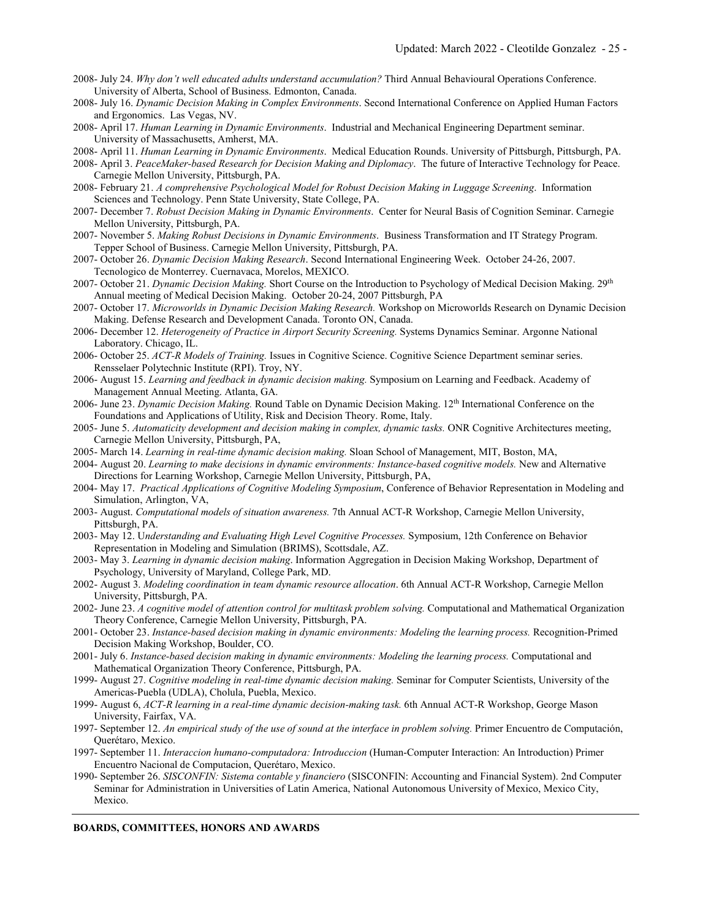2008- July 24. *Why don't well educated adults understand accumulation?* Third Annual Behavioural Operations Conference. University of Alberta, School of Business. Edmonton, Canada.

2008- July 16. *Dynamic Decision Making in Complex Environments*. Second International Conference on Applied Human Factors and Ergonomics. Las Vegas, NV.

2008- April 17. *Human Learning in Dynamic Environments*. Industrial and Mechanical Engineering Department seminar. University of Massachusetts, Amherst, MA.

2008- April 11. *Human Learning in Dynamic Environments*. Medical Education Rounds. University of Pittsburgh, Pittsburgh, PA.

2008- April 3. *PeaceMaker-based Research for Decision Making and Diplomacy*. The future of Interactive Technology for Peace. Carnegie Mellon University, Pittsburgh, PA.

2008- February 21. *A comprehensive Psychological Model for Robust Decision Making in Luggage Screening*. Information Sciences and Technology. Penn State University, State College, PA.

2007- December 7. *Robust Decision Making in Dynamic Environments*. Center for Neural Basis of Cognition Seminar. Carnegie Mellon University, Pittsburgh, PA.

2007- November 5. *Making Robust Decisions in Dynamic Environments*. Business Transformation and IT Strategy Program. Tepper School of Business. Carnegie Mellon University, Pittsburgh, PA.

2007- October 26. *Dynamic Decision Making Research*. Second International Engineering Week. October 24-26, 2007. Tecnologico de Monterrey. Cuernavaca, Morelos, MEXICO.

2007- October 21. *Dynamic Decision Making.* Short Course on the Introduction to Psychology of Medical Decision Making. 29th Annual meeting of Medical Decision Making. October 20-24, 2007 Pittsburgh, PA

2007- October 17. *Microworlds in Dynamic Decision Making Research.* Workshop on Microworlds Research on Dynamic Decision Making. Defense Research and Development Canada. Toronto ON, Canada.

2006- December 12. *Heterogeneity of Practice in Airport Security Screening.* Systems Dynamics Seminar. Argonne National Laboratory. Chicago, IL.

2006- October 25. *ACT-R Models of Training.* Issues in Cognitive Science. Cognitive Science Department seminar series. Rensselaer Polytechnic Institute (RPI). Troy, NY.

2006- August 15. *Learning and feedback in dynamic decision making.* Symposium on Learning and Feedback. Academy of Management Annual Meeting. Atlanta, GA.

2006- June 23. *Dynamic Decision Making.* Round Table on Dynamic Decision Making. 12th International Conference on the Foundations and Applications of Utility, Risk and Decision Theory. Rome, Italy.

2005- June 5. *Automaticity development and decision making in complex, dynamic tasks.* ONR Cognitive Architectures meeting, Carnegie Mellon University, Pittsburgh, PA,

2005- March 14. *Learning in real-time dynamic decision making.* Sloan School of Management, MIT, Boston, MA,

2004- August 20. *Learning to make decisions in dynamic environments: Instance-based cognitive models.* New and Alternative Directions for Learning Workshop, Carnegie Mellon University, Pittsburgh, PA,

2004- May 17. *Practical Applications of Cognitive Modeling Symposium*, Conference of Behavior Representation in Modeling and Simulation, Arlington, VA,

2003- August. *Computational models of situation awareness.* 7th Annual ACT-R Workshop, Carnegie Mellon University, Pittsburgh, PA.

2003- May 12. *Understanding and Evaluating High Level Cognitive Processes.* Symposium, 12th Conference on Behavior Representation in Modeling and Simulation (BRIMS), Scottsdale, AZ.

2003- May 3. *Learning in dynamic decision making*. Information Aggregation in Decision Making Workshop, Department of Psychology, University of Maryland, College Park, MD.

2002- August 3. *Modeling coordination in team dynamic resource allocation*. 6th Annual ACT-R Workshop, Carnegie Mellon University, Pittsburgh, PA.

2002- June 23. *A cognitive model of attention control for multitask problem solving.* Computational and Mathematical Organization Theory Conference, Carnegie Mellon University, Pittsburgh, PA.

2001- October 23. *Instance-based decision making in dynamic environments: Modeling the learning process.* Recognition-Primed Decision Making Workshop, Boulder, CO.

2001- July 6. *Instance-based decision making in dynamic environments: Modeling the learning process.* Computational and Mathematical Organization Theory Conference, Pittsburgh, PA.

1999- August 27. *Cognitive modeling in real-time dynamic decision making.* Seminar for Computer Scientists, University of the Americas-Puebla (UDLA), Cholula, Puebla, Mexico.

1999- August 6, *ACT-R learning in a real-time dynamic decision-making task.* 6th Annual ACT-R Workshop, George Mason University, Fairfax, VA.

1997- September 12. *An empirical study of the use of sound at the interface in problem solving.* Primer Encuentro de Computación, Querétaro, Mexico.

1997- September 11. *Interaccion humano-computadora: Introduccion* (Human-Computer Interaction: An Introduction) Primer Encuentro Nacional de Computacion, Querétaro, Mexico.

1990- September 26. *SISCONFIN: Sistema contable y financiero* (SISCONFIN: Accounting and Financial System). 2nd Computer Seminar for Administration in Universities of Latin America, National Autonomous University of Mexico, Mexico City, Mexico.

---

**BOARDS, COMMITTEES, HONORS AND AWARDS**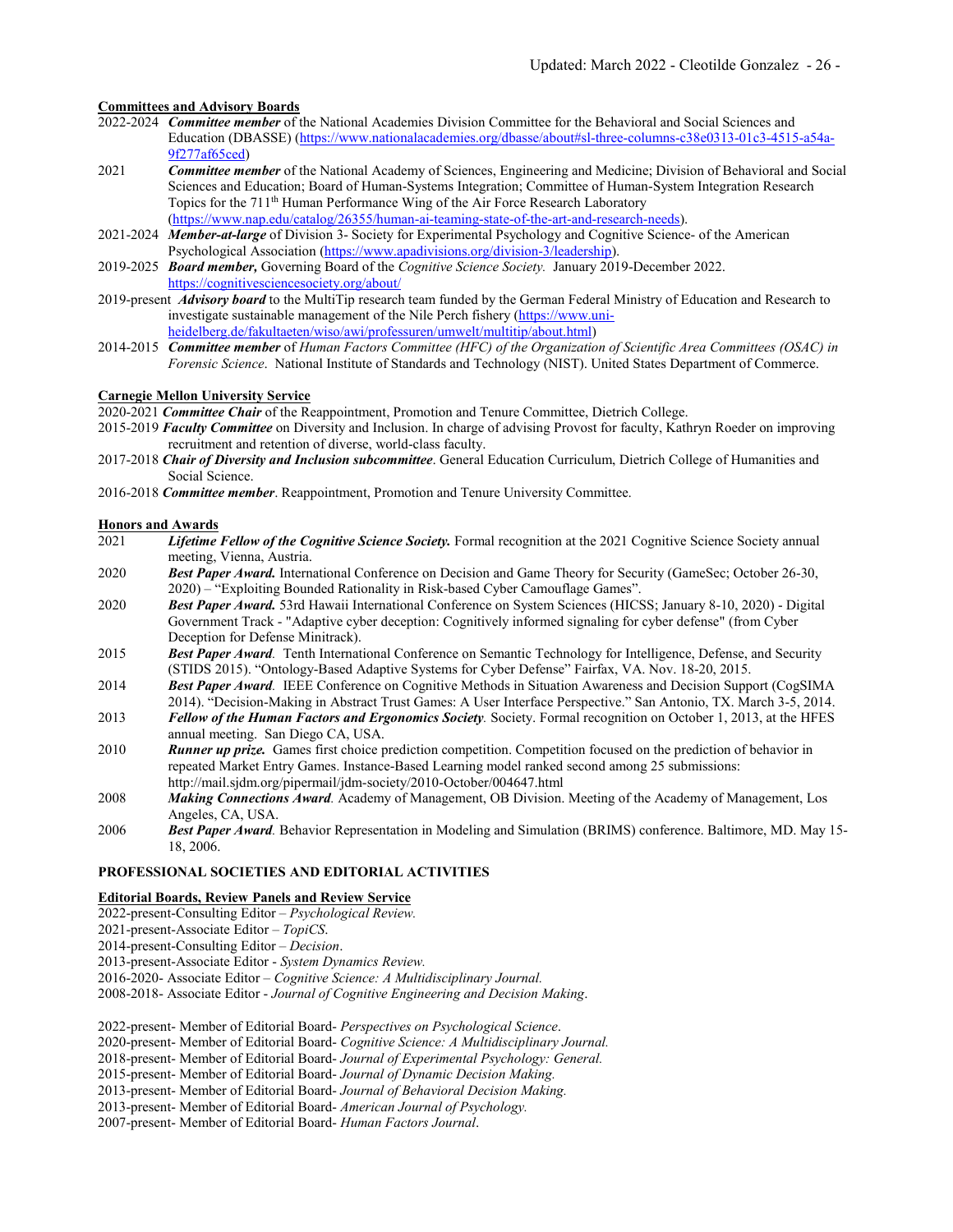**Committees and Advisory Boards**

2022-2024 ***Committee member*** of the National Academies Division Committee for the Behavioral and Social Sciences and Education (DBASSE) (https://www.nationalacademies.org/dbasse/about#sl-three-columns-c38e0313-01c3-4515-a54a-9f277af65ced)

2021 ***Committee member*** of the National Academy of Sciences, Engineering and Medicine; Division of Behavioral and Social Sciences and Education; Board of Human-Systems Integration; Committee of Human-System Integration Research Topics for the 711th Human Performance Wing of the Air Force Research Laboratory (https://www.nap.edu/catalog/26355/human-ai-teaming-state-of-the-art-and-research-needs).

2021-2024 ***Member-at-large*** of Division 3- Society for Experimental Psychology and Cognitive Science- of the American Psychological Association (https://www.apadivisions.org/division-3/leadership).

2019-2025 ***Board member,*** Governing Board of the *Cognitive Science Society.* January 2019-December 2022. https://cognitivesciencesociety.org/about/

2019-present ***Advisory board*** to the MultiTip research team funded by the German Federal Ministry of Education and Research to investigate sustainable management of the Nile Perch fishery (https://www.uni-heidelberg.de/fakultaeten/wiso/awi/professuren/umwelt/multitip/about.html)

2014-2015 ***Committee member*** of *Human Factors Committee (HFC) of the Organization of Scientific Area Committees (OSAC) in Forensic Science*. National Institute of Standards and Technology (NIST). United States Department of Commerce.

**Carnegie Mellon University Service**

2020-2021 ***Committee Chair*** of the Reappointment, Promotion and Tenure Committee, Dietrich College.

2015-2019 ***Faculty Committee*** on Diversity and Inclusion. In charge of advising Provost for faculty, Kathryn Roeder on improving recruitment and retention of diverse, world-class faculty.

2017-2018 ***Chair of Diversity and Inclusion subcommittee***. General Education Curriculum, Dietrich College of Humanities and Social Science.

2016-2018 ***Committee member***. Reappointment, Promotion and Tenure University Committee.

**Honors and Awards**

2021 ***Lifetime Fellow of the Cognitive Science Society.*** Formal recognition at the 2021 Cognitive Science Society annual meeting, Vienna, Austria.

2020 ***Best Paper Award.*** International Conference on Decision and Game Theory for Security (GameSec; October 26-30, 2020) – "Exploiting Bounded Rationality in Risk-based Cyber Camouflage Games".

2020 ***Best Paper Award.*** 53rd Hawaii International Conference on System Sciences (HICSS; January 8-10, 2020) - Digital Government Track - "Adaptive cyber deception: Cognitively informed signaling for cyber defense" (from Cyber Deception for Defense Minitrack).

2015 ***Best Paper Award.*** Tenth International Conference on Semantic Technology for Intelligence, Defense, and Security (STIDS 2015). "Ontology-Based Adaptive Systems for Cyber Defense" Fairfax, VA. Nov. 18-20, 2015.

2014 ***Best Paper Award.*** IEEE Conference on Cognitive Methods in Situation Awareness and Decision Support (CogSIMA 2014). "Decision-Making in Abstract Trust Games: A User Interface Perspective." San Antonio, TX. March 3-5, 2014.

2013 ***Fellow of the Human Factors and Ergonomics Society.*** Society. Formal recognition on October 1, 2013, at the HFES annual meeting. San Diego CA, USA.

2010 ***Runner up prize.*** Games first choice prediction competition. Competition focused on the prediction of behavior in repeated Market Entry Games. Instance-Based Learning model ranked second among 25 submissions: http://mail.sjdm.org/pipermail/jdm-society/2010-October/004647.html

2008 ***Making Connections Award.*** Academy of Management, OB Division. Meeting of the Academy of Management, Los Angeles, CA, USA.

2006 ***Best Paper Award.*** Behavior Representation in Modeling and Simulation (BRIMS) conference. Baltimore, MD. May 15-18, 2006.

## PROFESSIONAL SOCIETIES AND EDITORIAL ACTIVITIES

**Editorial Boards, Review Panels and Review Service**

2022-present-Consulting Editor – *Psychological Review.*
2021-present-Associate Editor – *TopiCS*.
2014-present-Consulting Editor – *Decision*.
2013-present-Associate Editor - *System Dynamics Review.*
2016-2020- Associate Editor – *Cognitive Science: A Multidisciplinary Journal.*
2008-2018- Associate Editor - *Journal of Cognitive Engineering and Decision Making*.

2022-present- Member of Editorial Board- *Perspectives on Psychological Science*.
2020-present- Member of Editorial Board- *Cognitive Science: A Multidisciplinary Journal.*
2018-present- Member of Editorial Board- *Journal of Experimental Psychology: General.*
2015-present- Member of Editorial Board- *Journal of Dynamic Decision Making.*
2013-present- Member of Editorial Board- *Journal of Behavioral Decision Making.*
2013-present- Member of Editorial Board- *American Journal of Psychology.*
2007-present- Member of Editorial Board- *Human Factors Journal*.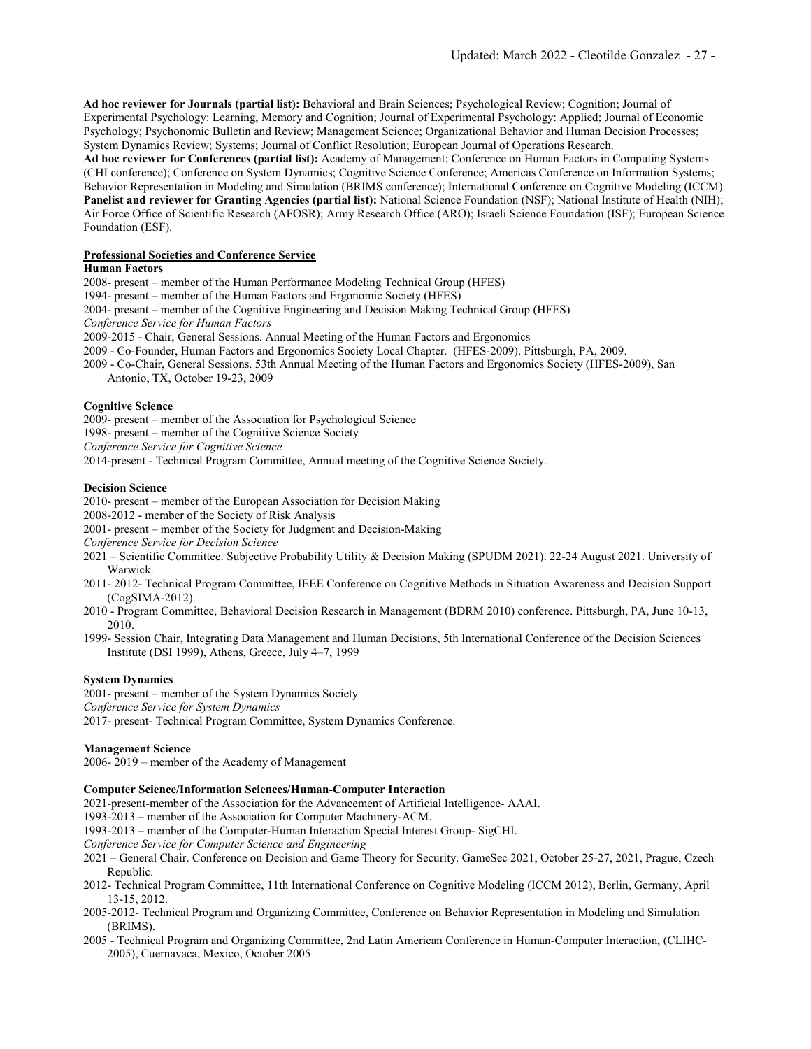**Ad hoc reviewer for Journals (partial list):** Behavioral and Brain Sciences; Psychological Review; Cognition; Journal of Experimental Psychology: Learning, Memory and Cognition; Journal of Experimental Psychology: Applied; Journal of Economic Psychology; Psychonomic Bulletin and Review; Management Science; Organizational Behavior and Human Decision Processes; System Dynamics Review; Systems; Journal of Conflict Resolution; European Journal of Operations Research.
**Ad hoc reviewer for Conferences (partial list):** Academy of Management; Conference on Human Factors in Computing Systems (CHI conference); Conference on System Dynamics; Cognitive Science Conference; Americas Conference on Information Systems; Behavior Representation in Modeling and Simulation (BRIMS conference); International Conference on Cognitive Modeling (ICCM).
**Panelist and reviewer for Granting Agencies (partial list):** National Science Foundation (NSF); National Institute of Health (NIH); Air Force Office of Scientific Research (AFOSR); Army Research Office (ARO); Israeli Science Foundation (ISF); European Science Foundation (ESF).

## Professional Societies and Conference Service

### Human Factors

2008- present – member of the Human Performance Modeling Technical Group (HFES)
1994- present – member of the Human Factors and Ergonomic Society (HFES)
2004- present – member of the Cognitive Engineering and Decision Making Technical Group (HFES)

*Conference Service for Human Factors*

2009-2015 - Chair, General Sessions. Annual Meeting of the Human Factors and Ergonomics
2009 - Co-Founder, Human Factors and Ergonomics Society Local Chapter. (HFES-2009). Pittsburgh, PA, 2009.
2009 - Co-Chair, General Sessions. 53th Annual Meeting of the Human Factors and Ergonomics Society (HFES-2009), San Antonio, TX, October 19-23, 2009

### Cognitive Science

2009- present – member of the Association for Psychological Science
1998- present – member of the Cognitive Science Society

*Conference Service for Cognitive Science*

2014-present - Technical Program Committee, Annual meeting of the Cognitive Science Society.

### Decision Science

2010- present – member of the European Association for Decision Making
2008-2012 - member of the Society of Risk Analysis
2001- present – member of the Society for Judgment and Decision-Making

*Conference Service for Decision Science*

2021 – Scientific Committee. Subjective Probability Utility & Decision Making (SPUDM 2021). 22-24 August 2021. University of Warwick.
2011- 2012- Technical Program Committee, IEEE Conference on Cognitive Methods in Situation Awareness and Decision Support (CogSIMA-2012).
2010 - Program Committee, Behavioral Decision Research in Management (BDRM 2010) conference. Pittsburgh, PA, June 10-13, 2010.
1999- Session Chair, Integrating Data Management and Human Decisions, 5th International Conference of the Decision Sciences Institute (DSI 1999), Athens, Greece, July 4–7, 1999

### System Dynamics

2001- present – member of the System Dynamics Society

*Conference Service for System Dynamics*

2017- present- Technical Program Committee, System Dynamics Conference.

### Management Science

2006- 2019 – member of the Academy of Management

### Computer Science/Information Sciences/Human-Computer Interaction

2021-present-member of the Association for the Advancement of Artificial Intelligence- AAAI.
1993-2013 – member of the Association for Computer Machinery-ACM.
1993-2013 – member of the Computer-Human Interaction Special Interest Group- SigCHI.

*Conference Service for Computer Science and Engineering*

2021 – General Chair. Conference on Decision and Game Theory for Security. GameSec 2021, October 25-27, 2021, Prague, Czech Republic.
2012- Technical Program Committee, 11th International Conference on Cognitive Modeling (ICCM 2012), Berlin, Germany, April 13-15, 2012.
2005-2012- Technical Program and Organizing Committee, Conference on Behavior Representation in Modeling and Simulation (BRIMS).
2005 - Technical Program and Organizing Committee, 2nd Latin American Conference in Human-Computer Interaction, (CLIHC-2005), Cuernavaca, Mexico, October 2005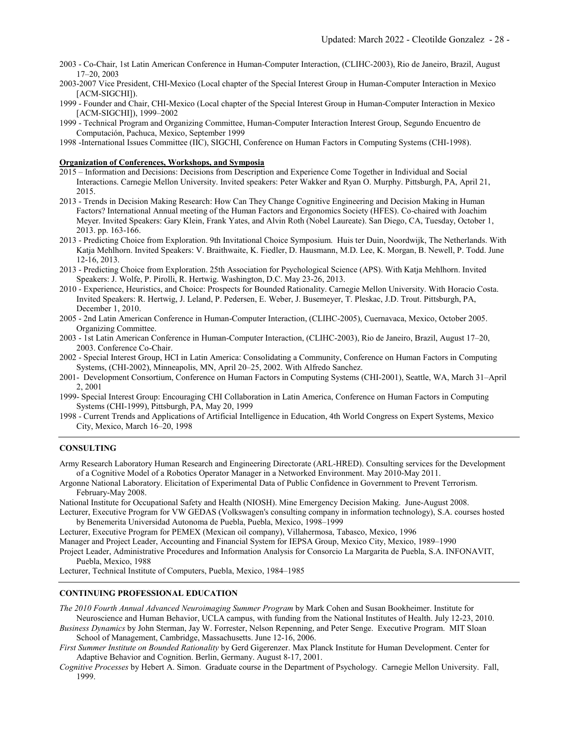2003 - Co-Chair, 1st Latin American Conference in Human-Computer Interaction, (CLIHC-2003), Rio de Janeiro, Brazil, August 17–20, 2003

2003-2007 Vice President, CHI-Mexico (Local chapter of the Special Interest Group in Human-Computer Interaction in Mexico [ACM-SIGCHI]).

1999 - Founder and Chair, CHI-Mexico (Local chapter of the Special Interest Group in Human-Computer Interaction in Mexico [ACM-SIGCHI]), 1999–2002

1999 - Technical Program and Organizing Committee, Human-Computer Interaction Interest Group, Segundo Encuentro de Computación, Pachuca, Mexico, September 1999

1998 -International Issues Committee (IIC), SIGCHI, Conference on Human Factors in Computing Systems (CHI-1998).

**Organization of Conferences, Workshops, and Symposia**

2015 – Information and Decisions: Decisions from Description and Experience Come Together in Individual and Social Interactions. Carnegie Mellon University. Invited speakers: Peter Wakker and Ryan O. Murphy. Pittsburgh, PA, April 21, 2015.

2013 - Trends in Decision Making Research: How Can They Change Cognitive Engineering and Decision Making in Human Factors? International Annual meeting of the Human Factors and Ergonomics Society (HFES). Co-chaired with Joachim Meyer. Invited Speakers: Gary Klein, Frank Yates, and Alvin Roth (Nobel Laureate). San Diego, CA, Tuesday, October 1, 2013. pp. 163-166.

2013 - Predicting Choice from Exploration. 9th Invitational Choice Symposium. Huis ter Duin, Noordwijk, The Netherlands. With Katja Mehlhorn. Invited Speakers: V. Braithwaite, K. Fiedler, D. Hausmann, M.D. Lee, K. Morgan, B. Newell, P. Todd. June 12-16, 2013.

2013 - Predicting Choice from Exploration. 25th Association for Psychological Science (APS). With Katja Mehlhorn. Invited Speakers: J. Wolfe, P. Pirolli, R. Hertwig. Washington, D.C. May 23-26, 2013.

2010 - Experience, Heuristics, and Choice: Prospects for Bounded Rationality. Carnegie Mellon University. With Horacio Costa. Invited Speakers: R. Hertwig, J. Leland, P. Pedersen, E. Weber, J. Busemeyer, T. Pleskac, J.D. Trout. Pittsburgh, PA, December 1, 2010.

2005 - 2nd Latin American Conference in Human-Computer Interaction, (CLIHC-2005), Cuernavaca, Mexico, October 2005. Organizing Committee.

2003 - 1st Latin American Conference in Human-Computer Interaction, (CLIHC-2003), Rio de Janeiro, Brazil, August 17–20, 2003. Conference Co-Chair.

2002 - Special Interest Group, HCI in Latin America: Consolidating a Community, Conference on Human Factors in Computing Systems, (CHI-2002), Minneapolis, MN, April 20–25, 2002. With Alfredo Sanchez.

2001- Development Consortium, Conference on Human Factors in Computing Systems (CHI-2001), Seattle, WA, March 31–April 2, 2001

1999- Special Interest Group: Encouraging CHI Collaboration in Latin America, Conference on Human Factors in Computing Systems (CHI-1999), Pittsburgh, PA, May 20, 1999

1998 - Current Trends and Applications of Artificial Intelligence in Education, 4th World Congress on Expert Systems, Mexico City, Mexico, March 16–20, 1998

## CONSULTING

Army Research Laboratory Human Research and Engineering Directorate (ARL-HRED). Consulting services for the Development of a Cognitive Model of a Robotics Operator Manager in a Networked Environment. May 2010-May 2011.

Argonne National Laboratory. Elicitation of Experimental Data of Public Confidence in Government to Prevent Terrorism. February-May 2008.

National Institute for Occupational Safety and Health (NIOSH). Mine Emergency Decision Making. June-August 2008.

Lecturer, Executive Program for VW GEDAS (Volkswagen's consulting company in information technology), S.A. courses hosted by Benemerita Universidad Autonoma de Puebla, Puebla, Mexico, 1998–1999

Lecturer, Executive Program for PEMEX (Mexican oil company), Villahermosa, Tabasco, Mexico, 1996

Manager and Project Leader, Accounting and Financial System for IEPSA Group, Mexico City, Mexico, 1989–1990

Project Leader, Administrative Procedures and Information Analysis for Consorcio La Margarita de Puebla, S.A. INFONAVIT, Puebla, Mexico, 1988

Lecturer, Technical Institute of Computers, Puebla, Mexico, 1984–1985

## CONTINUING PROFESSIONAL EDUCATION

*The 2010 Fourth Annual Advanced Neuroimaging Summer Program* by Mark Cohen and Susan Bookheimer. Institute for Neuroscience and Human Behavior, UCLA campus, with funding from the National Institutes of Health. July 12-23, 2010.

*Business Dynamics* by John Sterman, Jay W. Forrester, Nelson Repenning, and Peter Senge. Executive Program. MIT Sloan School of Management, Cambridge, Massachusetts. June 12-16, 2006.

*First Summer Institute on Bounded Rationality* by Gerd Gigerenzer. Max Planck Institute for Human Development. Center for Adaptive Behavior and Cognition. Berlin, Germany. August 8-17, 2001.

*Cognitive Processes* by Hebert A. Simon. Graduate course in the Department of Psychology. Carnegie Mellon University. Fall, 1999.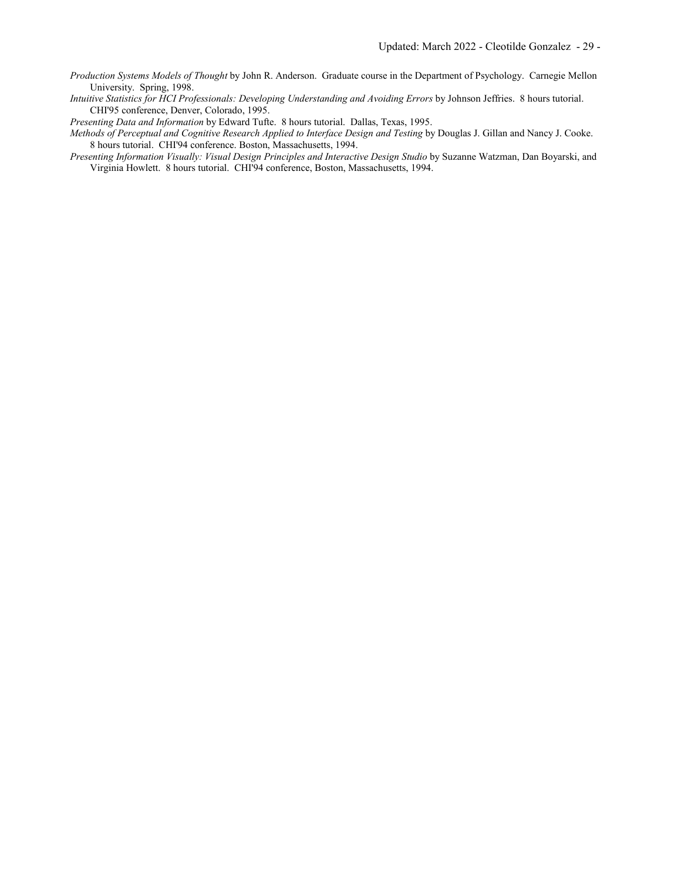*Production Systems Models of Thought* by John R. Anderson. Graduate course in the Department of Psychology. Carnegie Mellon University. Spring, 1998.

*Intuitive Statistics for HCI Professionals: Developing Understanding and Avoiding Errors* by Johnson Jeffries. 8 hours tutorial. CHI'95 conference, Denver, Colorado, 1995.

*Presenting Data and Information* by Edward Tufte. 8 hours tutorial. Dallas, Texas, 1995.

*Methods of Perceptual and Cognitive Research Applied to Interface Design and Testing* by Douglas J. Gillan and Nancy J. Cooke. 8 hours tutorial. CHI'94 conference. Boston, Massachusetts, 1994.

*Presenting Information Visually: Visual Design Principles and Interactive Design Studio* by Suzanne Watzman, Dan Boyarski, and Virginia Howlett. 8 hours tutorial. CHI'94 conference, Boston, Massachusetts, 1994.